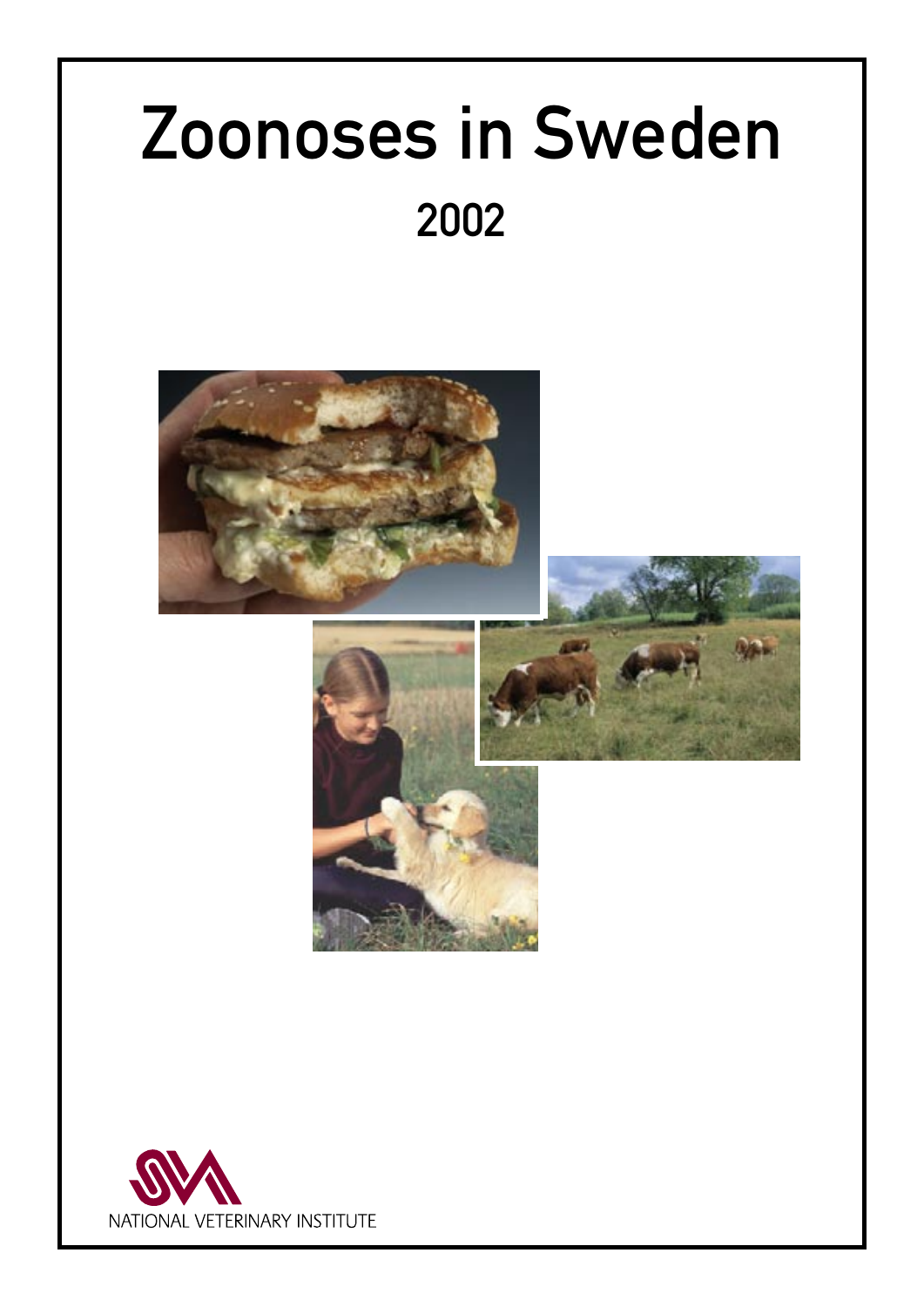# Zoonoses in Sweden

## 2002

NATIONAL VETERINARY INSTITUTE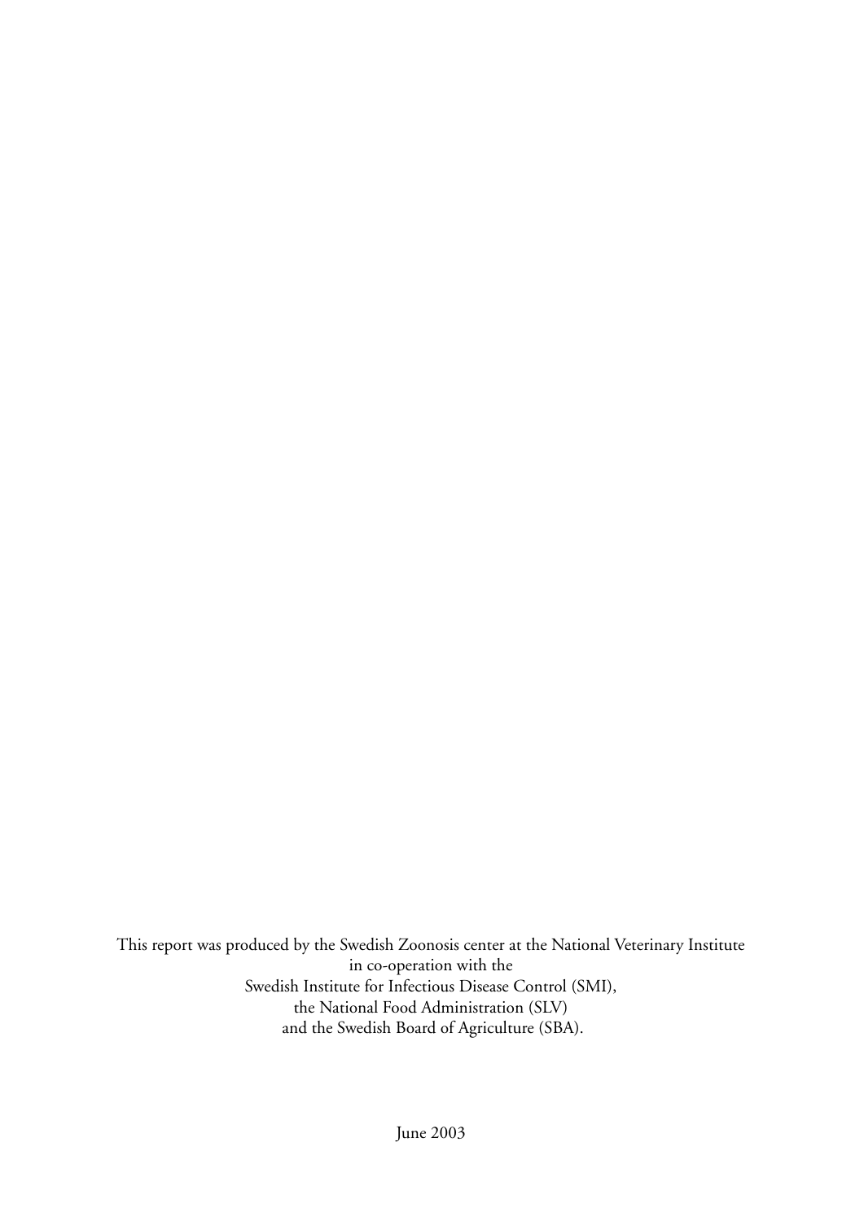This report was produced by the Swedish Zoonosis center at the National Veterinary Institute
in co-operation with the
Swedish Institute for Infectious Disease Control (SMI),
the National Food Administration (SLV)
and the Swedish Board of Agriculture (SBA).

June 2003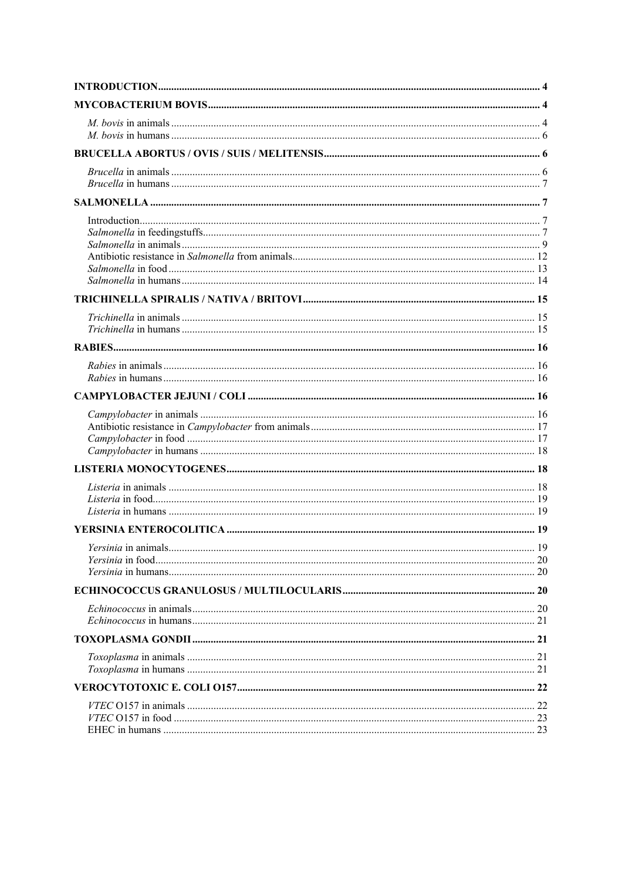**INTRODUCTION** ... 4

**MYCOBACTERIUM BOVIS** ... 4

- *M. bovis* in animals ... 4
- *M. bovis* in humans ... 6

**BRUCELLA ABORTUS / OVIS / SUIS / MELITENSIS** ... 6

- *Brucella* in animals ... 6
- *Brucella* in humans ... 7

**SALMONELLA** ... 7

- Introduction ... 7
- *Salmonella* in feedingstuffs ... 7
- *Salmonella* in animals ... 9
- Antibiotic resistance in *Salmonella* from animals ... 12
- *Salmonella* in food ... 13
- *Salmonella* in humans ... 14

**TRICHINELLA SPIRALIS / NATIVA / BRITOVI** ... 15

- *Trichinella* in animals ... 15
- *Trichinella* in humans ... 15

**RABIES** ... 16

- *Rabies* in animals ... 16
- *Rabies* in humans ... 16

**CAMPYLOBACTER JEJUNI / COLI** ... 16

- *Campylobacter* in animals ... 16
- Antibiotic resistance in *Campylobacter* from animals ... 17
- *Campylobacter* in food ... 17
- *Campylobacter* in humans ... 18

**LISTERIA MONOCYTOGENES** ... 18

- *Listeria* in animals ... 18
- *Listeria* in food ... 19
- *Listeria* in humans ... 19

**YERSINIA ENTEROCOLITICA** ... 19

- *Yersinia* in animals ... 19
- *Yersinia* in food ... 20
- *Yersinia* in humans ... 20

**ECHINOCOCCUS GRANULOSUS / MULTILOCULARIS** ... 20

- *Echinococcus* in animals ... 20
- *Echinococcus* in humans ... 21

**TOXOPLASMA GONDII** ... 21

- *Toxoplasma* in animals ... 21
- *Toxoplasma* in humans ... 21

**VEROCYTOTOXIC E. COLI O157** ... 22

- *VTEC* O157 in animals ... 22
- *VTEC* O157 in food ... 23
- EHEC in humans ... 23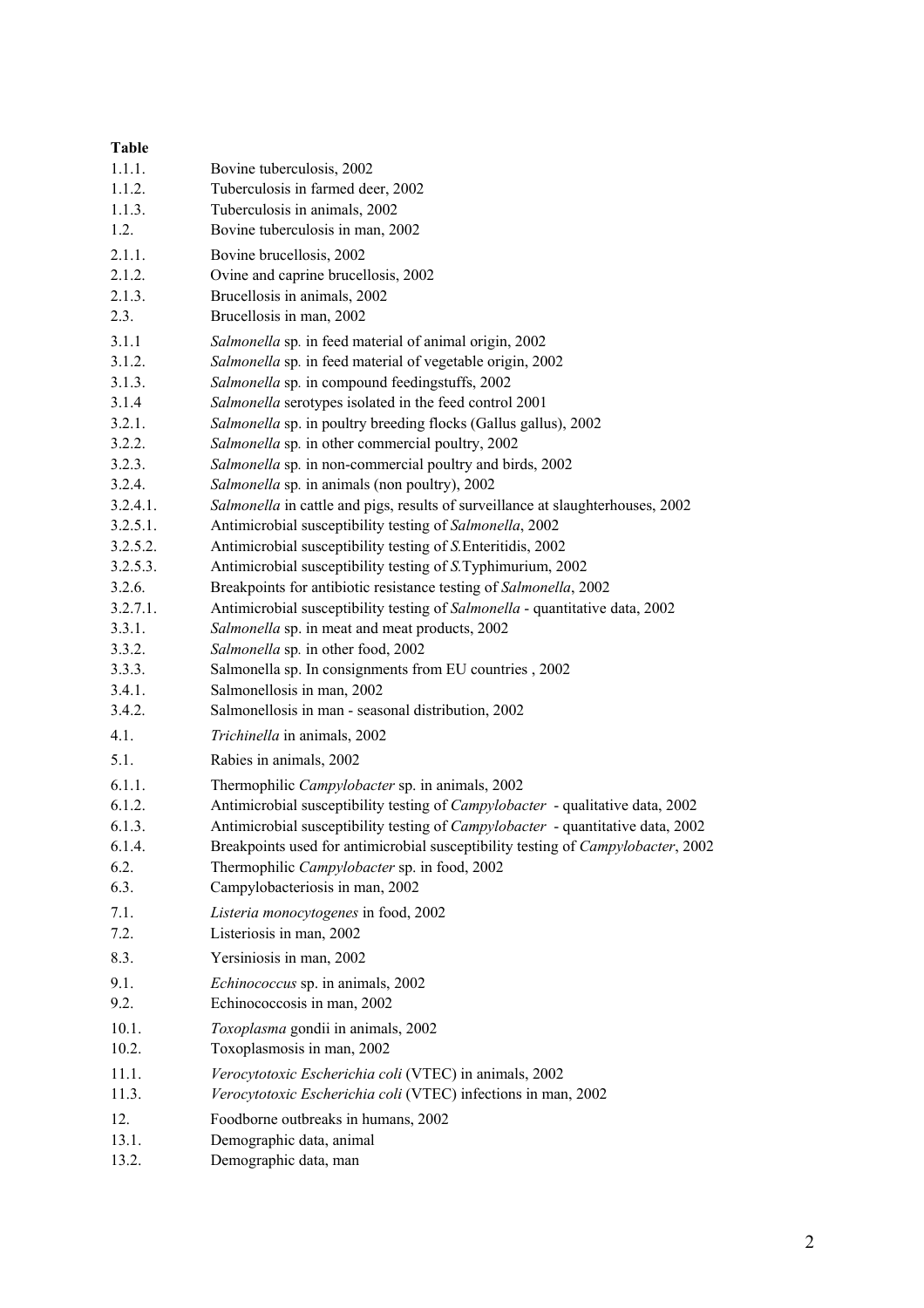**Table**

| | |
|---|---|
| 1.1.1. | Bovine tuberculosis, 2002 |
| 1.1.2. | Tuberculosis in farmed deer, 2002 |
| 1.1.3. | Tuberculosis in animals, 2002 |
| 1.2. | Bovine tuberculosis in man, 2002 |
| 2.1.1. | Bovine brucellosis, 2002 |
| 2.1.2. | Ovine and caprine brucellosis, 2002 |
| 2.1.3. | Brucellosis in animals, 2002 |
| 2.3. | Brucellosis in man, 2002 |
| 3.1.1 | *Salmonella* sp*.* in feed material of animal origin, 2002 |
| 3.1.2. | *Salmonella* sp*.* in feed material of vegetable origin, 2002 |
| 3.1.3. | *Salmonella* sp*.* in compound feedingstuffs, 2002 |
| 3.1.4 | *Salmonella* serotypes isolated in the feed control 2001 |
| 3.2.1. | *Salmonella* sp. in poultry breeding flocks (Gallus gallus), 2002 |
| 3.2.2. | *Salmonella* sp*.* in other commercial poultry, 2002 |
| 3.2.3. | *Salmonella* sp*.* in non-commercial poultry and birds, 2002 |
| 3.2.4. | *Salmonella* sp*.* in animals (non poultry), 2002 |
| 3.2.4.1. | *Salmonella* in cattle and pigs, results of surveillance at slaughterhouses, 2002 |
| 3.2.5.1. | Antimicrobial susceptibility testing of *Salmonella*, 2002 |
| 3.2.5.2. | Antimicrobial susceptibility testing of *S.*Enteritidis, 2002 |
| 3.2.5.3. | Antimicrobial susceptibility testing of *S.*Typhimurium, 2002 |
| 3.2.6. | Breakpoints for antibiotic resistance testing of *Salmonella*, 2002 |
| 3.2.7.1. | Antimicrobial susceptibility testing of *Salmonella* - quantitative data, 2002 |
| 3.3.1. | *Salmonella* sp. in meat and meat products, 2002 |
| 3.3.2. | *Salmonella* sp*.* in other food, 2002 |
| 3.3.3. | Salmonella sp. In consignments from EU countries , 2002 |
| 3.4.1. | Salmonellosis in man, 2002 |
| 3.4.2. | Salmonellosis in man - seasonal distribution, 2002 |
| 4.1. | *Trichinella* in animals, 2002 |
| 5.1. | Rabies in animals, 2002 |
| 6.1.1. | Thermophilic *Campylobacter* sp. in animals, 2002 |
| 6.1.2. | Antimicrobial susceptibility testing of *Campylobacter* - qualitative data, 2002 |
| 6.1.3. | Antimicrobial susceptibility testing of *Campylobacter* - quantitative data, 2002 |
| 6.1.4. | Breakpoints used for antimicrobial susceptibility testing of *Campylobacter*, 2002 |
| 6.2. | Thermophilic *Campylobacter* sp. in food, 2002 |
| 6.3. | Campylobacteriosis in man, 2002 |
| 7.1. | *Listeria monocytogenes* in food, 2002 |
| 7.2. | Listeriosis in man, 2002 |
| 8.3. | Yersiniosis in man, 2002 |
| 9.1. | *Echinococcus* sp. in animals, 2002 |
| 9.2. | Echinococcosis in man, 2002 |
| 10.1. | *Toxoplasma* gondii in animals, 2002 |
| 10.2. | Toxoplasmosis in man, 2002 |
| 11.1. | *Verocytotoxic Escherichia coli* (VTEC) in animals, 2002 |
| 11.3. | *Verocytotoxic Escherichia coli* (VTEC) infections in man, 2002 |
| 12. | Foodborne outbreaks in humans, 2002 |
| 13.1. | Demographic data, animal |
| 13.2. | Demographic data, man |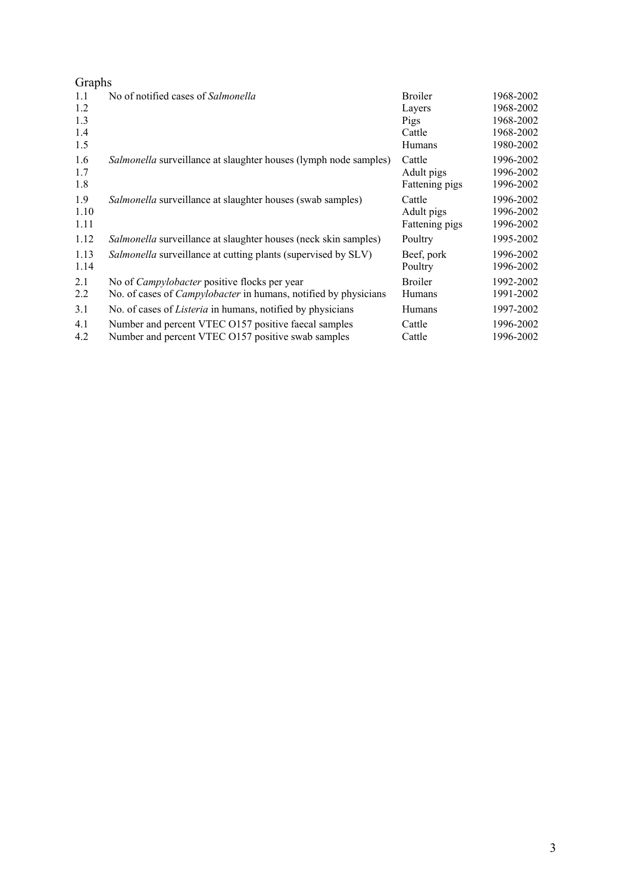## Graphs

| | | | |
|---|---|---|---|
| 1.1 | No of notified cases of *Salmonella* | Broiler | 1968-2002 |
| 1.2 | | Layers | 1968-2002 |
| 1.3 | | Pigs | 1968-2002 |
| 1.4 | | Cattle | 1968-2002 |
| 1.5 | | Humans | 1980-2002 |
| 1.6 | *Salmonella* surveillance at slaughter houses (lymph node samples) | Cattle | 1996-2002 |
| 1.7 | | Adult pigs | 1996-2002 |
| 1.8 | | Fattening pigs | 1996-2002 |
| 1.9 | *Salmonella* surveillance at slaughter houses (swab samples) | Cattle | 1996-2002 |
| 1.10 | | Adult pigs | 1996-2002 |
| 1.11 | | Fattening pigs | 1996-2002 |
| 1.12 | *Salmonella* surveillance at slaughter houses (neck skin samples) | Poultry | 1995-2002 |
| 1.13 | *Salmonella* surveillance at cutting plants (supervised by SLV) | Beef, pork | 1996-2002 |
| 1.14 | | Poultry | 1996-2002 |
| 2.1 | No of *Campylobacter* positive flocks per year | Broiler | 1992-2002 |
| 2.2 | No. of cases of *Campylobacter* in humans, notified by physicians | Humans | 1991-2002 |
| 3.1 | No. of cases of *Listeria* in humans, notified by physicians | Humans | 1997-2002 |
| 4.1 | Number and percent VTEC O157 positive faecal samples | Cattle | 1996-2002 |
| 4.2 | Number and percent VTEC O157 positive swab samples | Cattle | 1996-2002 |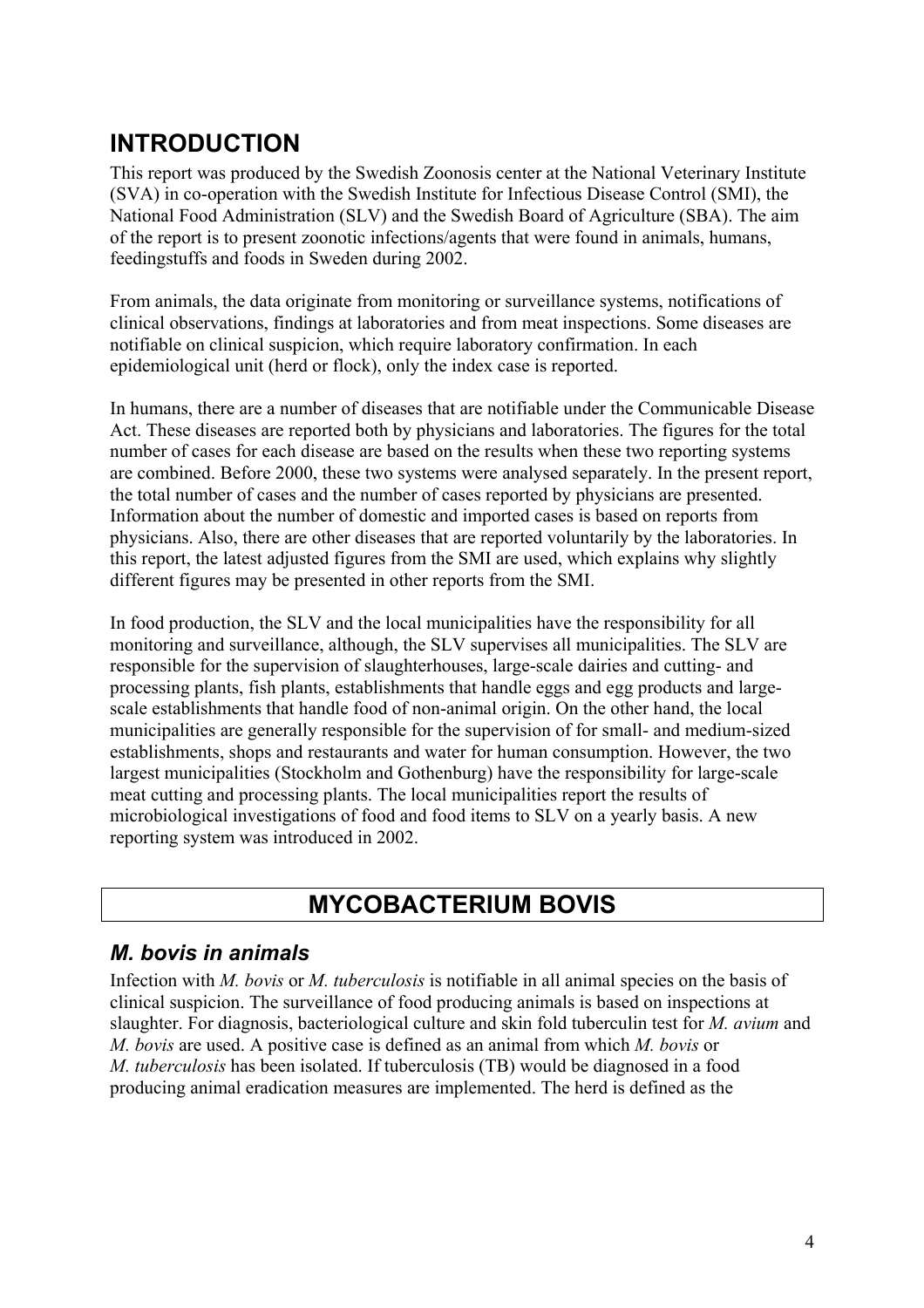# INTRODUCTION

This report was produced by the Swedish Zoonosis center at the National Veterinary Institute (SVA) in co-operation with the Swedish Institute for Infectious Disease Control (SMI), the National Food Administration (SLV) and the Swedish Board of Agriculture (SBA). The aim of the report is to present zoonotic infections/agents that were found in animals, humans, feedingstuffs and foods in Sweden during 2002.

From animals, the data originate from monitoring or surveillance systems, notifications of clinical observations, findings at laboratories and from meat inspections. Some diseases are notifiable on clinical suspicion, which require laboratory confirmation. In each epidemiological unit (herd or flock), only the index case is reported.

In humans, there are a number of diseases that are notifiable under the Communicable Disease Act. These diseases are reported both by physicians and laboratories. The figures for the total number of cases for each disease are based on the results when these two reporting systems are combined. Before 2000, these two systems were analysed separately. In the present report, the total number of cases and the number of cases reported by physicians are presented. Information about the number of domestic and imported cases is based on reports from physicians. Also, there are other diseases that are reported voluntarily by the laboratories. In this report, the latest adjusted figures from the SMI are used, which explains why slightly different figures may be presented in other reports from the SMI.

In food production, the SLV and the local municipalities have the responsibility for all monitoring and surveillance, although, the SLV supervises all municipalities. The SLV are responsible for the supervision of slaughterhouses, large-scale dairies and cutting- and processing plants, fish plants, establishments that handle eggs and egg products and large-scale establishments that handle food of non-animal origin. On the other hand, the local municipalities are generally responsible for the supervision of for small- and medium-sized establishments, shops and restaurants and water for human consumption. However, the two largest municipalities (Stockholm and Gothenburg) have the responsibility for large-scale meat cutting and processing plants. The local municipalities report the results of microbiological investigations of food and food items to SLV on a yearly basis. A new reporting system was introduced in 2002.

# MYCOBACTERIUM BOVIS

## *M. bovis* in animals

Infection with *M. bovis* or *M. tuberculosis* is notifiable in all animal species on the basis of clinical suspicion. The surveillance of food producing animals is based on inspections at slaughter. For diagnosis, bacteriological culture and skin fold tuberculin test for *M. avium* and *M. bovis* are used. A positive case is defined as an animal from which *M. bovis* or *M. tuberculosis* has been isolated. If tuberculosis (TB) would be diagnosed in a food producing animal eradication measures are implemented. The herd is defined as the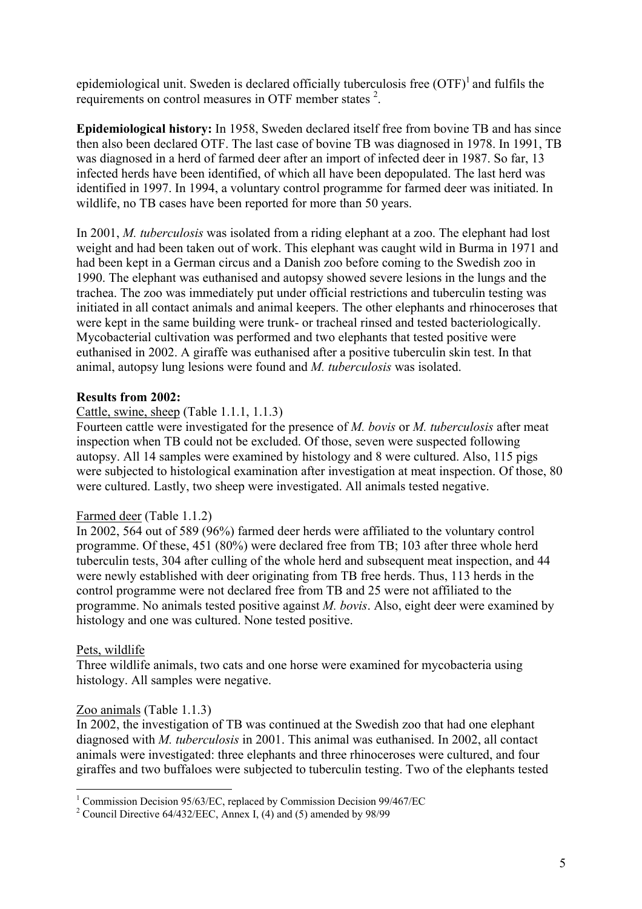epidemiological unit. Sweden is declared officially tuberculosis free (OTF)[1] and fulfils the requirements on control measures in OTF member states [2].

**Epidemiological history:** In 1958, Sweden declared itself free from bovine TB and has since then also been declared OTF. The last case of bovine TB was diagnosed in 1978. In 1991, TB was diagnosed in a herd of farmed deer after an import of infected deer in 1987. So far, 13 infected herds have been identified, of which all have been depopulated. The last herd was identified in 1997. In 1994, a voluntary control programme for farmed deer was initiated. In wildlife, no TB cases have been reported for more than 50 years.

In 2001, *M. tuberculosis* was isolated from a riding elephant at a zoo. The elephant had lost weight and had been taken out of work. This elephant was caught wild in Burma in 1971 and had been kept in a German circus and a Danish zoo before coming to the Swedish zoo in 1990. The elephant was euthanised and autopsy showed severe lesions in the lungs and the trachea. The zoo was immediately put under official restrictions and tuberculin testing was initiated in all contact animals and animal keepers. The other elephants and rhinoceroses that were kept in the same building were trunk- or tracheal rinsed and tested bacteriologically. Mycobacterial cultivation was performed and two elephants that tested positive were euthanised in 2002. A giraffe was euthanised after a positive tuberculin skin test. In that animal, autopsy lung lesions were found and *M. tuberculosis* was isolated.

**Results from 2002:**

Cattle, swine, sheep (Table 1.1.1, 1.1.3)

Fourteen cattle were investigated for the presence of *M. bovis* or *M. tuberculosis* after meat inspection when TB could not be excluded. Of those, seven were suspected following autopsy. All 14 samples were examined by histology and 8 were cultured. Also, 115 pigs were subjected to histological examination after investigation at meat inspection. Of those, 80 were cultured. Lastly, two sheep were investigated. All animals tested negative.

Farmed deer (Table 1.1.2)

In 2002, 564 out of 589 (96%) farmed deer herds were affiliated to the voluntary control programme. Of these, 451 (80%) were declared free from TB; 103 after three whole herd tuberculin tests, 304 after culling of the whole herd and subsequent meat inspection, and 44 were newly established with deer originating from TB free herds. Thus, 113 herds in the control programme were not declared free from TB and 25 were not affiliated to the programme. No animals tested positive against *M. bovis*. Also, eight deer were examined by histology and one was cultured. None tested positive.

Pets, wildlife

Three wildlife animals, two cats and one horse were examined for mycobacteria using histology. All samples were negative.

Zoo animals (Table 1.1.3)

In 2002, the investigation of TB was continued at the Swedish zoo that had one elephant diagnosed with *M. tuberculosis* in 2001. This animal was euthanised. In 2002, all contact animals were investigated: three elephants and three rhinoceroses were cultured, and four giraffes and two buffaloes were subjected to tuberculin testing. Two of the elephants tested

[1] Commission Decision 95/63/EC, replaced by Commission Decision 99/467/EC

[2] Council Directive 64/432/EEC, Annex I, (4) and (5) amended by 98/99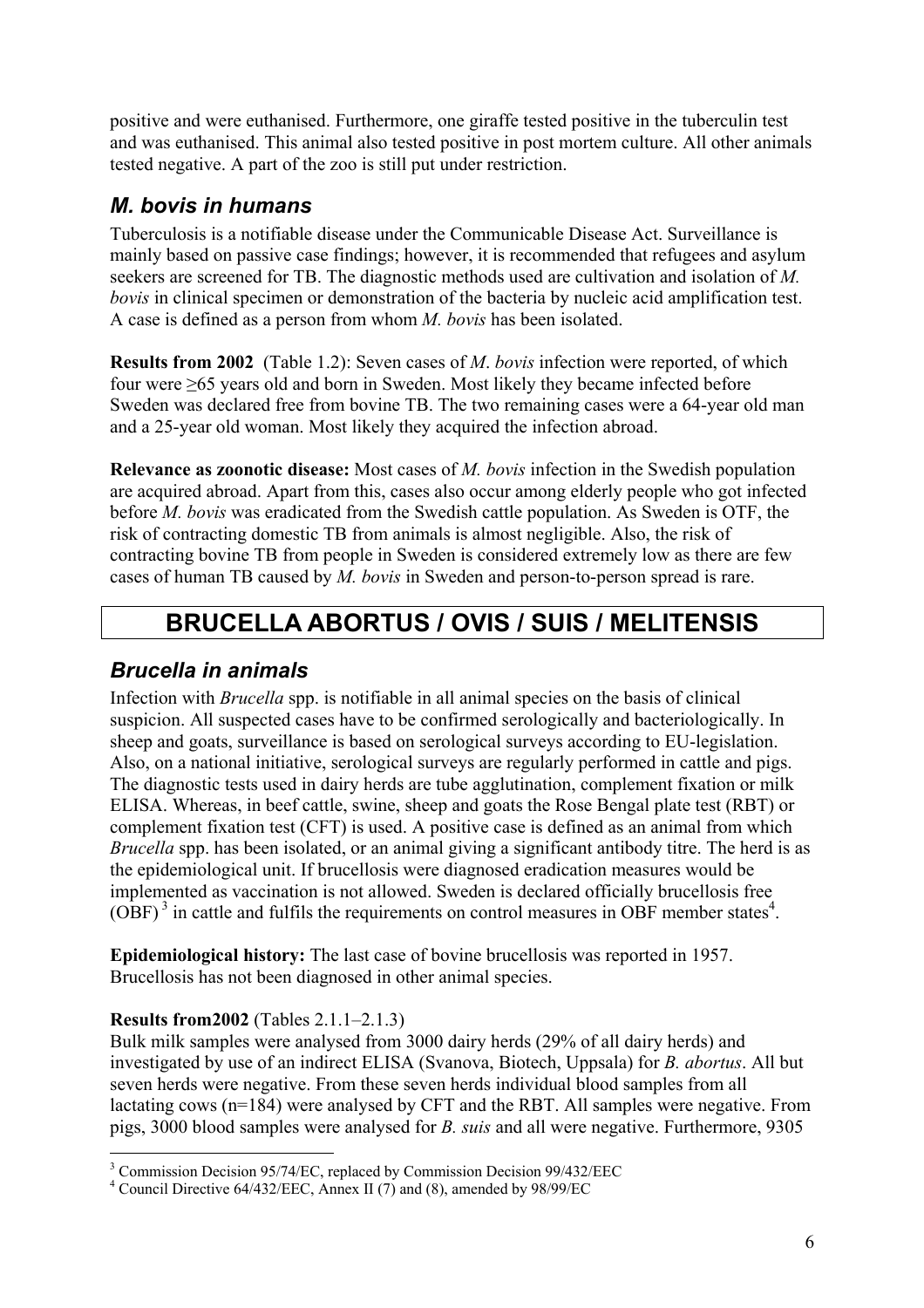positive and were euthanised. Furthermore, one giraffe tested positive in the tuberculin test and was euthanised. This animal also tested positive in post mortem culture. All other animals tested negative. A part of the zoo is still put under restriction.

## *M. bovis in humans*

Tuberculosis is a notifiable disease under the Communicable Disease Act. Surveillance is mainly based on passive case findings; however, it is recommended that refugees and asylum seekers are screened for TB. The diagnostic methods used are cultivation and isolation of *M. bovis* in clinical specimen or demonstration of the bacteria by nucleic acid amplification test. A case is defined as a person from whom *M. bovis* has been isolated.

**Results from 2002** (Table 1.2): Seven cases of *M. bovis* infection were reported, of which four were ≥65 years old and born in Sweden. Most likely they became infected before Sweden was declared free from bovine TB. The two remaining cases were a 64-year old man and a 25-year old woman. Most likely they acquired the infection abroad.

**Relevance as zoonotic disease:** Most cases of *M. bovis* infection in the Swedish population are acquired abroad. Apart from this, cases also occur among elderly people who got infected before *M. bovis* was eradicated from the Swedish cattle population. As Sweden is OTF, the risk of contracting domestic TB from animals is almost negligible. Also, the risk of contracting bovine TB from people in Sweden is considered extremely low as there are few cases of human TB caused by *M. bovis* in Sweden and person-to-person spread is rare.

# BRUCELLA ABORTUS / OVIS / SUIS / MELITENSIS

## *Brucella in animals*

Infection with *Brucella* spp. is notifiable in all animal species on the basis of clinical suspicion. All suspected cases have to be confirmed serologically and bacteriologically. In sheep and goats, surveillance is based on serological surveys according to EU-legislation. Also, on a national initiative, serological surveys are regularly performed in cattle and pigs. The diagnostic tests used in dairy herds are tube agglutination, complement fixation or milk ELISA. Whereas, in beef cattle, swine, sheep and goats the Rose Bengal plate test (RBT) or complement fixation test (CFT) is used. A positive case is defined as an animal from which *Brucella* spp. has been isolated, or an animal giving a significant antibody titre. The herd is as the epidemiological unit. If brucellosis were diagnosed eradication measures would be implemented as vaccination is not allowed. Sweden is declared officially brucellosis free (OBF)[3] in cattle and fulfils the requirements on control measures in OBF member states[4].

**Epidemiological history:** The last case of bovine brucellosis was reported in 1957. Brucellosis has not been diagnosed in other animal species.

**Results from2002** (Tables 2.1.1–2.1.3)
Bulk milk samples were analysed from 3000 dairy herds (29% of all dairy herds) and investigated by use of an indirect ELISA (Svanova, Biotech, Uppsala) for *B. abortus*. All but seven herds were negative. From these seven herds individual blood samples from all lactating cows (n=184) were analysed by CFT and the RBT. All samples were negative. From pigs, 3000 blood samples were analysed for *B. suis* and all were negative. Furthermore, 9305

[3] Commission Decision 95/74/EC, replaced by Commission Decision 99/432/EEC
[4] Council Directive 64/432/EEC, Annex II (7) and (8), amended by 98/99/EC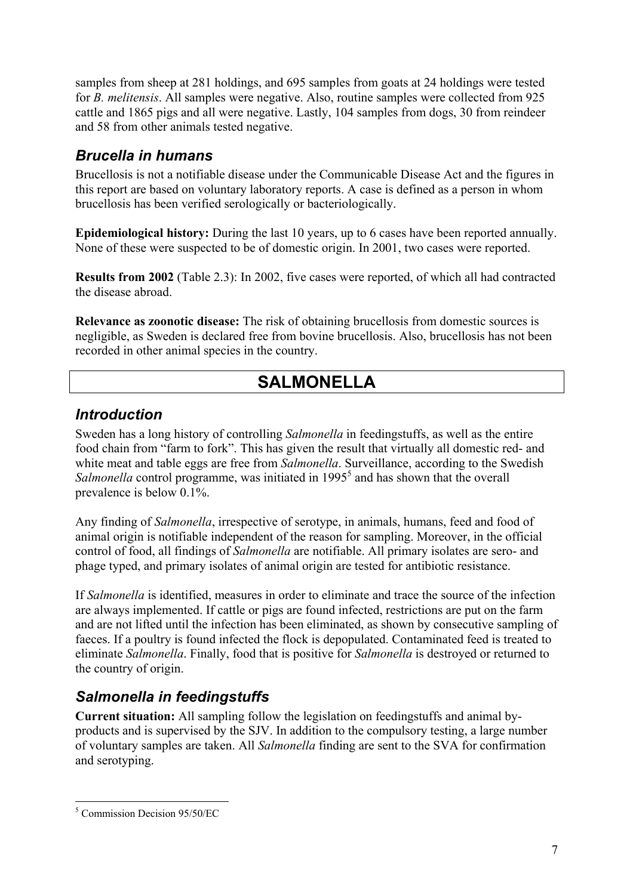samples from sheep at 281 holdings, and 695 samples from goats at 24 holdings were tested for *B. melitensis*. All samples were negative. Also, routine samples were collected from 925 cattle and 1865 pigs and all were negative. Lastly, 104 samples from dogs, 30 from reindeer and 58 from other animals tested negative.

## *Brucella in humans*

Brucellosis is not a notifiable disease under the Communicable Disease Act and the figures in this report are based on voluntary laboratory reports. A case is defined as a person in whom brucellosis has been verified serologically or bacteriologically.

**Epidemiological history:** During the last 10 years, up to 6 cases have been reported annually. None of these were suspected to be of domestic origin. In 2001, two cases were reported.

**Results from 2002** (Table 2.3): In 2002, five cases were reported, of which all had contracted the disease abroad.

**Relevance as zoonotic disease:** The risk of obtaining brucellosis from domestic sources is negligible, as Sweden is declared free from bovine brucellosis. Also, brucellosis has not been recorded in other animal species in the country.

# SALMONELLA

## *Introduction*

Sweden has a long history of controlling *Salmonella* in feedingstuffs, as well as the entire food chain from "farm to fork". This has given the result that virtually all domestic red- and white meat and table eggs are free from *Salmonella*. Surveillance, according to the Swedish *Salmonella* control programme, was initiated in 1995[5] and has shown that the overall prevalence is below 0.1%.

Any finding of *Salmonella*, irrespective of serotype, in animals, humans, feed and food of animal origin is notifiable independent of the reason for sampling. Moreover, in the official control of food, all findings of *Salmonella* are notifiable. All primary isolates are sero- and phage typed, and primary isolates of animal origin are tested for antibiotic resistance.

If *Salmonella* is identified, measures in order to eliminate and trace the source of the infection are always implemented. If cattle or pigs are found infected, restrictions are put on the farm and are not lifted until the infection has been eliminated, as shown by consecutive sampling of faeces. If a poultry is found infected the flock is depopulated. Contaminated feed is treated to eliminate *Salmonella*. Finally, food that is positive for *Salmonella* is destroyed or returned to the country of origin.

## *Salmonella in feedingstuffs*

**Current situation:** All sampling follow the legislation on feedingstuffs and animal by-products and is supervised by the SJV. In addition to the compulsory testing, a large number of voluntary samples are taken. All *Salmonella* finding are sent to the SVA for confirmation and serotyping.

---

[5] Commission Decision 95/50/EC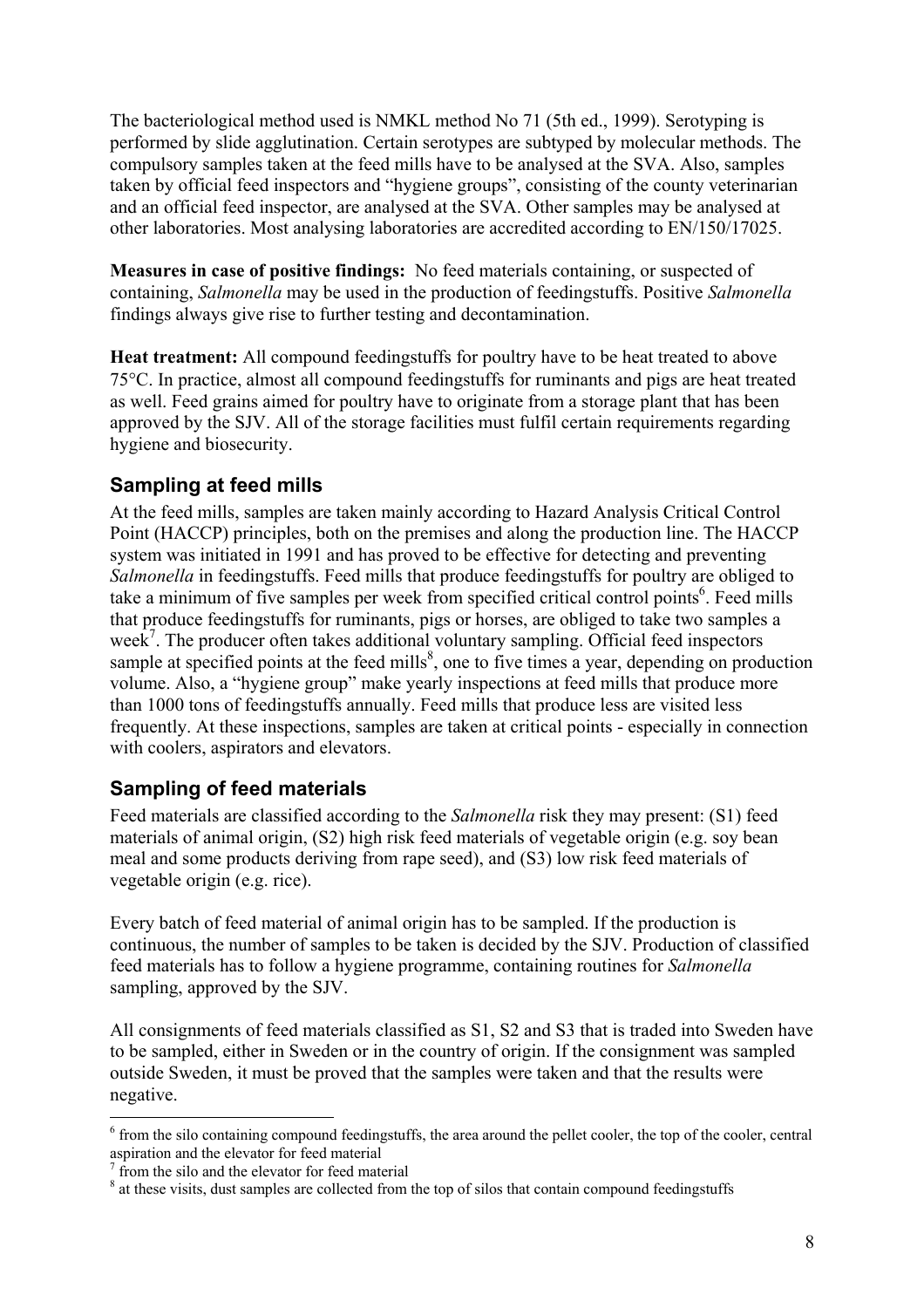The bacteriological method used is NMKL method No 71 (5th ed., 1999). Serotyping is performed by slide agglutination. Certain serotypes are subtyped by molecular methods. The compulsory samples taken at the feed mills have to be analysed at the SVA. Also, samples taken by official feed inspectors and "hygiene groups", consisting of the county veterinarian and an official feed inspector, are analysed at the SVA. Other samples may be analysed at other laboratories. Most analysing laboratories are accredited according to EN/150/17025.

**Measures in case of positive findings:** No feed materials containing, or suspected of containing, *Salmonella* may be used in the production of feedingstuffs. Positive *Salmonella* findings always give rise to further testing and decontamination.

**Heat treatment:** All compound feedingstuffs for poultry have to be heat treated to above 75°C. In practice, almost all compound feedingstuffs for ruminants and pigs are heat treated as well. Feed grains aimed for poultry have to originate from a storage plant that has been approved by the SJV. All of the storage facilities must fulfil certain requirements regarding hygiene and biosecurity.

## Sampling at feed mills

At the feed mills, samples are taken mainly according to Hazard Analysis Critical Control Point (HACCP) principles, both on the premises and along the production line. The HACCP system was initiated in 1991 and has proved to be effective for detecting and preventing *Salmonella* in feedingstuffs. Feed mills that produce feedingstuffs for poultry are obliged to take a minimum of five samples per week from specified critical control points[6]. Feed mills that produce feedingstuffs for ruminants, pigs or horses, are obliged to take two samples a week[7]. The producer often takes additional voluntary sampling. Official feed inspectors sample at specified points at the feed mills[8], one to five times a year, depending on production volume. Also, a "hygiene group" make yearly inspections at feed mills that produce more than 1000 tons of feedingstuffs annually. Feed mills that produce less are visited less frequently. At these inspections, samples are taken at critical points - especially in connection with coolers, aspirators and elevators.

## Sampling of feed materials

Feed materials are classified according to the *Salmonella* risk they may present: (S1) feed materials of animal origin, (S2) high risk feed materials of vegetable origin (e.g. soy bean meal and some products deriving from rape seed), and (S3) low risk feed materials of vegetable origin (e.g. rice).

Every batch of feed material of animal origin has to be sampled. If the production is continuous, the number of samples to be taken is decided by the SJV. Production of classified feed materials has to follow a hygiene programme, containing routines for *Salmonella* sampling, approved by the SJV.

All consignments of feed materials classified as S1, S2 and S3 that is traded into Sweden have to be sampled, either in Sweden or in the country of origin. If the consignment was sampled outside Sweden, it must be proved that the samples were taken and that the results were negative.

---

[6] from the silo containing compound feedingstuffs, the area around the pellet cooler, the top of the cooler, central aspiration and the elevator for feed material

[7] from the silo and the elevator for feed material

[8] at these visits, dust samples are collected from the top of silos that contain compound feedingstuffs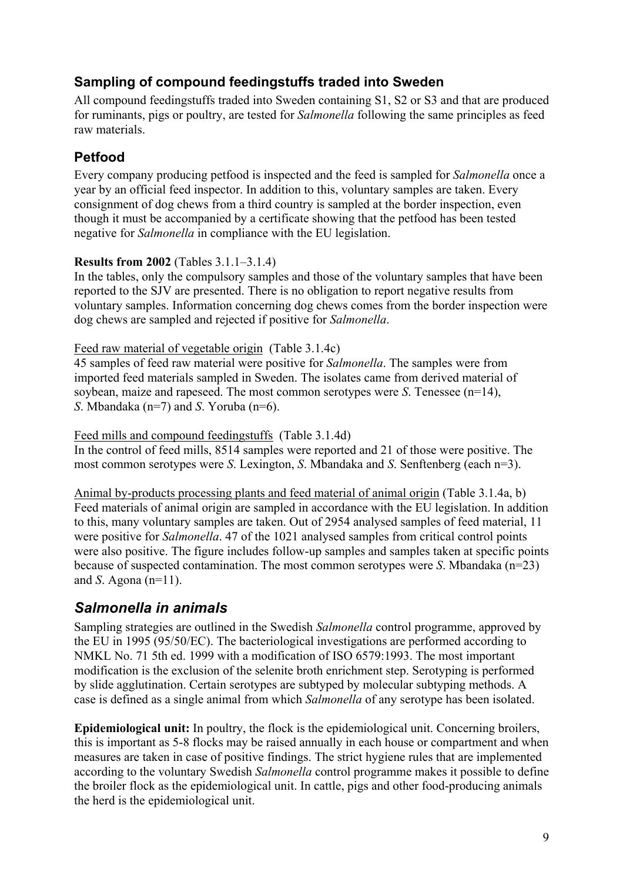### Sampling of compound feedingstuffs traded into Sweden

All compound feedingstuffs traded into Sweden containing S1, S2 or S3 and that are produced for ruminants, pigs or poultry, are tested for *Salmonella* following the same principles as feed raw materials.

### Petfood

Every company producing petfood is inspected and the feed is sampled for *Salmonella* once a year by an official feed inspector. In addition to this, voluntary samples are taken. Every consignment of dog chews from a third country is sampled at the border inspection, even though it must be accompanied by a certificate showing that the petfood has been tested negative for *Salmonella* in compliance with the EU legislation.

**Results from 2002** (Tables 3.1.1–3.1.4)

In the tables, only the compulsory samples and those of the voluntary samples that have been reported to the SJV are presented. There is no obligation to report negative results from voluntary samples. Information concerning dog chews comes from the border inspection were dog chews are sampled and rejected if positive for *Salmonella*.

Feed raw material of vegetable origin (Table 3.1.4c)

45 samples of feed raw material were positive for *Salmonella*. The samples were from imported feed materials sampled in Sweden. The isolates came from derived material of soybean, maize and rapeseed. The most common serotypes were *S*. Tenessee (n=14), *S*. Mbandaka (n=7) and *S*. Yoruba (n=6).

Feed mills and compound feedingstuffs (Table 3.1.4d)

In the control of feed mills, 8514 samples were reported and 21 of those were positive. The most common serotypes were *S*. Lexington, *S*. Mbandaka and *S*. Senftenberg (each n=3).

Animal by-products processing plants and feed material of animal origin (Table 3.1.4a, b)

Feed materials of animal origin are sampled in accordance with the EU legislation. In addition to this, many voluntary samples are taken. Out of 2954 analysed samples of feed material, 11 were positive for *Salmonella*. 47 of the 1021 analysed samples from critical control points were also positive. The figure includes follow-up samples and samples taken at specific points because of suspected contamination. The most common serotypes were *S*. Mbandaka (n=23) and *S*. Agona (n=11).

## *Salmonella in animals*

Sampling strategies are outlined in the Swedish *Salmonella* control programme, approved by the EU in 1995 (95/50/EC). The bacteriological investigations are performed according to NMKL No. 71 5th ed. 1999 with a modification of ISO 6579:1993. The most important modification is the exclusion of the selenite broth enrichment step. Serotyping is performed by slide agglutination. Certain serotypes are subtyped by molecular subtyping methods. A case is defined as a single animal from which *Salmonella* of any serotype has been isolated.

**Epidemiological unit:** In poultry, the flock is the epidemiological unit. Concerning broilers, this is important as 5-8 flocks may be raised annually in each house or compartment and when measures are taken in case of positive findings. The strict hygiene rules that are implemented according to the voluntary Swedish *Salmonella* control programme makes it possible to define the broiler flock as the epidemiological unit. In cattle, pigs and other food-producing animals the herd is the epidemiological unit.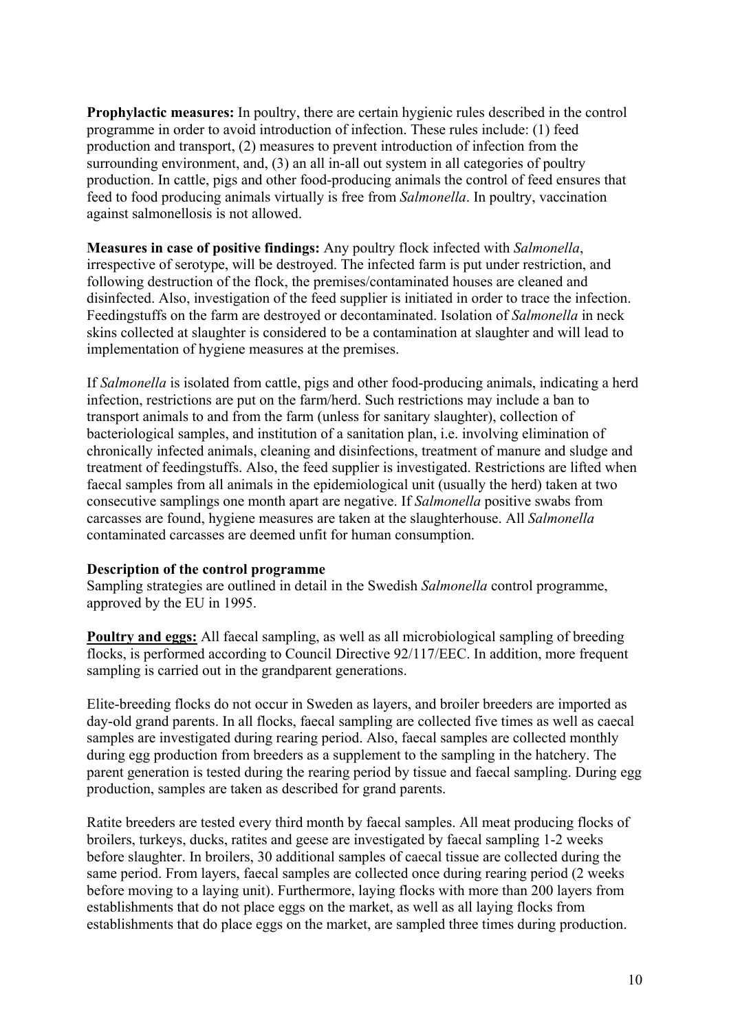**Prophylactic measures:** In poultry, there are certain hygienic rules described in the control programme in order to avoid introduction of infection. These rules include: (1) feed production and transport, (2) measures to prevent introduction of infection from the surrounding environment, and, (3) an all in-all out system in all categories of poultry production. In cattle, pigs and other food-producing animals the control of feed ensures that feed to food producing animals virtually is free from *Salmonella*. In poultry, vaccination against salmonellosis is not allowed.

**Measures in case of positive findings:** Any poultry flock infected with *Salmonella*, irrespective of serotype, will be destroyed. The infected farm is put under restriction, and following destruction of the flock, the premises/contaminated houses are cleaned and disinfected. Also, investigation of the feed supplier is initiated in order to trace the infection. Feedingstuffs on the farm are destroyed or decontaminated. Isolation of *Salmonella* in neck skins collected at slaughter is considered to be a contamination at slaughter and will lead to implementation of hygiene measures at the premises.

If *Salmonella* is isolated from cattle, pigs and other food-producing animals, indicating a herd infection, restrictions are put on the farm/herd. Such restrictions may include a ban to transport animals to and from the farm (unless for sanitary slaughter), collection of bacteriological samples, and institution of a sanitation plan, i.e. involving elimination of chronically infected animals, cleaning and disinfections, treatment of manure and sludge and treatment of feedingstuffs. Also, the feed supplier is investigated. Restrictions are lifted when faecal samples from all animals in the epidemiological unit (usually the herd) taken at two consecutive samplings one month apart are negative. If *Salmonella* positive swabs from carcasses are found, hygiene measures are taken at the slaughterhouse. All *Salmonella* contaminated carcasses are deemed unfit for human consumption.

**Description of the control programme**

Sampling strategies are outlined in detail in the Swedish *Salmonella* control programme, approved by the EU in 1995.

**Poultry and eggs:** All faecal sampling, as well as all microbiological sampling of breeding flocks, is performed according to Council Directive 92/117/EEC. In addition, more frequent sampling is carried out in the grandparent generations.

Elite-breeding flocks do not occur in Sweden as layers, and broiler breeders are imported as day-old grand parents. In all flocks, faecal sampling are collected five times as well as caecal samples are investigated during rearing period. Also, faecal samples are collected monthly during egg production from breeders as a supplement to the sampling in the hatchery. The parent generation is tested during the rearing period by tissue and faecal sampling. During egg production, samples are taken as described for grand parents.

Ratite breeders are tested every third month by faecal samples. All meat producing flocks of broilers, turkeys, ducks, ratites and geese are investigated by faecal sampling 1-2 weeks before slaughter. In broilers, 30 additional samples of caecal tissue are collected during the same period. From layers, faecal samples are collected once during rearing period (2 weeks before moving to a laying unit). Furthermore, laying flocks with more than 200 layers from establishments that do not place eggs on the market, as well as all laying flocks from establishments that do place eggs on the market, are sampled three times during production.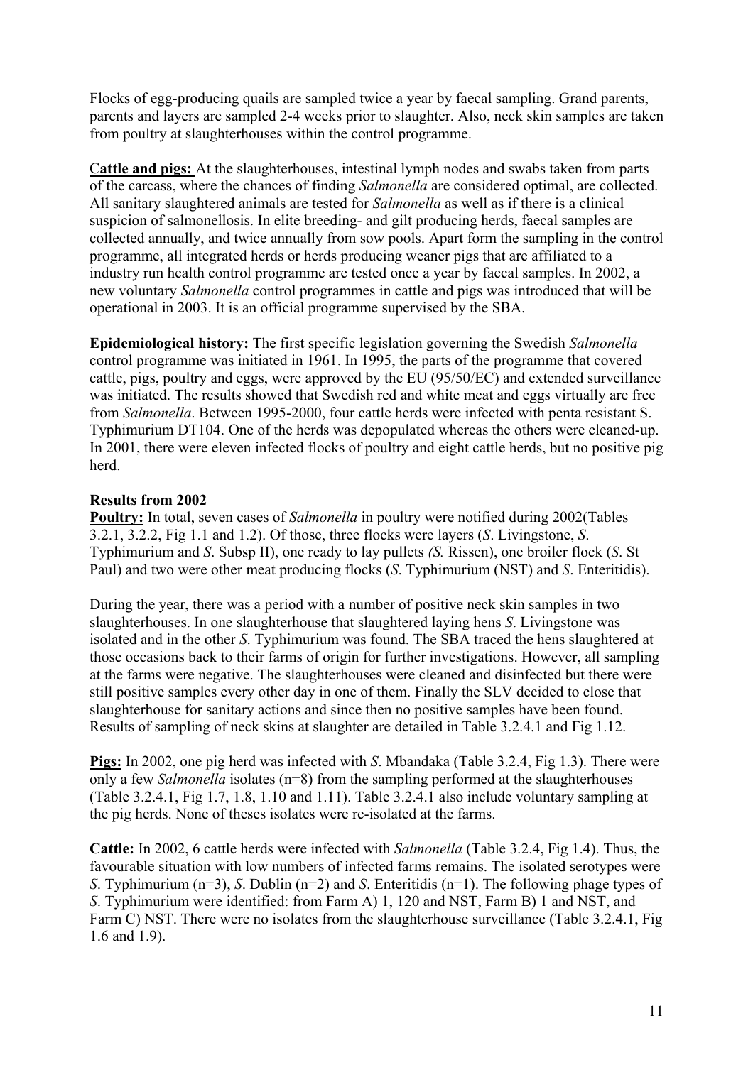Flocks of egg-producing quails are sampled twice a year by faecal sampling. Grand parents, parents and layers are sampled 2-4 weeks prior to slaughter. Also, neck skin samples are taken from poultry at slaughterhouses within the control programme.

**Cattle and pigs:** At the slaughterhouses, intestinal lymph nodes and swabs taken from parts of the carcass, where the chances of finding *Salmonella* are considered optimal, are collected. All sanitary slaughtered animals are tested for *Salmonella* as well as if there is a clinical suspicion of salmonellosis. In elite breeding- and gilt producing herds, faecal samples are collected annually, and twice annually from sow pools. Apart form the sampling in the control programme, all integrated herds or herds producing weaner pigs that are affiliated to a industry run health control programme are tested once a year by faecal samples. In 2002, a new voluntary *Salmonella* control programmes in cattle and pigs was introduced that will be operational in 2003. It is an official programme supervised by the SBA.

**Epidemiological history:** The first specific legislation governing the Swedish *Salmonella* control programme was initiated in 1961. In 1995, the parts of the programme that covered cattle, pigs, poultry and eggs, were approved by the EU (95/50/EC) and extended surveillance was initiated. The results showed that Swedish red and white meat and eggs virtually are free from *Salmonella*. Between 1995-2000, four cattle herds were infected with penta resistant S. Typhimurium DT104. One of the herds was depopulated whereas the others were cleaned-up. In 2001, there were eleven infected flocks of poultry and eight cattle herds, but no positive pig herd.

**Results from 2002**

**Poultry:** In total, seven cases of *Salmonella* in poultry were notified during 2002(Tables 3.2.1, 3.2.2, Fig 1.1 and 1.2). Of those, three flocks were layers (*S*. Livingstone, *S*. Typhimurium and *S*. Subsp II), one ready to lay pullets *(S.* Rissen), one broiler flock (*S*. St Paul) and two were other meat producing flocks (*S*. Typhimurium (NST) and *S*. Enteritidis).

During the year, there was a period with a number of positive neck skin samples in two slaughterhouses. In one slaughterhouse that slaughtered laying hens *S*. Livingstone was isolated and in the other *S*. Typhimurium was found. The SBA traced the hens slaughtered at those occasions back to their farms of origin for further investigations. However, all sampling at the farms were negative. The slaughterhouses were cleaned and disinfected but there were still positive samples every other day in one of them. Finally the SLV decided to close that slaughterhouse for sanitary actions and since then no positive samples have been found. Results of sampling of neck skins at slaughter are detailed in Table 3.2.4.1 and Fig 1.12.

**Pigs:** In 2002, one pig herd was infected with *S*. Mbandaka (Table 3.2.4, Fig 1.3). There were only a few *Salmonella* isolates (n=8) from the sampling performed at the slaughterhouses (Table 3.2.4.1, Fig 1.7, 1.8, 1.10 and 1.11). Table 3.2.4.1 also include voluntary sampling at the pig herds. None of theses isolates were re-isolated at the farms.

**Cattle:** In 2002, 6 cattle herds were infected with *Salmonella* (Table 3.2.4, Fig 1.4). Thus, the favourable situation with low numbers of infected farms remains. The isolated serotypes were *S*. Typhimurium (n=3), *S*. Dublin (n=2) and *S*. Enteritidis (n=1). The following phage types of *S*. Typhimurium were identified: from Farm A) 1, 120 and NST, Farm B) 1 and NST, and Farm C) NST. There were no isolates from the slaughterhouse surveillance (Table 3.2.4.1, Fig 1.6 and 1.9).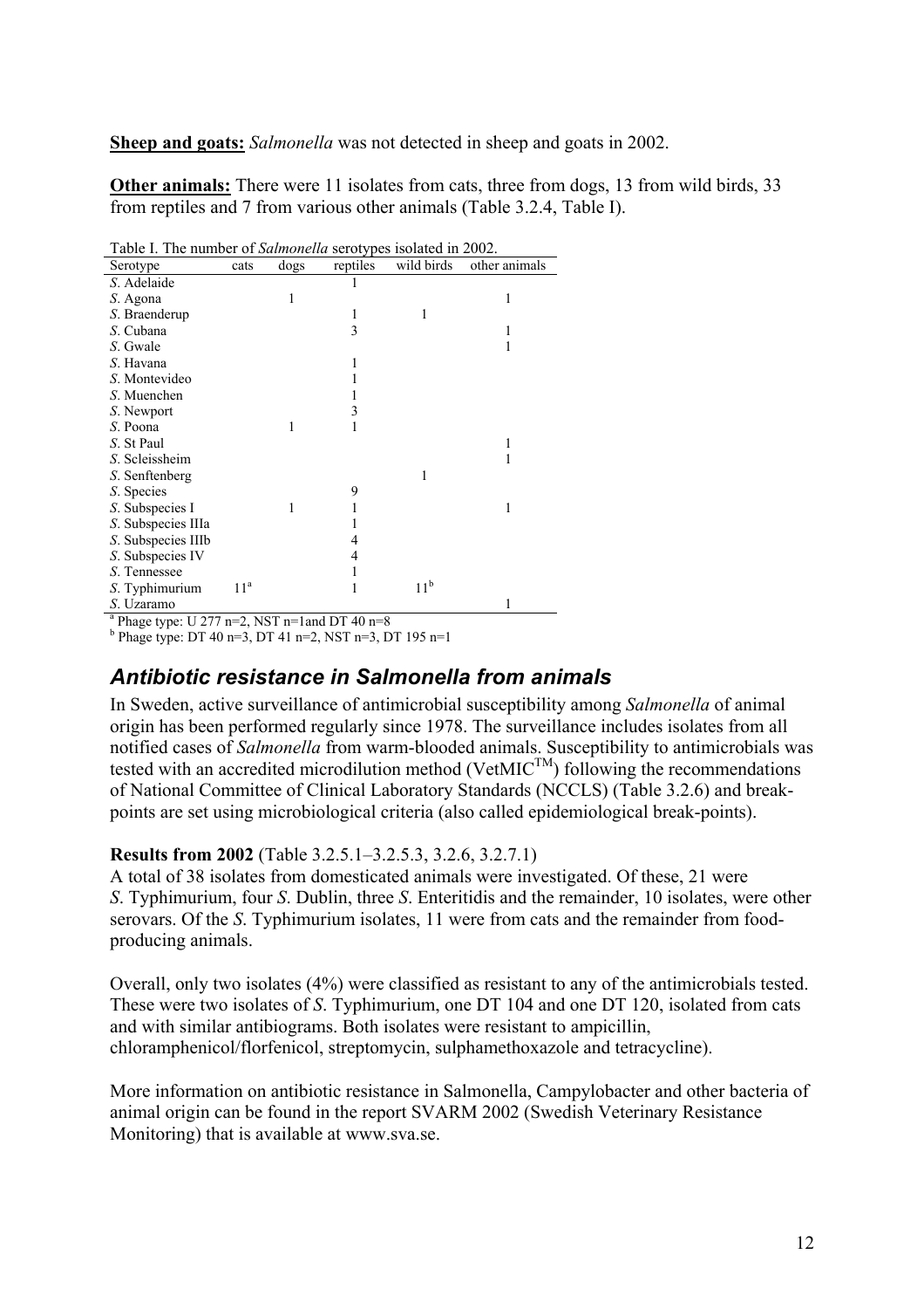**Sheep and goats:** *Salmonella* was not detected in sheep and goats in 2002.

**Other animals:** There were 11 isolates from cats, three from dogs, 13 from wild birds, 33 from reptiles and 7 from various other animals (Table 3.2.4, Table I).

Table I. The number of *Salmonella* serotypes isolated in 2002.

| Serotype | cats | dogs | reptiles | wild birds | other animals |
|---|---|---|---|---|---|
| *S.* Adelaide | | | 1 | | |
| *S.* Agona | | 1 | | | 1 |
| *S.* Braenderup | | | 1 | 1 | |
| *S.* Cubana | | | 3 | | 1 |
| *S.* Gwale | | | | | 1 |
| *S.* Havana | | | 1 | | |
| *S.* Montevideo | | | 1 | | |
| *S.* Muenchen | | | 1 | | |
| *S.* Newport | | | 3 | | |
| *S.* Poona | | 1 | 1 | | |
| *S.* St Paul | | | | | 1 |
| *S.* Scleissheim | | | | | 1 |
| *S.* Senftenberg | | | | 1 | |
| *S.* Species | | | 9 | | |
| *S.* Subspecies I | | 1 | 1 | | 1 |
| *S.* Subspecies IIIa | | | 1 | | |
| *S.* Subspecies IIIb | | | 4 | | |
| *S.* Subspecies IV | | | 4 | | |
| *S.* Tennessee | | | 1 | | |
| *S.* Typhimurium | 11[a] | | 1 | 11[b] | |
| *S.* Uzaramo | | | | | 1 |

[a] Phage type: U 277 n=2, NST n=1and DT 40 n=8
[b] Phage type: DT 40 n=3, DT 41 n=2, NST n=3, DT 195 n=1

## *Antibiotic resistance in Salmonella from animals*

In Sweden, active surveillance of antimicrobial susceptibility among *Salmonella* of animal origin has been performed regularly since 1978. The surveillance includes isolates from all notified cases of *Salmonella* from warm-blooded animals. Susceptibility to antimicrobials was tested with an accredited microdilution method (VetMIC$^{TM}$) following the recommendations of National Committee of Clinical Laboratory Standards (NCCLS) (Table 3.2.6) and break-points are set using microbiological criteria (also called epidemiological break-points).

**Results from 2002** (Table 3.2.5.1–3.2.5.3, 3.2.6, 3.2.7.1)
A total of 38 isolates from domesticated animals were investigated. Of these, 21 were *S*. Typhimurium, four *S*. Dublin, three *S*. Enteritidis and the remainder, 10 isolates, were other serovars. Of the *S*. Typhimurium isolates, 11 were from cats and the remainder from food-producing animals.

Overall, only two isolates (4%) were classified as resistant to any of the antimicrobials tested. These were two isolates of *S*. Typhimurium, one DT 104 and one DT 120, isolated from cats and with similar antibiograms. Both isolates were resistant to ampicillin, chloramphenicol/florfenicol, streptomycin, sulphamethoxazole and tetracycline).

More information on antibiotic resistance in Salmonella, Campylobacter and other bacteria of animal origin can be found in the report SVARM 2002 (Swedish Veterinary Resistance Monitoring) that is available at www.sva.se.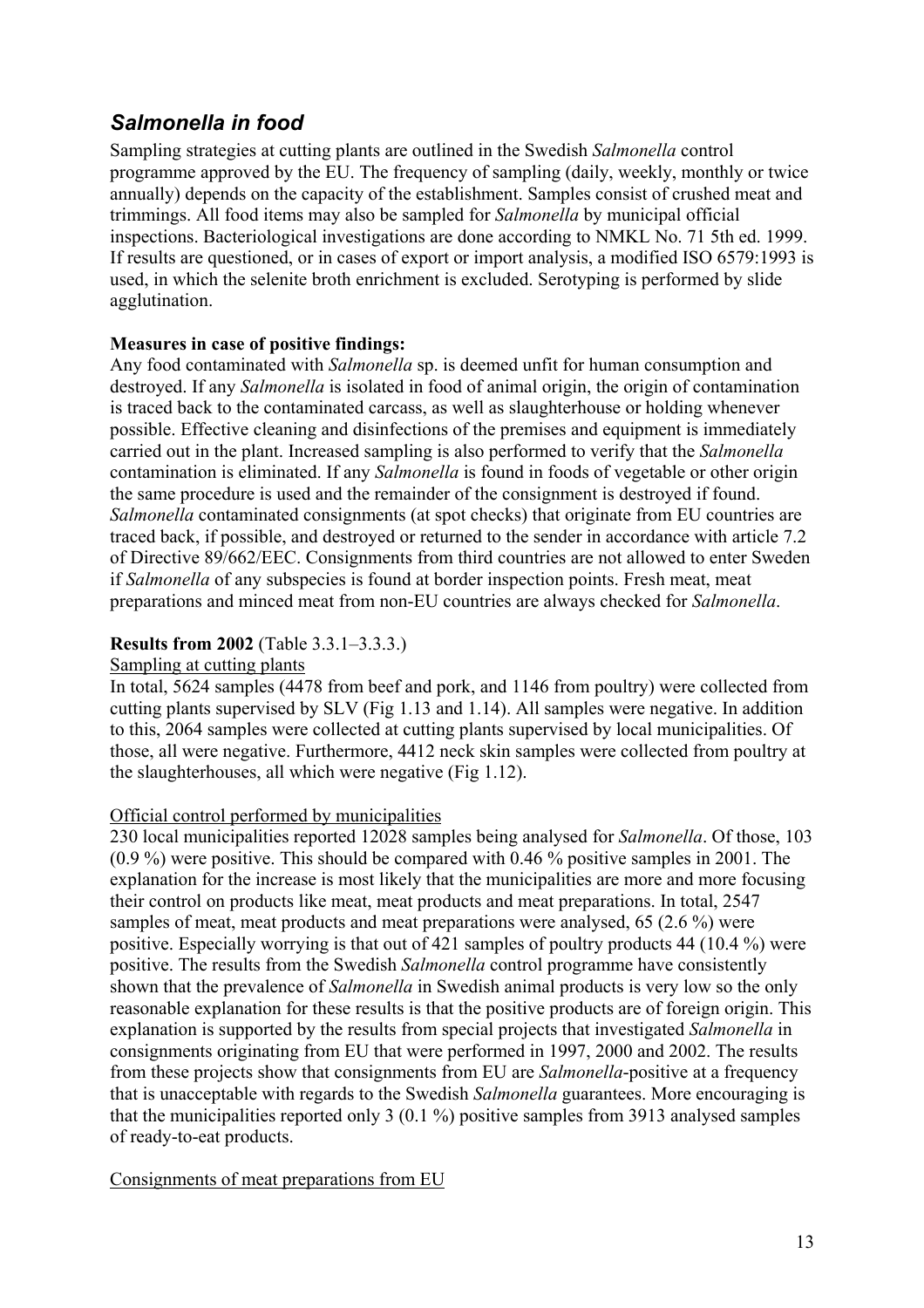## *Salmonella in food*

Sampling strategies at cutting plants are outlined in the Swedish *Salmonella* control programme approved by the EU. The frequency of sampling (daily, weekly, monthly or twice annually) depends on the capacity of the establishment. Samples consist of crushed meat and trimmings. All food items may also be sampled for *Salmonella* by municipal official inspections. Bacteriological investigations are done according to NMKL No. 71 5th ed. 1999. If results are questioned, or in cases of export or import analysis, a modified ISO 6579:1993 is used, in which the selenite broth enrichment is excluded. Serotyping is performed by slide agglutination.

**Measures in case of positive findings:**

Any food contaminated with *Salmonella* sp. is deemed unfit for human consumption and destroyed. If any *Salmonella* is isolated in food of animal origin, the origin of contamination is traced back to the contaminated carcass, as well as slaughterhouse or holding whenever possible. Effective cleaning and disinfections of the premises and equipment is immediately carried out in the plant. Increased sampling is also performed to verify that the *Salmonella* contamination is eliminated. If any *Salmonella* is found in foods of vegetable or other origin the same procedure is used and the remainder of the consignment is destroyed if found. *Salmonella* contaminated consignments (at spot checks) that originate from EU countries are traced back, if possible, and destroyed or returned to the sender in accordance with article 7.2 of Directive 89/662/EEC. Consignments from third countries are not allowed to enter Sweden if *Salmonella* of any subspecies is found at border inspection points. Fresh meat, meat preparations and minced meat from non-EU countries are always checked for *Salmonella*.

**Results from 2002** (Table 3.3.1–3.3.3.)

Sampling at cutting plants

In total, 5624 samples (4478 from beef and pork, and 1146 from poultry) were collected from cutting plants supervised by SLV (Fig 1.13 and 1.14). All samples were negative. In addition to this, 2064 samples were collected at cutting plants supervised by local municipalities. Of those, all were negative. Furthermore, 4412 neck skin samples were collected from poultry at the slaughterhouses, all which were negative (Fig 1.12).

Official control performed by municipalities

230 local municipalities reported 12028 samples being analysed for *Salmonella*. Of those, 103 (0.9 %) were positive. This should be compared with 0.46 % positive samples in 2001. The explanation for the increase is most likely that the municipalities are more and more focusing their control on products like meat, meat products and meat preparations. In total, 2547 samples of meat, meat products and meat preparations were analysed, 65 (2.6 %) were positive. Especially worrying is that out of 421 samples of poultry products 44 (10.4 %) were positive. The results from the Swedish *Salmonella* control programme have consistently shown that the prevalence of *Salmonella* in Swedish animal products is very low so the only reasonable explanation for these results is that the positive products are of foreign origin. This explanation is supported by the results from special projects that investigated *Salmonella* in consignments originating from EU that were performed in 1997, 2000 and 2002. The results from these projects show that consignments from EU are *Salmonella*-positive at a frequency that is unacceptable with regards to the Swedish *Salmonella* guarantees. More encouraging is that the municipalities reported only 3 (0.1 %) positive samples from 3913 analysed samples of ready-to-eat products.

Consignments of meat preparations from EU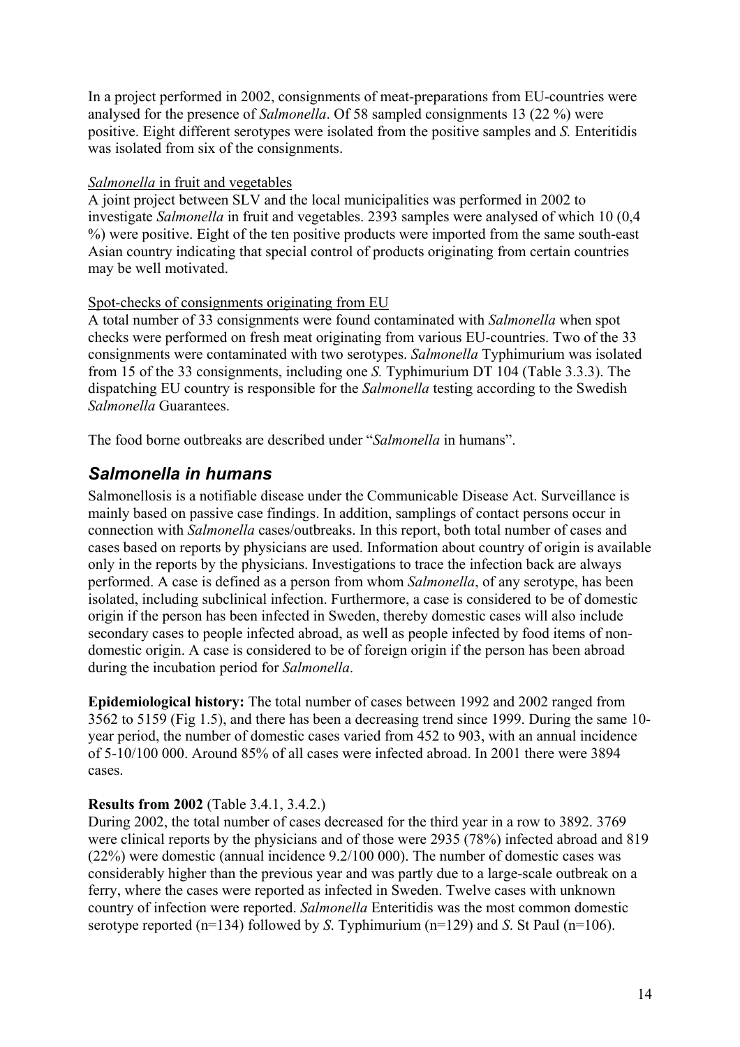In a project performed in 2002, consignments of meat-preparations from EU-countries were analysed for the presence of *Salmonella*. Of 58 sampled consignments 13 (22 %) were positive. Eight different serotypes were isolated from the positive samples and *S.* Enteritidis was isolated from six of the consignments.

*Salmonella* in fruit and vegetables

A joint project between SLV and the local municipalities was performed in 2002 to investigate *Salmonella* in fruit and vegetables. 2393 samples were analysed of which 10 (0,4 %) were positive. Eight of the ten positive products were imported from the same south-east Asian country indicating that special control of products originating from certain countries may be well motivated.

Spot-checks of consignments originating from EU

A total number of 33 consignments were found contaminated with *Salmonella* when spot checks were performed on fresh meat originating from various EU-countries. Two of the 33 consignments were contaminated with two serotypes. *Salmonella* Typhimurium was isolated from 15 of the 33 consignments, including one *S.* Typhimurium DT 104 (Table 3.3.3). The dispatching EU country is responsible for the *Salmonella* testing according to the Swedish *Salmonella* Guarantees.

The food borne outbreaks are described under "*Salmonella* in humans".

## *Salmonella in humans*

Salmonellosis is a notifiable disease under the Communicable Disease Act. Surveillance is mainly based on passive case findings. In addition, samplings of contact persons occur in connection with *Salmonella* cases/outbreaks. In this report, both total number of cases and cases based on reports by physicians are used. Information about country of origin is available only in the reports by the physicians. Investigations to trace the infection back are always performed. A case is defined as a person from whom *Salmonella*, of any serotype, has been isolated, including subclinical infection. Furthermore, a case is considered to be of domestic origin if the person has been infected in Sweden, thereby domestic cases will also include secondary cases to people infected abroad, as well as people infected by food items of non-domestic origin. A case is considered to be of foreign origin if the person has been abroad during the incubation period for *Salmonella*.

**Epidemiological history:** The total number of cases between 1992 and 2002 ranged from 3562 to 5159 (Fig 1.5), and there has been a decreasing trend since 1999. During the same 10-year period, the number of domestic cases varied from 452 to 903, with an annual incidence of 5-10/100 000. Around 85% of all cases were infected abroad. In 2001 there were 3894 cases.

**Results from 2002** (Table 3.4.1, 3.4.2.)

During 2002, the total number of cases decreased for the third year in a row to 3892. 3769 were clinical reports by the physicians and of those were 2935 (78%) infected abroad and 819 (22%) were domestic (annual incidence 9.2/100 000). The number of domestic cases was considerably higher than the previous year and was partly due to a large-scale outbreak on a ferry, where the cases were reported as infected in Sweden. Twelve cases with unknown country of infection were reported. *Salmonella* Enteritidis was the most common domestic serotype reported (n=134) followed by *S.* Typhimurium (n=129) and *S.* St Paul (n=106).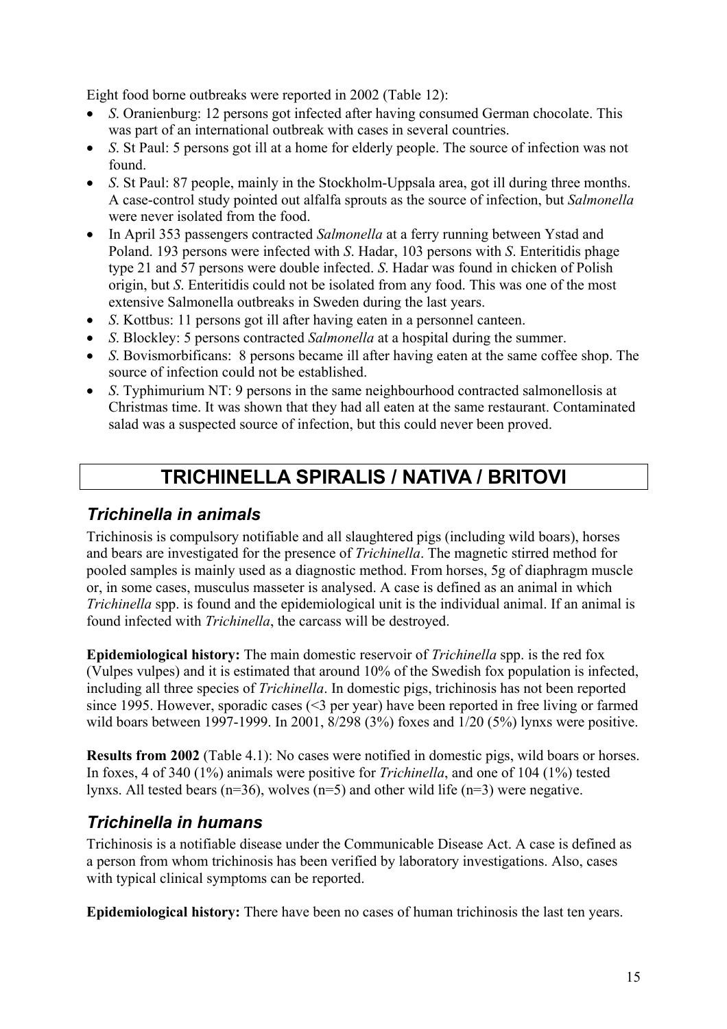Eight food borne outbreaks were reported in 2002 (Table 12):

- *S*. Oranienburg: 12 persons got infected after having consumed German chocolate. This was part of an international outbreak with cases in several countries.
- *S*. St Paul: 5 persons got ill at a home for elderly people. The source of infection was not found.
- *S*. St Paul: 87 people, mainly in the Stockholm-Uppsala area, got ill during three months. A case-control study pointed out alfalfa sprouts as the source of infection, but *Salmonella* were never isolated from the food.
- In April 353 passengers contracted *Salmonella* at a ferry running between Ystad and Poland. 193 persons were infected with *S*. Hadar, 103 persons with *S*. Enteritidis phage type 21 and 57 persons were double infected. *S*. Hadar was found in chicken of Polish origin, but *S*. Enteritidis could not be isolated from any food. This was one of the most extensive Salmonella outbreaks in Sweden during the last years.
- *S*. Kottbus: 11 persons got ill after having eaten in a personnel canteen.
- *S*. Blockley: 5 persons contracted *Salmonella* at a hospital during the summer.
- *S*. Bovismorbificans: 8 persons became ill after having eaten at the same coffee shop. The source of infection could not be established.
- *S*. Typhimurium NT: 9 persons in the same neighbourhood contracted salmonellosis at Christmas time. It was shown that they had all eaten at the same restaurant. Contaminated salad was a suspected source of infection, but this could never been proved.

# TRICHINELLA SPIRALIS / NATIVA / BRITOVI

## *Trichinella in animals*

Trichinosis is compulsory notifiable and all slaughtered pigs (including wild boars), horses and bears are investigated for the presence of *Trichinella*. The magnetic stirred method for pooled samples is mainly used as a diagnostic method. From horses, 5g of diaphragm muscle or, in some cases, musculus masseter is analysed. A case is defined as an animal in which *Trichinella* spp. is found and the epidemiological unit is the individual animal. If an animal is found infected with *Trichinella*, the carcass will be destroyed.

**Epidemiological history:** The main domestic reservoir of *Trichinella* spp. is the red fox (Vulpes vulpes) and it is estimated that around 10% of the Swedish fox population is infected, including all three species of *Trichinella*. In domestic pigs, trichinosis has not been reported since 1995. However, sporadic cases (<3 per year) have been reported in free living or farmed wild boars between 1997-1999. In 2001, 8/298 (3%) foxes and 1/20 (5%) lynxs were positive.

**Results from 2002** (Table 4.1): No cases were notified in domestic pigs, wild boars or horses. In foxes, 4 of 340 (1%) animals were positive for *Trichinella*, and one of 104 (1%) tested lynxs. All tested bears (n=36), wolves (n=5) and other wild life (n=3) were negative.

## *Trichinella in humans*

Trichinosis is a notifiable disease under the Communicable Disease Act. A case is defined as a person from whom trichinosis has been verified by laboratory investigations. Also, cases with typical clinical symptoms can be reported.

**Epidemiological history:** There have been no cases of human trichinosis the last ten years.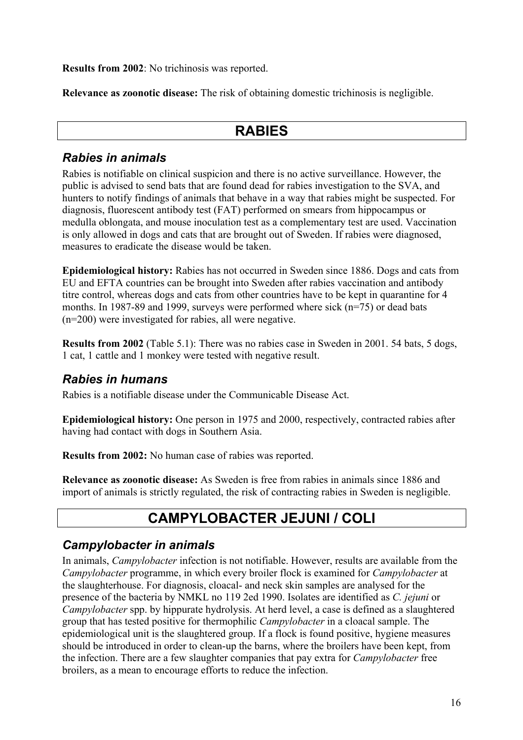**Results from 2002**: No trichinosis was reported.

**Relevance as zoonotic disease:** The risk of obtaining domestic trichinosis is negligible.

# RABIES

## *Rabies in animals*

Rabies is notifiable on clinical suspicion and there is no active surveillance. However, the public is advised to send bats that are found dead for rabies investigation to the SVA, and hunters to notify findings of animals that behave in a way that rabies might be suspected. For diagnosis, fluorescent antibody test (FAT) performed on smears from hippocampus or medulla oblongata, and mouse inoculation test as a complementary test are used. Vaccination is only allowed in dogs and cats that are brought out of Sweden. If rabies were diagnosed, measures to eradicate the disease would be taken.

**Epidemiological history:** Rabies has not occurred in Sweden since 1886. Dogs and cats from EU and EFTA countries can be brought into Sweden after rabies vaccination and antibody titre control, whereas dogs and cats from other countries have to be kept in quarantine for 4 months. In 1987-89 and 1999, surveys were performed where sick (n=75) or dead bats (n=200) were investigated for rabies, all were negative.

**Results from 2002** (Table 5.1): There was no rabies case in Sweden in 2001. 54 bats, 5 dogs, 1 cat, 1 cattle and 1 monkey were tested with negative result.

## *Rabies in humans*

Rabies is a notifiable disease under the Communicable Disease Act.

**Epidemiological history:** One person in 1975 and 2000, respectively, contracted rabies after having had contact with dogs in Southern Asia.

**Results from 2002:** No human case of rabies was reported.

**Relevance as zoonotic disease:** As Sweden is free from rabies in animals since 1886 and import of animals is strictly regulated, the risk of contracting rabies in Sweden is negligible.

# CAMPYLOBACTER JEJUNI / COLI

## *Campylobacter in animals*

In animals, *Campylobacter* infection is not notifiable. However, results are available from the *Campylobacter* programme, in which every broiler flock is examined for *Campylobacter* at the slaughterhouse. For diagnosis, cloacal- and neck skin samples are analysed for the presence of the bacteria by NMKL no 119 2ed 1990. Isolates are identified as *C. jejuni* or *Campylobacter* spp. by hippurate hydrolysis. At herd level, a case is defined as a slaughtered group that has tested positive for thermophilic *Campylobacter* in a cloacal sample. The epidemiological unit is the slaughtered group. If a flock is found positive, hygiene measures should be introduced in order to clean-up the barns, where the broilers have been kept, from the infection. There are a few slaughter companies that pay extra for *Campylobacter* free broilers, as a mean to encourage efforts to reduce the infection.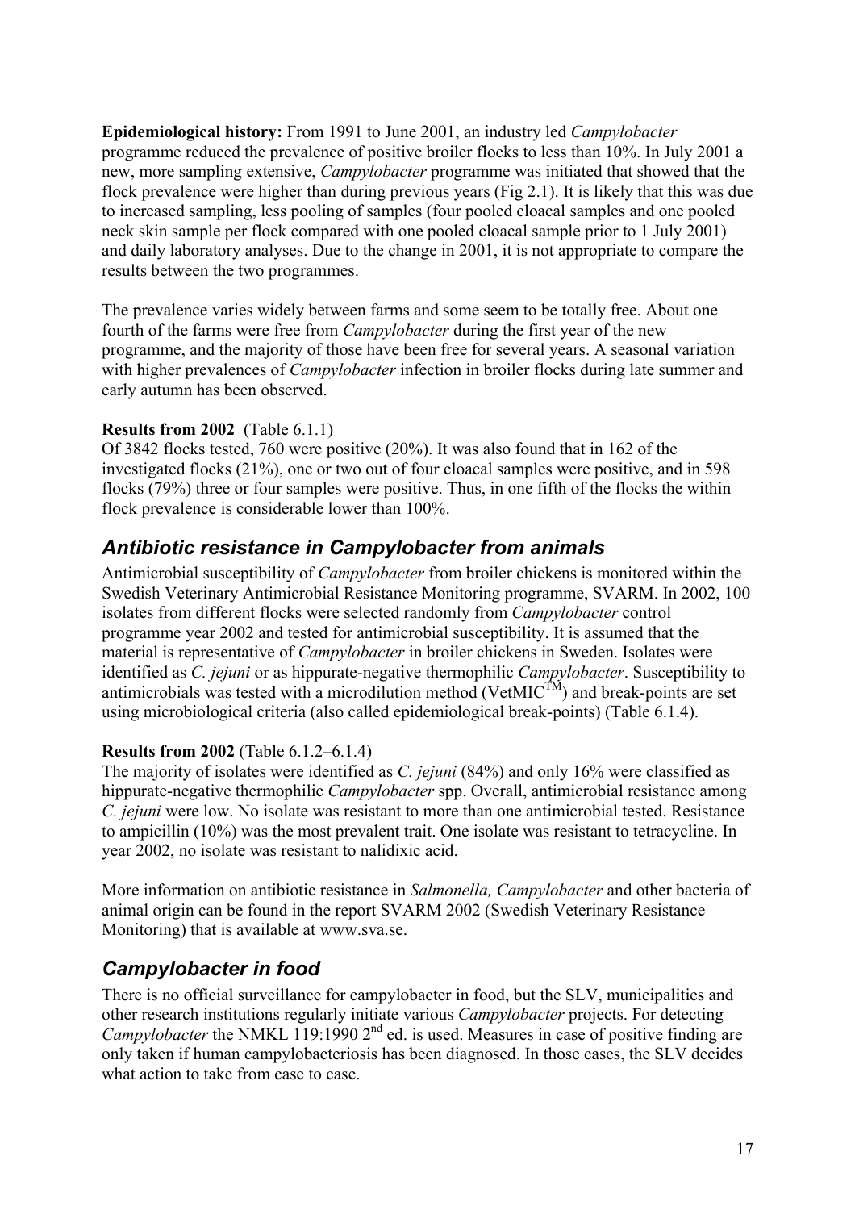**Epidemiological history:** From 1991 to June 2001, an industry led *Campylobacter* programme reduced the prevalence of positive broiler flocks to less than 10%. In July 2001 a new, more sampling extensive, *Campylobacter* programme was initiated that showed that the flock prevalence were higher than during previous years (Fig 2.1). It is likely that this was due to increased sampling, less pooling of samples (four pooled cloacal samples and one pooled neck skin sample per flock compared with one pooled cloacal sample prior to 1 July 2001) and daily laboratory analyses. Due to the change in 2001, it is not appropriate to compare the results between the two programmes.

The prevalence varies widely between farms and some seem to be totally free. About one fourth of the farms were free from *Campylobacter* during the first year of the new programme, and the majority of those have been free for several years. A seasonal variation with higher prevalences of *Campylobacter* infection in broiler flocks during late summer and early autumn has been observed.

**Results from 2002** (Table 6.1.1)
Of 3842 flocks tested, 760 were positive (20%). It was also found that in 162 of the investigated flocks (21%), one or two out of four cloacal samples were positive, and in 598 flocks (79%) three or four samples were positive. Thus, in one fifth of the flocks the within flock prevalence is considerable lower than 100%.

## *Antibiotic resistance in Campylobacter from animals*

Antimicrobial susceptibility of *Campylobacter* from broiler chickens is monitored within the Swedish Veterinary Antimicrobial Resistance Monitoring programme, SVARM. In 2002, 100 isolates from different flocks were selected randomly from *Campylobacter* control programme year 2002 and tested for antimicrobial susceptibility. It is assumed that the material is representative of *Campylobacter* in broiler chickens in Sweden. Isolates were identified as *C. jejuni* or as hippurate-negative thermophilic *Campylobacter*. Susceptibility to antimicrobials was tested with a microdilution method (VetMIC™) and break-points are set using microbiological criteria (also called epidemiological break-points) (Table 6.1.4).

**Results from 2002** (Table 6.1.2–6.1.4)
The majority of isolates were identified as *C. jejuni* (84%) and only 16% were classified as hippurate-negative thermophilic *Campylobacter* spp. Overall, antimicrobial resistance among *C. jejuni* were low. No isolate was resistant to more than one antimicrobial tested. Resistance to ampicillin (10%) was the most prevalent trait. One isolate was resistant to tetracycline. In year 2002, no isolate was resistant to nalidixic acid.

More information on antibiotic resistance in *Salmonella, Campylobacter* and other bacteria of animal origin can be found in the report SVARM 2002 (Swedish Veterinary Resistance Monitoring) that is available at www.sva.se.

## *Campylobacter in food*

There is no official surveillance for campylobacter in food, but the SLV, municipalities and other research institutions regularly initiate various *Campylobacter* projects. For detecting *Campylobacter* the NMKL 119:1990 2nd ed. is used. Measures in case of positive finding are only taken if human campylobacteriosis has been diagnosed. In those cases, the SLV decides what action to take from case to case.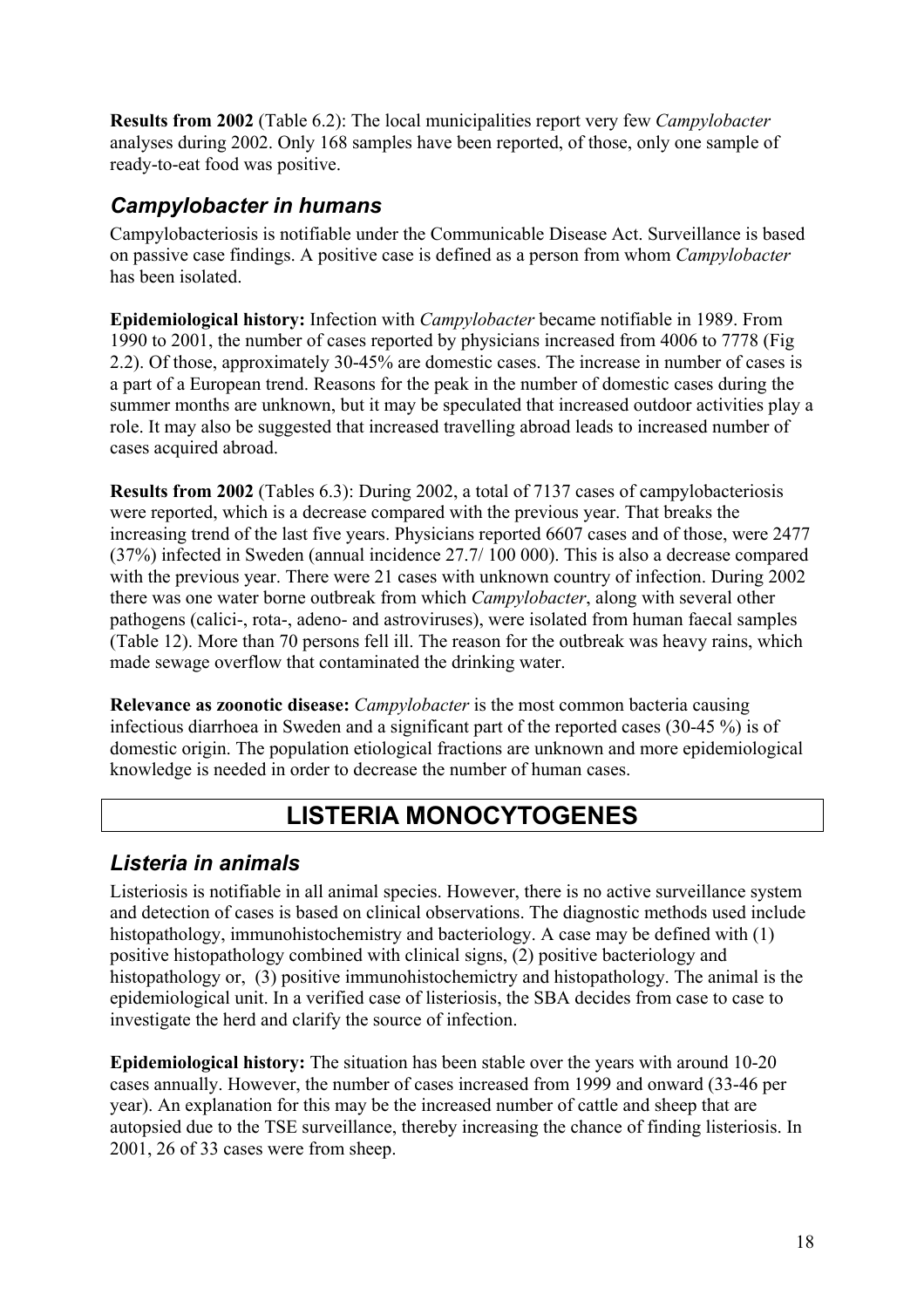**Results from 2002** (Table 6.2): The local municipalities report very few *Campylobacter* analyses during 2002. Only 168 samples have been reported, of those, only one sample of ready-to-eat food was positive.

## *Campylobacter in humans*

Campylobacteriosis is notifiable under the Communicable Disease Act. Surveillance is based on passive case findings. A positive case is defined as a person from whom *Campylobacter* has been isolated.

**Epidemiological history:** Infection with *Campylobacter* became notifiable in 1989. From 1990 to 2001, the number of cases reported by physicians increased from 4006 to 7778 (Fig 2.2). Of those, approximately 30-45% are domestic cases. The increase in number of cases is a part of a European trend. Reasons for the peak in the number of domestic cases during the summer months are unknown, but it may be speculated that increased outdoor activities play a role. It may also be suggested that increased travelling abroad leads to increased number of cases acquired abroad.

**Results from 2002** (Tables 6.3): During 2002, a total of 7137 cases of campylobacteriosis were reported, which is a decrease compared with the previous year. That breaks the increasing trend of the last five years. Physicians reported 6607 cases and of those, were 2477 (37%) infected in Sweden (annual incidence 27.7/ 100 000). This is also a decrease compared with the previous year. There were 21 cases with unknown country of infection. During 2002 there was one water borne outbreak from which *Campylobacter*, along with several other pathogens (calici-, rota-, adeno- and astroviruses), were isolated from human faecal samples (Table 12). More than 70 persons fell ill. The reason for the outbreak was heavy rains, which made sewage overflow that contaminated the drinking water.

**Relevance as zoonotic disease:** *Campylobacter* is the most common bacteria causing infectious diarrhoea in Sweden and a significant part of the reported cases (30-45 %) is of domestic origin. The population etiological fractions are unknown and more epidemiological knowledge is needed in order to decrease the number of human cases.

# LISTERIA MONOCYTOGENES

## *Listeria in animals*

Listeriosis is notifiable in all animal species. However, there is no active surveillance system and detection of cases is based on clinical observations. The diagnostic methods used include histopathology, immunohistochemistry and bacteriology. A case may be defined with (1) positive histopathology combined with clinical signs, (2) positive bacteriology and histopathology or, (3) positive immunohistochemictry and histopathology. The animal is the epidemiological unit. In a verified case of listeriosis, the SBA decides from case to case to investigate the herd and clarify the source of infection.

**Epidemiological history:** The situation has been stable over the years with around 10-20 cases annually. However, the number of cases increased from 1999 and onward (33-46 per year). An explanation for this may be the increased number of cattle and sheep that are autopsied due to the TSE surveillance, thereby increasing the chance of finding listeriosis. In 2001, 26 of 33 cases were from sheep.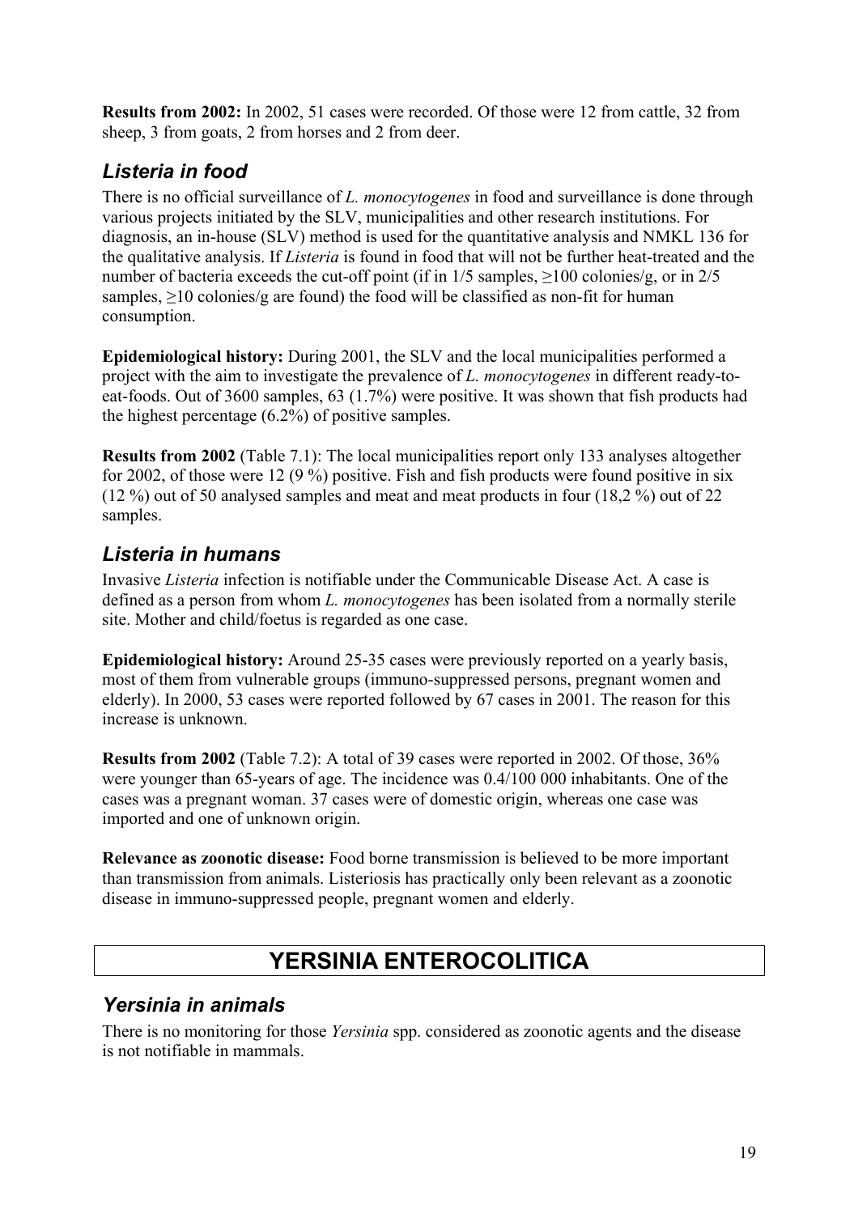**Results from 2002:** In 2002, 51 cases were recorded. Of those were 12 from cattle, 32 from sheep, 3 from goats, 2 from horses and 2 from deer.

### *Listeria in food*

There is no official surveillance of *L. monocytogenes* in food and surveillance is done through various projects initiated by the SLV, municipalities and other research institutions. For diagnosis, an in-house (SLV) method is used for the quantitative analysis and NMKL 136 for the qualitative analysis. If *Listeria* is found in food that will not be further heat-treated and the number of bacteria exceeds the cut-off point (if in 1/5 samples, ≥100 colonies/g, or in 2/5 samples, ≥10 colonies/g are found) the food will be classified as non-fit for human consumption.

**Epidemiological history:** During 2001, the SLV and the local municipalities performed a project with the aim to investigate the prevalence of *L. monocytogenes* in different ready-to-eat-foods. Out of 3600 samples, 63 (1.7%) were positive. It was shown that fish products had the highest percentage (6.2%) of positive samples.

**Results from 2002** (Table 7.1): The local municipalities report only 133 analyses altogether for 2002, of those were 12 (9 %) positive. Fish and fish products were found positive in six (12 %) out of 50 analysed samples and meat and meat products in four (18,2 %) out of 22 samples.

### *Listeria in humans*

Invasive *Listeria* infection is notifiable under the Communicable Disease Act. A case is defined as a person from whom *L. monocytogenes* has been isolated from a normally sterile site. Mother and child/foetus is regarded as one case.

**Epidemiological history:** Around 25-35 cases were previously reported on a yearly basis, most of them from vulnerable groups (immuno-suppressed persons, pregnant women and elderly). In 2000, 53 cases were reported followed by 67 cases in 2001. The reason for this increase is unknown.

**Results from 2002** (Table 7.2): A total of 39 cases were reported in 2002. Of those, 36% were younger than 65-years of age. The incidence was 0.4/100 000 inhabitants. One of the cases was a pregnant woman. 37 cases were of domestic origin, whereas one case was imported and one of unknown origin.

**Relevance as zoonotic disease:** Food borne transmission is believed to be more important than transmission from animals. Listeriosis has practically only been relevant as a zoonotic disease in immuno-suppressed people, pregnant women and elderly.

## YERSINIA ENTEROCOLITICA

### *Yersinia in animals*

There is no monitoring for those *Yersinia* spp. considered as zoonotic agents and the disease is not notifiable in mammals.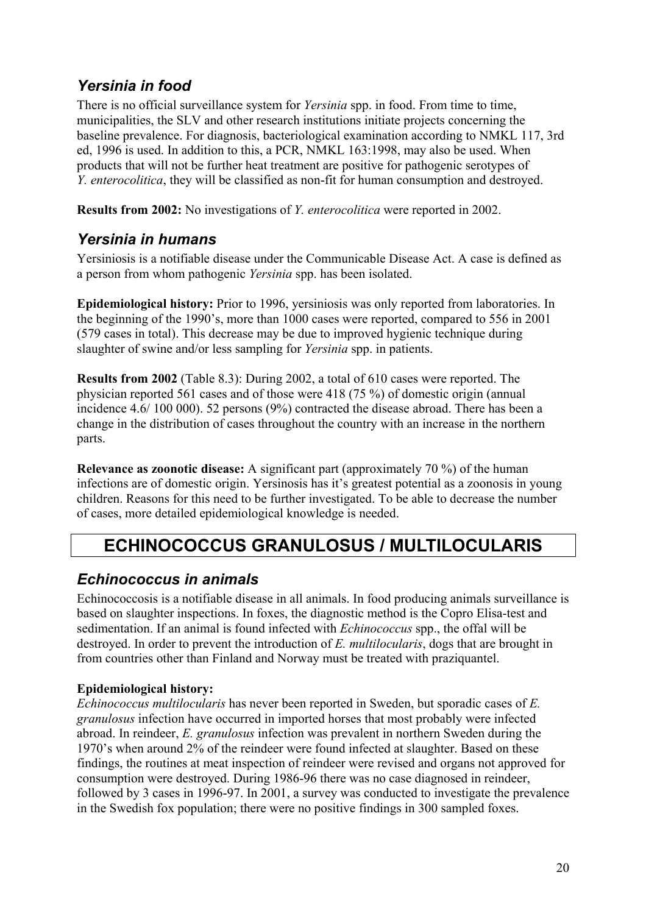## *Yersinia in food*

There is no official surveillance system for *Yersinia* spp. in food. From time to time, municipalities, the SLV and other research institutions initiate projects concerning the baseline prevalence. For diagnosis, bacteriological examination according to NMKL 117, 3rd ed, 1996 is used. In addition to this, a PCR, NMKL 163:1998, may also be used. When products that will not be further heat treatment are positive for pathogenic serotypes of *Y. enterocolitica*, they will be classified as non-fit for human consumption and destroyed.

**Results from 2002:** No investigations of *Y. enterocolitica* were reported in 2002.

## *Yersinia in humans*

Yersiniosis is a notifiable disease under the Communicable Disease Act. A case is defined as a person from whom pathogenic *Yersinia* spp. has been isolated.

**Epidemiological history:** Prior to 1996, yersiniosis was only reported from laboratories. In the beginning of the 1990's, more than 1000 cases were reported, compared to 556 in 2001 (579 cases in total). This decrease may be due to improved hygienic technique during slaughter of swine and/or less sampling for *Yersinia* spp. in patients.

**Results from 2002** (Table 8.3): During 2002, a total of 610 cases were reported. The physician reported 561 cases and of those were 418 (75 %) of domestic origin (annual incidence 4.6/ 100 000). 52 persons (9%) contracted the disease abroad. There has been a change in the distribution of cases throughout the country with an increase in the northern parts.

**Relevance as zoonotic disease:** A significant part (approximately 70 %) of the human infections are of domestic origin. Yersinosis has it's greatest potential as a zoonosis in young children. Reasons for this need to be further investigated. To be able to decrease the number of cases, more detailed epidemiological knowledge is needed.

# ECHINOCOCCUS GRANULOSUS / MULTILOCULARIS

## *Echinococcus in animals*

Echinococcosis is a notifiable disease in all animals. In food producing animals surveillance is based on slaughter inspections. In foxes, the diagnostic method is the Copro Elisa-test and sedimentation. If an animal is found infected with *Echinococcus* spp., the offal will be destroyed. In order to prevent the introduction of *E. multilocularis*, dogs that are brought in from countries other than Finland and Norway must be treated with praziquantel.

**Epidemiological history:**

*Echinococcus multilocularis* has never been reported in Sweden, but sporadic cases of *E. granulosus* infection have occurred in imported horses that most probably were infected abroad. In reindeer, *E. granulosus* infection was prevalent in northern Sweden during the 1970's when around 2% of the reindeer were found infected at slaughter. Based on these findings, the routines at meat inspection of reindeer were revised and organs not approved for consumption were destroyed. During 1986-96 there was no case diagnosed in reindeer, followed by 3 cases in 1996-97. In 2001, a survey was conducted to investigate the prevalence in the Swedish fox population; there were no positive findings in 300 sampled foxes.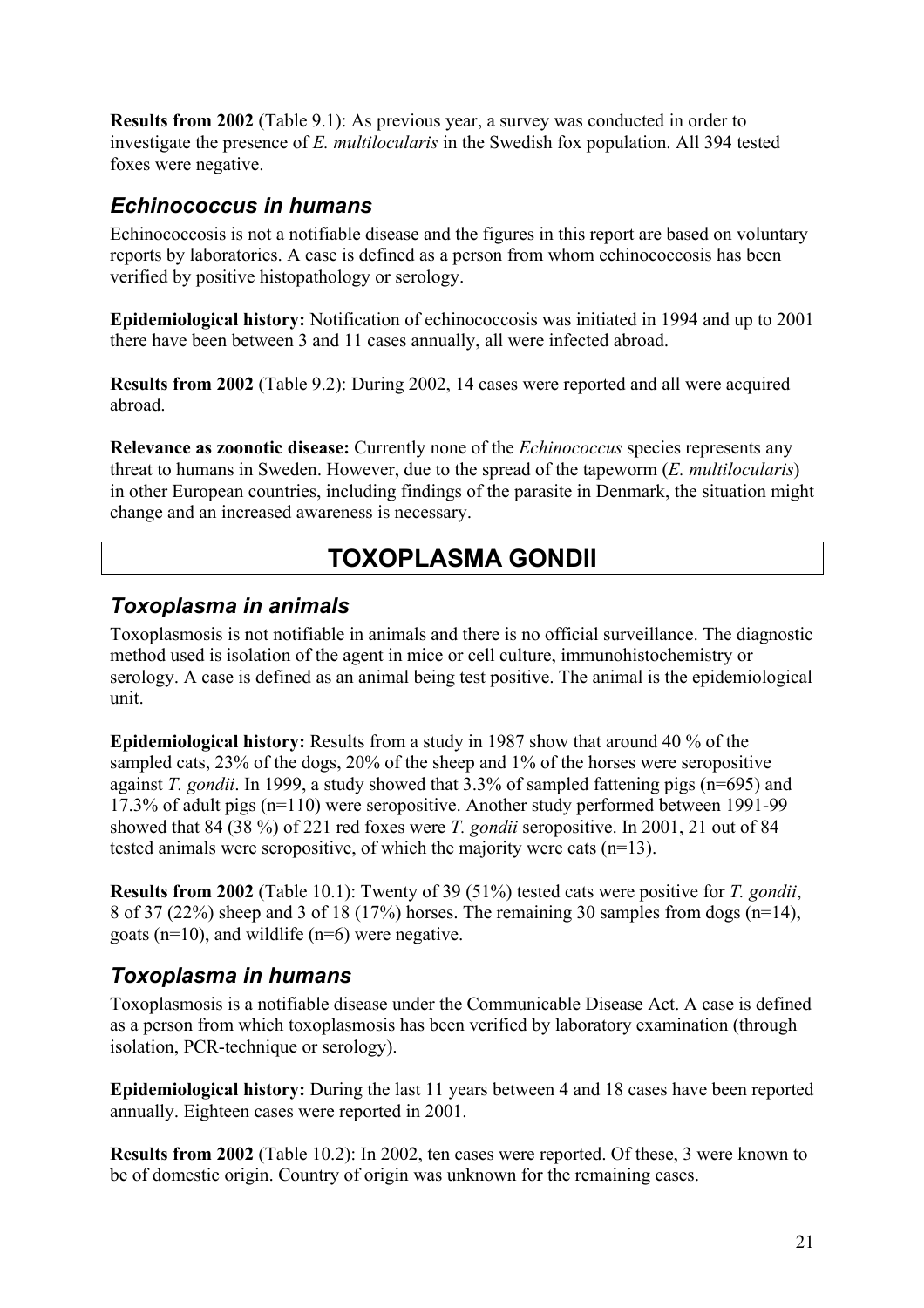**Results from 2002** (Table 9.1): As previous year, a survey was conducted in order to investigate the presence of *E. multilocularis* in the Swedish fox population. All 394 tested foxes were negative.

### *Echinococcus in humans*

Echinococcosis is not a notifiable disease and the figures in this report are based on voluntary reports by laboratories. A case is defined as a person from whom echinococcosis has been verified by positive histopathology or serology.

**Epidemiological history:** Notification of echinococcosis was initiated in 1994 and up to 2001 there have been between 3 and 11 cases annually, all were infected abroad.

**Results from 2002** (Table 9.2): During 2002, 14 cases were reported and all were acquired abroad.

**Relevance as zoonotic disease:** Currently none of the *Echinococcus* species represents any threat to humans in Sweden. However, due to the spread of the tapeworm (*E. multilocularis*) in other European countries, including findings of the parasite in Denmark, the situation might change and an increased awareness is necessary.

## TOXOPLASMA GONDII

### *Toxoplasma in animals*

Toxoplasmosis is not notifiable in animals and there is no official surveillance. The diagnostic method used is isolation of the agent in mice or cell culture, immunohistochemistry or serology. A case is defined as an animal being test positive. The animal is the epidemiological unit.

**Epidemiological history:** Results from a study in 1987 show that around 40 % of the sampled cats, 23% of the dogs, 20% of the sheep and 1% of the horses were seropositive against *T. gondii*. In 1999, a study showed that 3.3% of sampled fattening pigs (n=695) and 17.3% of adult pigs (n=110) were seropositive. Another study performed between 1991-99 showed that 84 (38 %) of 221 red foxes were *T. gondii* seropositive. In 2001, 21 out of 84 tested animals were seropositive, of which the majority were cats (n=13).

**Results from 2002** (Table 10.1): Twenty of 39 (51%) tested cats were positive for *T. gondii*, 8 of 37 (22%) sheep and 3 of 18 (17%) horses. The remaining 30 samples from dogs (n=14), goats (n=10), and wildlife (n=6) were negative.

### *Toxoplasma in humans*

Toxoplasmosis is a notifiable disease under the Communicable Disease Act. A case is defined as a person from which toxoplasmosis has been verified by laboratory examination (through isolation, PCR-technique or serology).

**Epidemiological history:** During the last 11 years between 4 and 18 cases have been reported annually. Eighteen cases were reported in 2001.

**Results from 2002** (Table 10.2): In 2002, ten cases were reported. Of these, 3 were known to be of domestic origin. Country of origin was unknown for the remaining cases.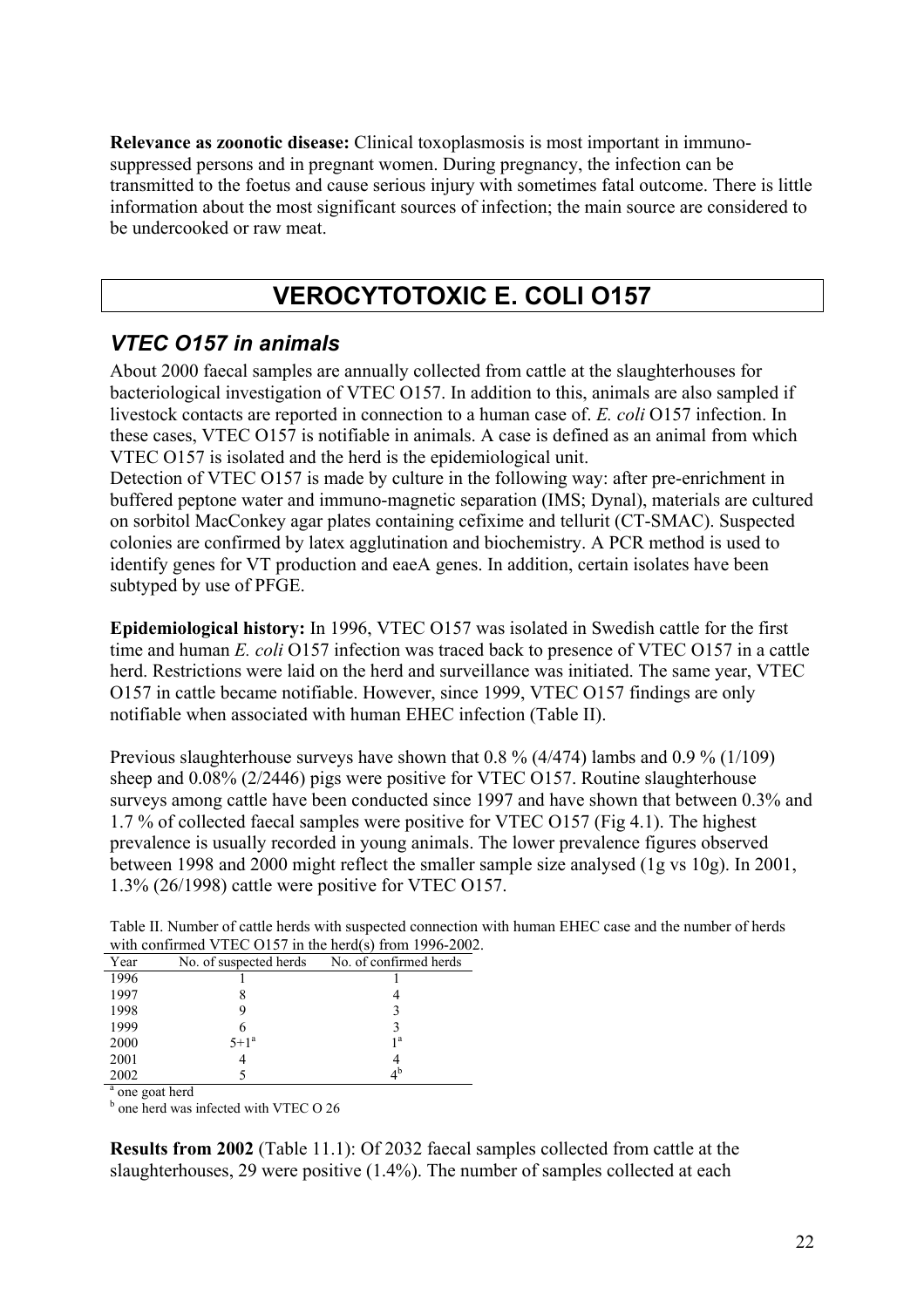**Relevance as zoonotic disease:** Clinical toxoplasmosis is most important in immuno-suppressed persons and in pregnant women. During pregnancy, the infection can be transmitted to the foetus and cause serious injury with sometimes fatal outcome. There is little information about the most significant sources of infection; the main source are considered to be undercooked or raw meat.

# VEROCYTOTOXIC E. COLI O157

## *VTEC O157 in animals*

About 2000 faecal samples are annually collected from cattle at the slaughterhouses for bacteriological investigation of VTEC O157. In addition to this, animals are also sampled if livestock contacts are reported in connection to a human case of. *E. coli* O157 infection. In these cases, VTEC O157 is notifiable in animals. A case is defined as an animal from which VTEC O157 is isolated and the herd is the epidemiological unit.
Detection of VTEC O157 is made by culture in the following way: after pre-enrichment in buffered peptone water and immuno-magnetic separation (IMS; Dynal), materials are cultured on sorbitol MacConkey agar plates containing cefixime and tellurit (CT-SMAC). Suspected colonies are confirmed by latex agglutination and biochemistry. A PCR method is used to identify genes for VT production and eaeA genes. In addition, certain isolates have been subtyped by use of PFGE.

**Epidemiological history:** In 1996, VTEC O157 was isolated in Swedish cattle for the first time and human *E. coli* O157 infection was traced back to presence of VTEC O157 in a cattle herd. Restrictions were laid on the herd and surveillance was initiated. The same year, VTEC O157 in cattle became notifiable. However, since 1999, VTEC O157 findings are only notifiable when associated with human EHEC infection (Table II).

Previous slaughterhouse surveys have shown that 0.8 % (4/474) lambs and 0.9 % (1/109) sheep and 0.08% (2/2446) pigs were positive for VTEC O157. Routine slaughterhouse surveys among cattle have been conducted since 1997 and have shown that between 0.3% and 1.7 % of collected faecal samples were positive for VTEC O157 (Fig 4.1). The highest prevalence is usually recorded in young animals. The lower prevalence figures observed between 1998 and 2000 might reflect the smaller sample size analysed (1g vs 10g). In 2001, 1.3% (26/1998) cattle were positive for VTEC O157.

Table II. Number of cattle herds with suspected connection with human EHEC case and the number of herds with confirmed VTEC O157 in the herd(s) from 1996-2002.

| Year | No. of suspected herds | No. of confirmed herds |
|---|---|---|
| 1996 | 1 | 1 |
| 1997 | 8 | 4 |
| 1998 | 9 | 3 |
| 1999 | 6 | 3 |
| 2000 | 5+1[a] | 1[a] |
| 2001 | 4 | 4 |
| 2002 | 5 | 4[b] |

[a] one goat herd
[b] one herd was infected with VTEC O 26

**Results from 2002** (Table 11.1): Of 2032 faecal samples collected from cattle at the slaughterhouses, 29 were positive (1.4%). The number of samples collected at each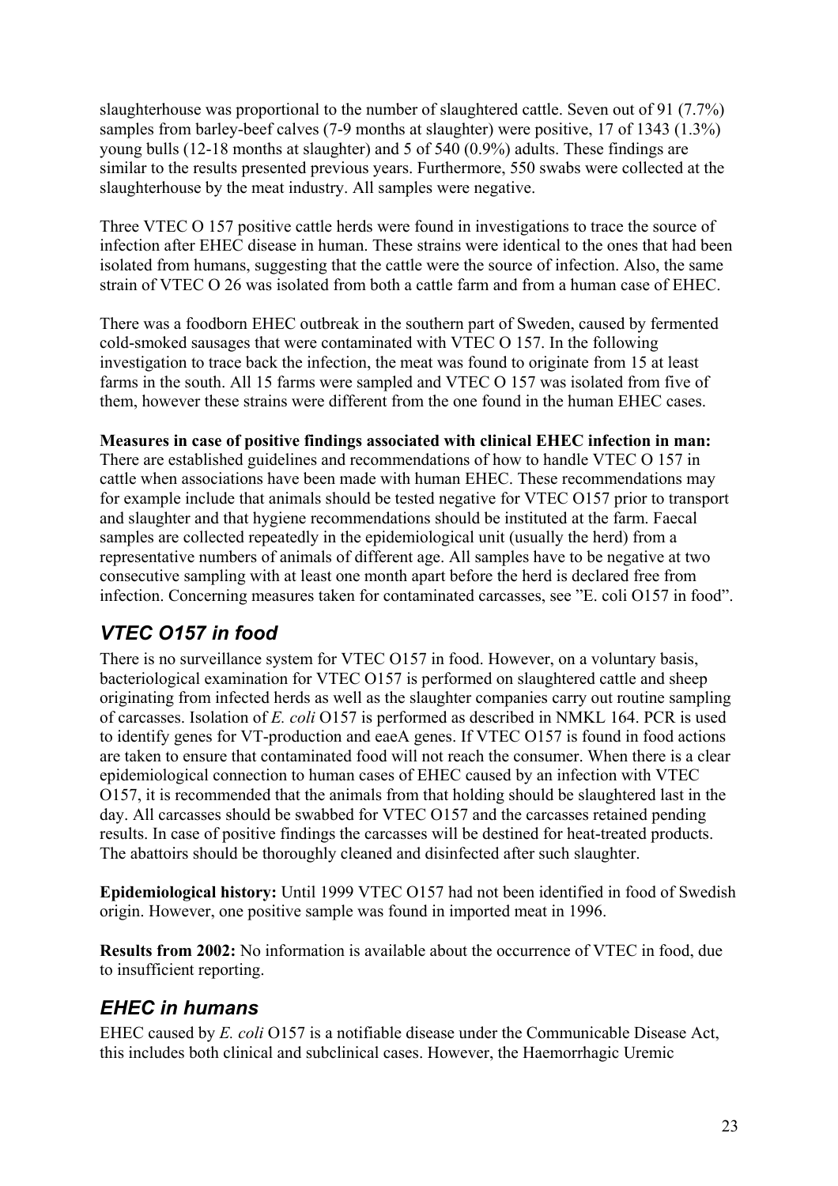slaughterhouse was proportional to the number of slaughtered cattle. Seven out of 91 (7.7%) samples from barley-beef calves (7-9 months at slaughter) were positive, 17 of 1343 (1.3%) young bulls (12-18 months at slaughter) and 5 of 540 (0.9%) adults. These findings are similar to the results presented previous years. Furthermore, 550 swabs were collected at the slaughterhouse by the meat industry. All samples were negative.

Three VTEC O 157 positive cattle herds were found in investigations to trace the source of infection after EHEC disease in human. These strains were identical to the ones that had been isolated from humans, suggesting that the cattle were the source of infection. Also, the same strain of VTEC O 26 was isolated from both a cattle farm and from a human case of EHEC.

There was a foodborn EHEC outbreak in the southern part of Sweden, caused by fermented cold-smoked sausages that were contaminated with VTEC O 157. In the following investigation to trace back the infection, the meat was found to originate from 15 at least farms in the south. All 15 farms were sampled and VTEC O 157 was isolated from five of them, however these strains were different from the one found in the human EHEC cases.

**Measures in case of positive findings associated with clinical EHEC infection in man:** There are established guidelines and recommendations of how to handle VTEC O 157 in cattle when associations have been made with human EHEC. These recommendations may for example include that animals should be tested negative for VTEC O157 prior to transport and slaughter and that hygiene recommendations should be instituted at the farm. Faecal samples are collected repeatedly in the epidemiological unit (usually the herd) from a representative numbers of animals of different age. All samples have to be negative at two consecutive sampling with at least one month apart before the herd is declared free from infection. Concerning measures taken for contaminated carcasses, see "E. coli O157 in food".

## *VTEC O157 in food*

There is no surveillance system for VTEC O157 in food. However, on a voluntary basis, bacteriological examination for VTEC O157 is performed on slaughtered cattle and sheep originating from infected herds as well as the slaughter companies carry out routine sampling of carcasses. Isolation of *E. coli* O157 is performed as described in NMKL 164. PCR is used to identify genes for VT-production and eaeA genes. If VTEC O157 is found in food actions are taken to ensure that contaminated food will not reach the consumer. When there is a clear epidemiological connection to human cases of EHEC caused by an infection with VTEC O157, it is recommended that the animals from that holding should be slaughtered last in the day. All carcasses should be swabbed for VTEC O157 and the carcasses retained pending results. In case of positive findings the carcasses will be destined for heat-treated products. The abattoirs should be thoroughly cleaned and disinfected after such slaughter.

**Epidemiological history:** Until 1999 VTEC O157 had not been identified in food of Swedish origin. However, one positive sample was found in imported meat in 1996.

**Results from 2002:** No information is available about the occurrence of VTEC in food, due to insufficient reporting.

## *EHEC in humans*

EHEC caused by *E. coli* O157 is a notifiable disease under the Communicable Disease Act, this includes both clinical and subclinical cases. However, the Haemorrhagic Uremic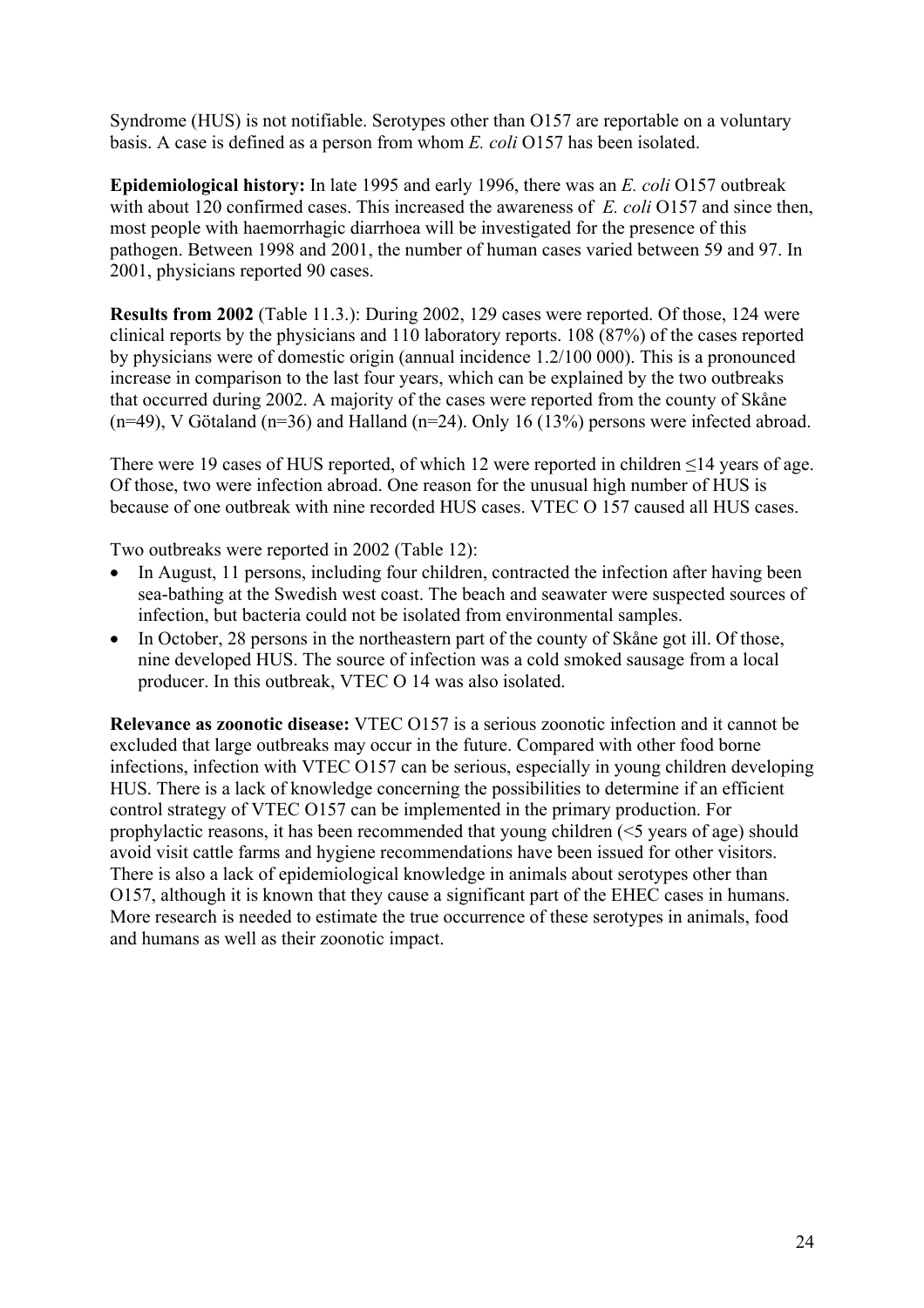Syndrome (HUS) is not notifiable. Serotypes other than O157 are reportable on a voluntary basis. A case is defined as a person from whom *E. coli* O157 has been isolated.

**Epidemiological history:** In late 1995 and early 1996, there was an *E. coli* O157 outbreak with about 120 confirmed cases. This increased the awareness of *E. coli* O157 and since then, most people with haemorrhagic diarrhoea will be investigated for the presence of this pathogen. Between 1998 and 2001, the number of human cases varied between 59 and 97. In 2001, physicians reported 90 cases.

**Results from 2002** (Table 11.3.): During 2002, 129 cases were reported. Of those, 124 were clinical reports by the physicians and 110 laboratory reports. 108 (87%) of the cases reported by physicians were of domestic origin (annual incidence 1.2/100 000). This is a pronounced increase in comparison to the last four years, which can be explained by the two outbreaks that occurred during 2002. A majority of the cases were reported from the county of Skåne (n=49), V Götaland (n=36) and Halland (n=24). Only 16 (13%) persons were infected abroad.

There were 19 cases of HUS reported, of which 12 were reported in children ≤14 years of age. Of those, two were infection abroad. One reason for the unusual high number of HUS is because of one outbreak with nine recorded HUS cases. VTEC O 157 caused all HUS cases.

Two outbreaks were reported in 2002 (Table 12):

- In August, 11 persons, including four children, contracted the infection after having been sea-bathing at the Swedish west coast. The beach and seawater were suspected sources of infection, but bacteria could not be isolated from environmental samples.
- In October, 28 persons in the northeastern part of the county of Skåne got ill. Of those, nine developed HUS. The source of infection was a cold smoked sausage from a local producer. In this outbreak, VTEC O 14 was also isolated.

**Relevance as zoonotic disease:** VTEC O157 is a serious zoonotic infection and it cannot be excluded that large outbreaks may occur in the future. Compared with other food borne infections, infection with VTEC O157 can be serious, especially in young children developing HUS. There is a lack of knowledge concerning the possibilities to determine if an efficient control strategy of VTEC O157 can be implemented in the primary production. For prophylactic reasons, it has been recommended that young children (<5 years of age) should avoid visit cattle farms and hygiene recommendations have been issued for other visitors. There is also a lack of epidemiological knowledge in animals about serotypes other than O157, although it is known that they cause a significant part of the EHEC cases in humans. More research is needed to estimate the true occurrence of these serotypes in animals, food and humans as well as their zoonotic impact.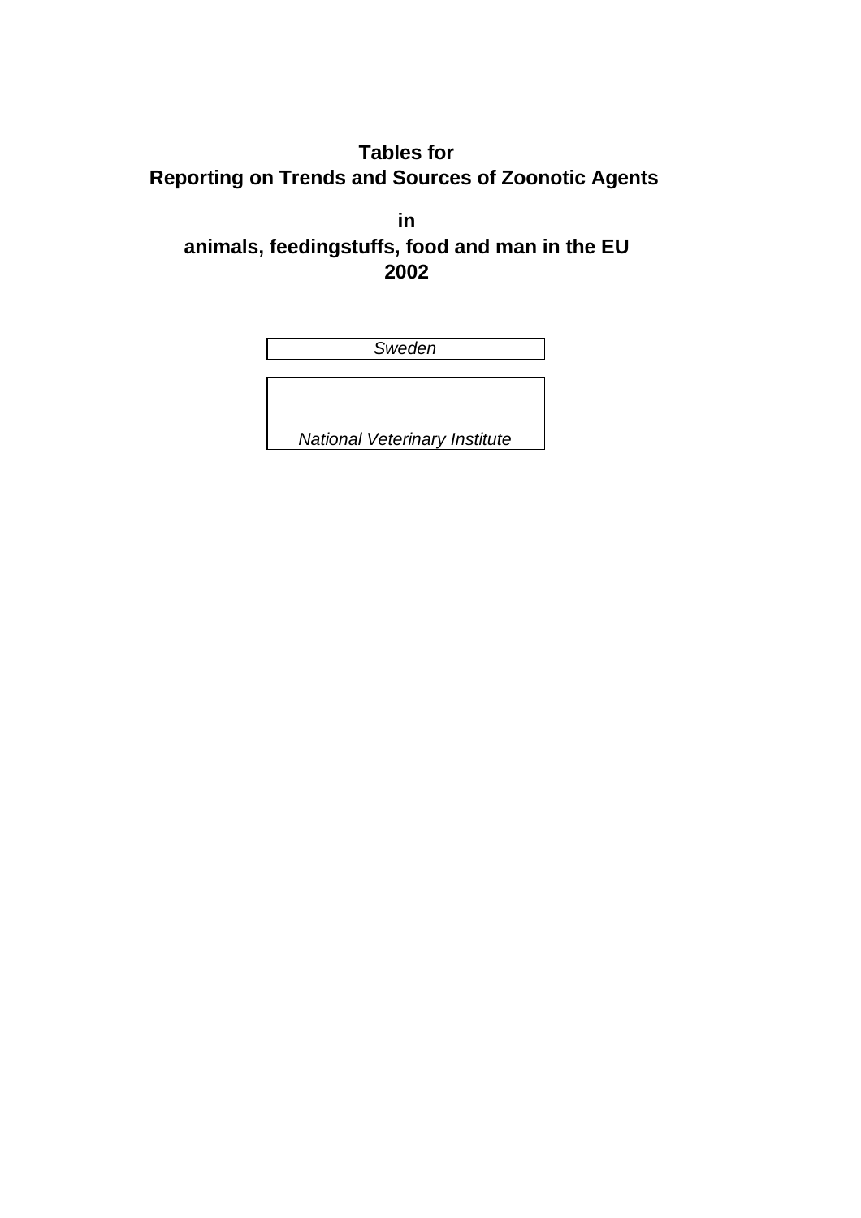# Tables for
# Reporting on Trends and Sources of Zoonotic Agents

## in
## animals, feedingstuffs, food and man in the EU
## 2002

| *Sweden* |
|---|

| *National Veterinary Institute* |
|---|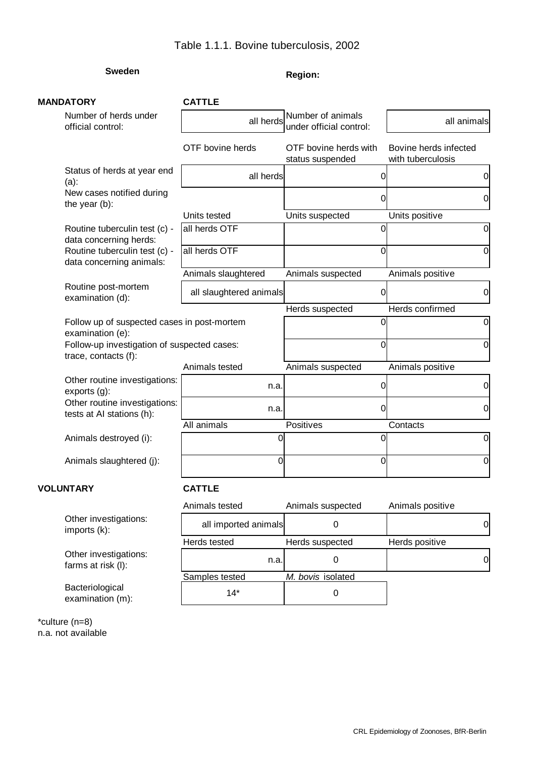# Table 1.1.1. Bovine tuberculosis, 2002

**Sweden** | **Region:**

**MANDATORY** — **CATTLE**

| | | | |
|---|---|---|---|
| Number of herds under official control: | all herds | Number of animals under official control: | all animals |
| | OTF bovine herds | OTF bovine herds with status suspended | Bovine herds infected with tuberculosis |
| Status of herds at year end (a): | all herds | 0 | 0 |
| New cases notified during the year (b): | | 0 | 0 |
| | Units tested | Units suspected | Units positive |
| Routine tuberculin test (c) - data concerning herds: | all herds OTF | 0 | 0 |
| Routine tuberculin test (c) - data concerning animals: | all herds OTF | 0 | 0 |
| | Animals slaughtered | Animals suspected | Animals positive |
| Routine post-mortem examination (d): | all slaughtered animals | 0 | 0 |
| | | Herds suspected | Herds confirmed |
| Follow up of suspected cases in post-mortem examination (e): | | 0 | 0 |
| Follow-up investigation of suspected cases: trace, contacts (f): | | 0 | 0 |
| | Animals tested | Animals suspected | Animals positive |
| Other routine investigations: exports (g): | n.a. | 0 | 0 |
| Other routine investigations: tests at AI stations (h): | n.a. | 0 | 0 |
| | All animals | Positives | Contacts |
| Animals destroyed (i): | 0 | 0 | 0 |
| Animals slaughtered (j): | 0 | 0 | 0 |

**VOLUNTARY** — **CATTLE**

| | | | |
|---|---|---|---|
| | Animals tested | Animals suspected | Animals positive |
| Other investigations: imports (k): | all imported animals | 0 | 0 |
| | Herds tested | Herds suspected | Herds positive |
| Other investigations: farms at risk (l): | n.a. | 0 | 0 |
| | Samples tested | *M. bovis* isolated | |
| Bacteriological examination (m): | 14* | 0 | |

*culture (n=8)
n.a. not available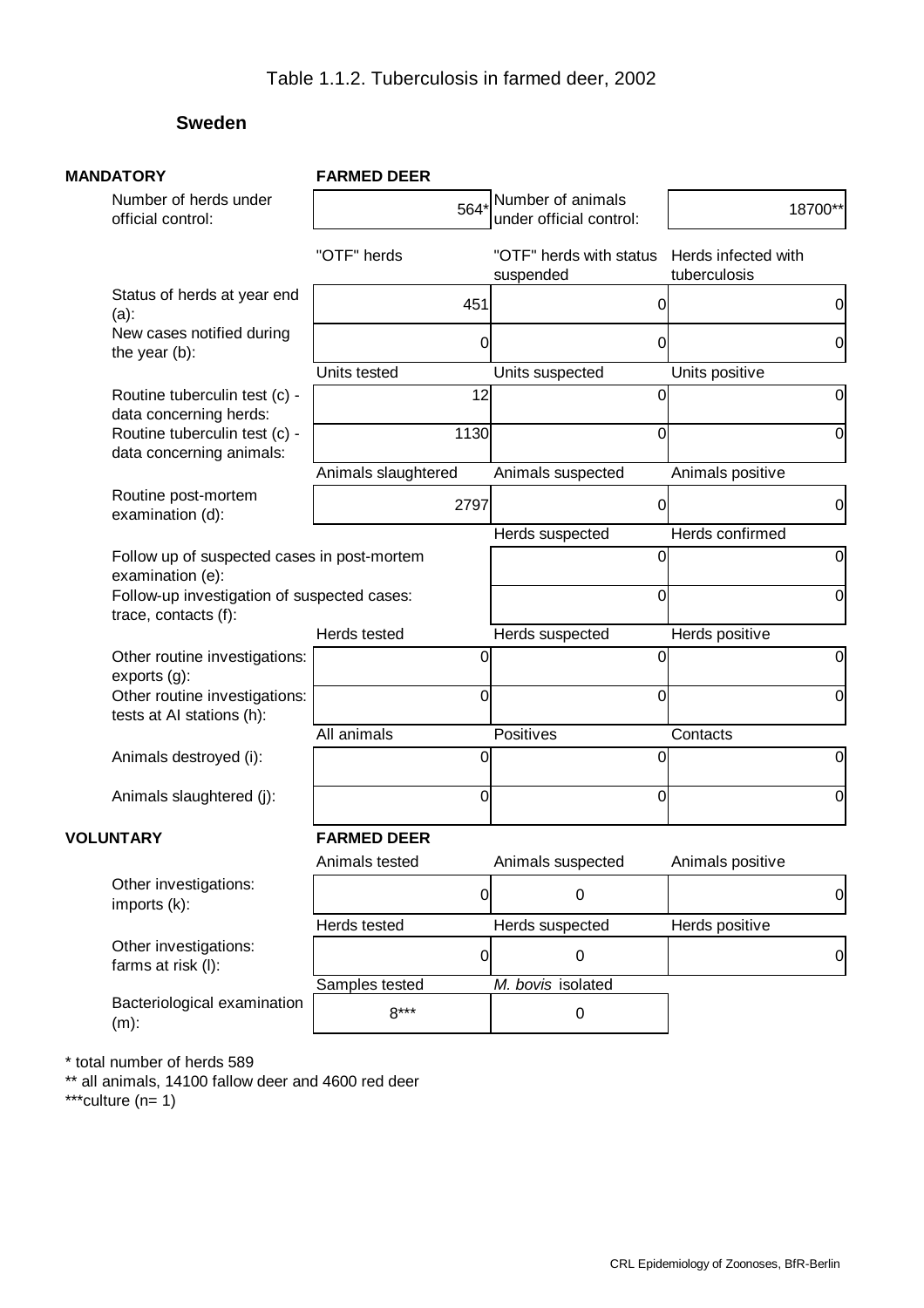## Table 1.1.2. Tuberculosis in farmed deer, 2002

### Sweden

**MANDATORY** — **FARMED DEER**

| | | | |
|---|---|---|---|
| Number of herds under official control: | 564* | Number of animals under official control: | 18700** |
| | "OTF" herds | "OTF" herds with status suspended | Herds infected with tuberculosis |
| Status of herds at year end (a): | 451 | 0 | 0 |
| New cases notified during the year (b): | 0 | 0 | 0 |
| | Units tested | Units suspected | Units positive |
| Routine tuberculin test (c) - data concerning herds: | 12 | 0 | 0 |
| Routine tuberculin test (c) - data concerning animals: | 1130 | 0 | 0 |
| | Animals slaughtered | Animals suspected | Animals positive |
| Routine post-mortem examination (d): | 2797 | 0 | 0 |
| | | Herds suspected | Herds confirmed |
| Follow up of suspected cases in post-mortem examination (e): | | 0 | 0 |
| Follow-up investigation of suspected cases: trace, contacts (f): | | 0 | 0 |
| | Herds tested | Herds suspected | Herds positive |
| Other routine investigations: exports (g): | 0 | 0 | 0 |
| Other routine investigations: tests at AI stations (h): | 0 | 0 | 0 |
| | All animals | Positives | Contacts |
| Animals destroyed (i): | 0 | 0 | 0 |
| Animals slaughtered (j): | 0 | 0 | 0 |

**VOLUNTARY** — **FARMED DEER**

| | | | |
|---|---|---|---|
| | Animals tested | Animals suspected | Animals positive |
| Other investigations: imports (k): | 0 | 0 | 0 |
| | Herds tested | Herds suspected | Herds positive |
| Other investigations: farms at risk (l): | 0 | 0 | 0 |
| | Samples tested | *M. bovis* isolated | |
| Bacteriological examination (m): | 8*** | 0 | |

\* total number of herds 589

\*\* all animals, 14100 fallow deer and 4600 red deer

\*\*\*culture (n= 1)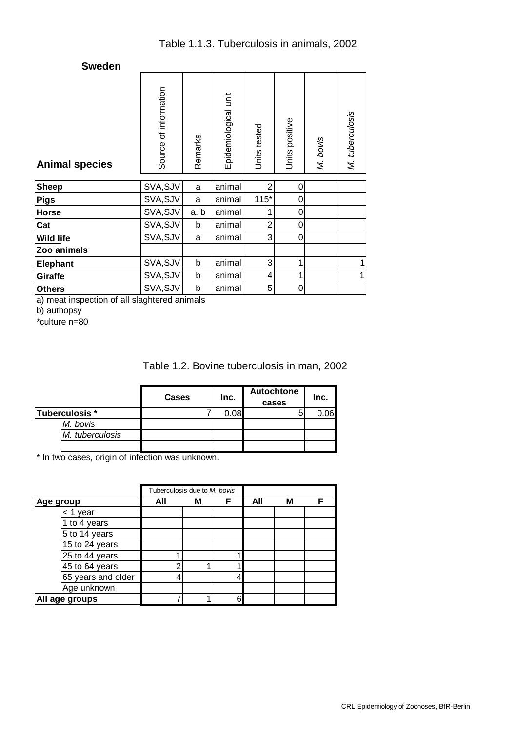# Table 1.1.3. Tuberculosis in animals, 2002

**Sweden**

| Animal species | Source of information | Remarks | Epidemiological unit | Units tested | Units positive | *M. bovis* | *M. tuberculosis* |
|---|---|---|---|---|---|---|---|
| **Sheep** | SVA,SJV | a | animal | 2 | 0 | | |
| **Pigs** | SVA,SJV | a | animal | 115* | 0 | | |
| **Horse** | SVA,SJV | a, b | animal | 1 | 0 | | |
| **Cat** | SVA,SJV | b | animal | 2 | 0 | | |
| **Wild life** | SVA,SJV | a | animal | 3 | 0 | | |
| **Zoo animals** | | | | | | | |
| **Elephant** | SVA,SJV | b | animal | 3 | 1 | | 1 |
| **Giraffe** | SVA,SJV | b | animal | 4 | 1 | | 1 |
| **Others** | SVA,SJV | b | animal | 5 | 0 | | |

a) meat inspection of all slaghtered animals

b) authopsy

*culture n=80

# Table 1.2. Bovine tuberculosis in man, 2002

| | Cases | Inc. | Autochtone cases | Inc. |
|---|---|---|---|---|
| **Tuberculosis *** | 7 | 0.08 | 5 | 0.06 |
| *M. bovis* | | | | |
| *M. tuberculosis* | | | | |
| | | | | |

* In two cases, origin of infection was unknown.

| | Tuberculosis due to *M. bovis* | | | | | |
|---|---|---|---|---|---|---|
| **Age group** | **All** | **M** | **F** | **All** | **M** | **F** |
| < 1 year | | | | | | |
| 1 to 4 years | | | | | | |
| 5 to 14 years | | | | | | |
| 15 to 24 years | | | | | | |
| 25 to 44 years | 1 | | 1 | | | |
| 45 to 64 years | 2 | 1 | 1 | | | |
| 65 years and older | 4 | | 4 | | | |
| Age unknown | | | | | | |
| **All age groups** | 7 | 1 | 6 | | | |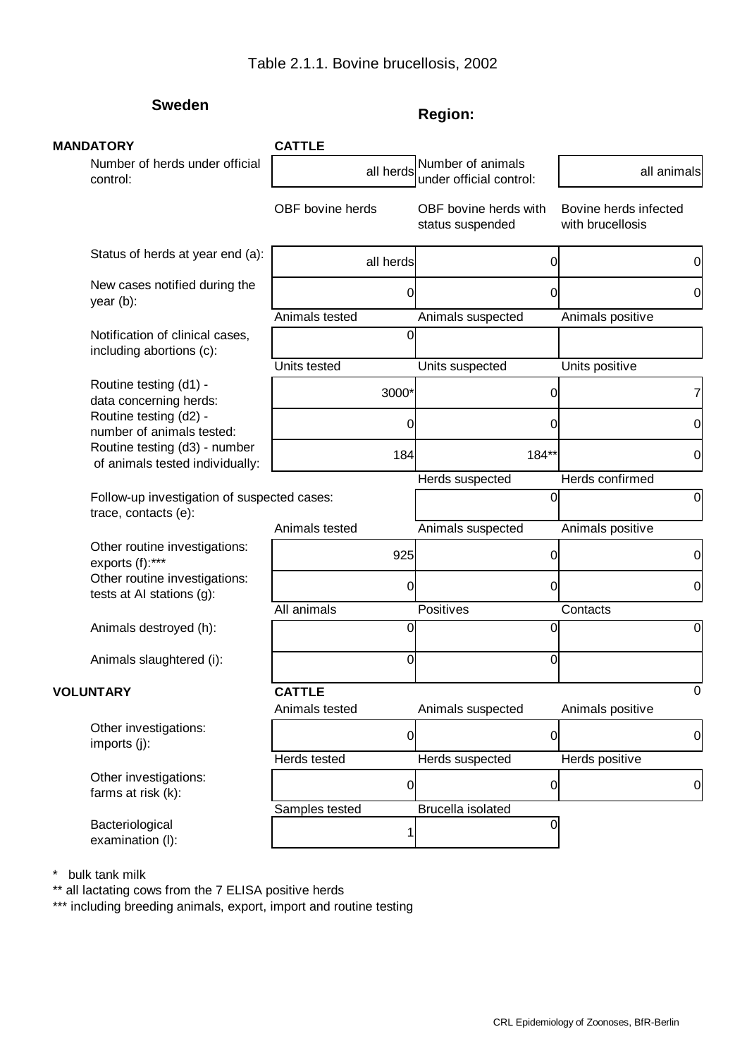# Table 2.1.1. Bovine brucellosis, 2002

**Sweden**

**Region:**

**MANDATORY**

| | **CATTLE** | | |
|---|---|---|---|
| Number of herds under official control: | all herds | Number of animals under official control: | all animals |
| | OBF bovine herds | OBF bovine herds with status suspended | Bovine herds infected with brucellosis |
| Status of herds at year end (a): | all herds | 0 | 0 |
| New cases notified during the year (b): | 0 | 0 | 0 |
| | Animals tested | Animals suspected | Animals positive |
| Notification of clinical cases, including abortions (c): | 0 | | |
| | Units tested | Units suspected | Units positive |
| Routine testing (d1) - data concerning herds: | 3000* | 0 | 7 |
| Routine testing (d2) - number of animals tested: | 0 | 0 | 0 |
| Routine testing (d3) - number of animals tested individually: | 184 | 184** | 0 |
| | | Herds suspected | Herds confirmed |
| Follow-up investigation of suspected cases: trace, contacts (e): | | 0 | 0 |
| | Animals tested | Animals suspected | Animals positive |
| Other routine investigations: exports (f):*** | 925 | 0 | 0 |
| Other routine investigations: tests at AI stations (g): | 0 | 0 | 0 |
| | All animals | Positives | Contacts |
| Animals destroyed (h): | 0 | 0 | 0 |
| Animals slaughtered (i): | 0 | 0 | |

**VOLUNTARY**

| | **CATTLE** | | 0 |
|---|---|---|---|
| | Animals tested | Animals suspected | Animals positive |
| Other investigations: imports (j): | 0 | 0 | 0 |
| | Herds tested | Herds suspected | Herds positive |
| Other investigations: farms at risk (k): | 0 | 0 | 0 |
| | Samples tested | Brucella isolated | |
| Bacteriological examination (l): | 1 | 0 | |

\* bulk tank milk

** all lactating cows from the 7 ELISA positive herds

*** including breeding animals, export, import and routine testing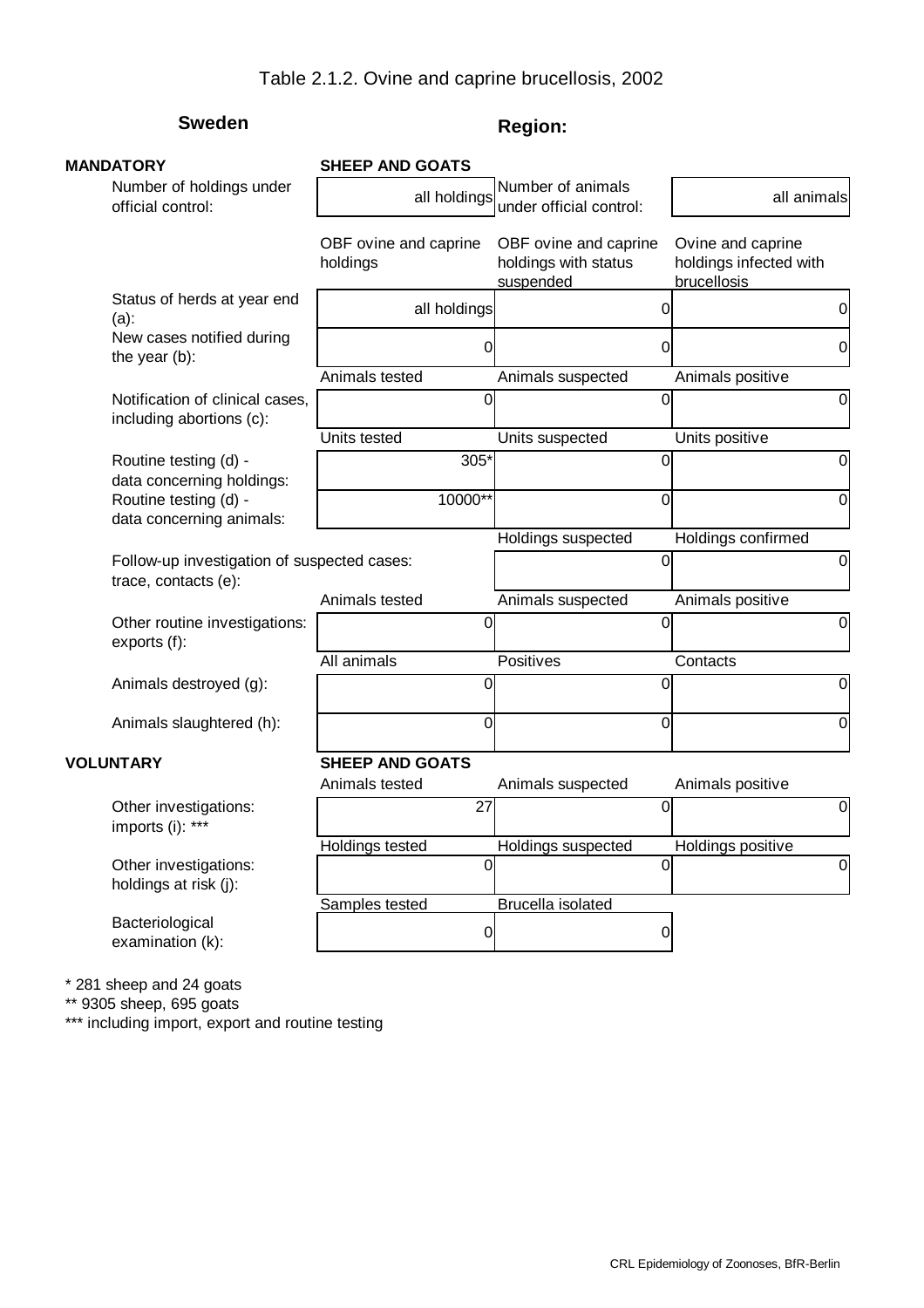# Table 2.1.2. Ovine and caprine brucellosis, 2002

**Sweden**

**Region:**

**MANDATORY** — **SHEEP AND GOATS**

| | | | |
|---|---|---|---|
| Number of holdings under official control: | all holdings | Number of animals under official control: | all animals |
| | OBF ovine and caprine holdings | OBF ovine and caprine holdings with status suspended | Ovine and caprine holdings infected with brucellosis |
| Status of herds at year end (a): | all holdings | 0 | 0 |
| New cases notified during the year (b): | 0 | 0 | 0 |
| | Animals tested | Animals suspected | Animals positive |
| Notification of clinical cases, including abortions (c): | 0 | 0 | 0 |
| | Units tested | Units suspected | Units positive |
| Routine testing (d) - data concerning holdings: | 305* | 0 | 0 |
| Routine testing (d) - data concerning animals: | 10000** | 0 | 0 |
| | | Holdings suspected | Holdings confirmed |
| Follow-up investigation of suspected cases: trace, contacts (e): | | 0 | 0 |
| | Animals tested | Animals suspected | Animals positive |
| Other routine investigations: exports (f): | 0 | 0 | 0 |
| | All animals | Positives | Contacts |
| Animals destroyed (g): | 0 | 0 | 0 |
| Animals slaughtered (h): | 0 | 0 | 0 |

**VOLUNTARY** — **SHEEP AND GOATS**

| | | | |
|---|---|---|---|
| | Animals tested | Animals suspected | Animals positive |
| Other investigations: imports (i): *** | 27 | 0 | 0 |
| | Holdings tested | Holdings suspected | Holdings positive |
| Other investigations: holdings at risk (j): | 0 | 0 | 0 |
| | Samples tested | Brucella isolated | |
| Bacteriological examination (k): | 0 | 0 | |

\* 281 sheep and 24 goats

** 9305 sheep, 695 goats

*** including import, export and routine testing

CRL Epidemiology of Zoonoses, BfR-Berlin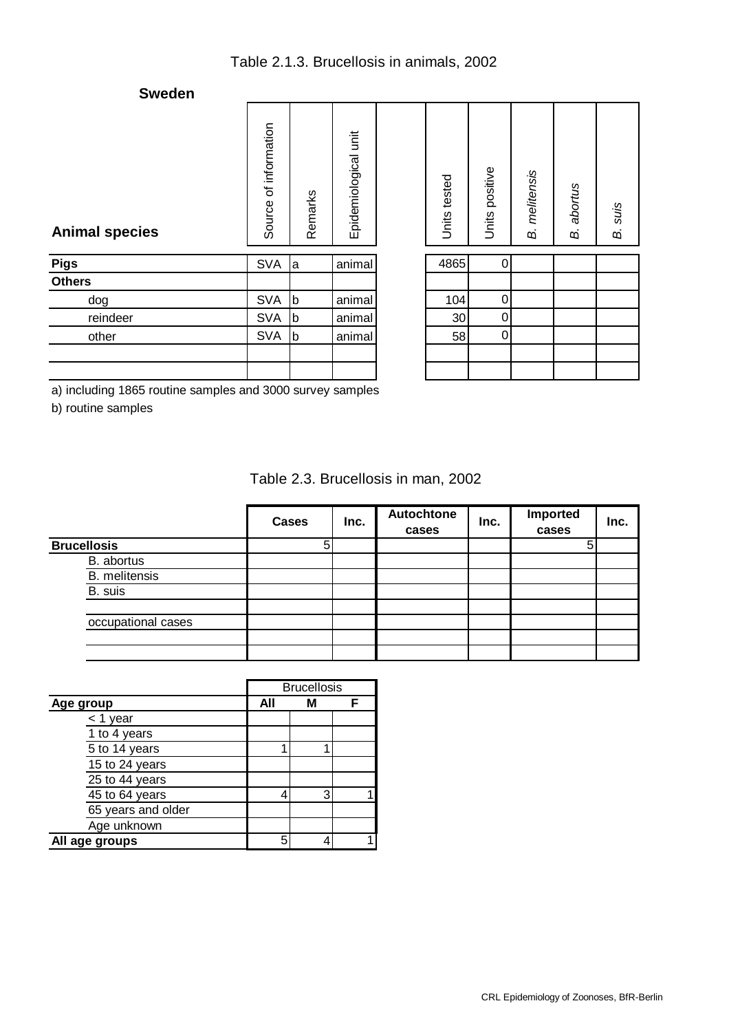# Table 2.1.3. Brucellosis in animals, 2002

## Sweden

| Animal species | Source of information | Remarks | Epidemiological unit | Units tested | Units positive | *B. melitensis* | *B. abortus* | *B. suis* |
|---|---|---|---|---|---|---|---|---|
| **Pigs** | SVA | a | animal | 4865 | 0 | | | |
| **Others** | | | | | | | | |
| dog | SVA | b | animal | 104 | 0 | | | |
| reindeer | SVA | b | animal | 30 | 0 | | | |
| other | SVA | b | animal | 58 | 0 | | | |
| | | | | | | | | |
| | | | | | | | | |

a) including 1865 routine samples and 3000 survey samples

b) routine samples

# Table 2.3. Brucellosis in man, 2002

| | Cases | Inc. | Autochtone cases | Inc. | Imported cases | Inc. |
|---|---|---|---|---|---|---|
| **Brucellosis** | 5 | | | | 5 | |
| B. abortus | | | | | | |
| B. melitensis | | | | | | |
| B. suis | | | | | | |
| | | | | | | |
| occupational cases | | | | | | |
| | | | | | | |
| | | | | | | |

| | Brucellosis | | |
|---|---|---|---|
| **Age group** | **All** | **M** | **F** |
| < 1 year | | | |
| 1 to 4 years | | | |
| 5 to 14 years | 1 | 1 | |
| 15 to 24 years | | | |
| 25 to 44 years | | | |
| 45 to 64 years | 4 | 3 | 1 |
| 65 years and older | | | |
| Age unknown | | | |
| **All age groups** | 5 | 4 | 1 |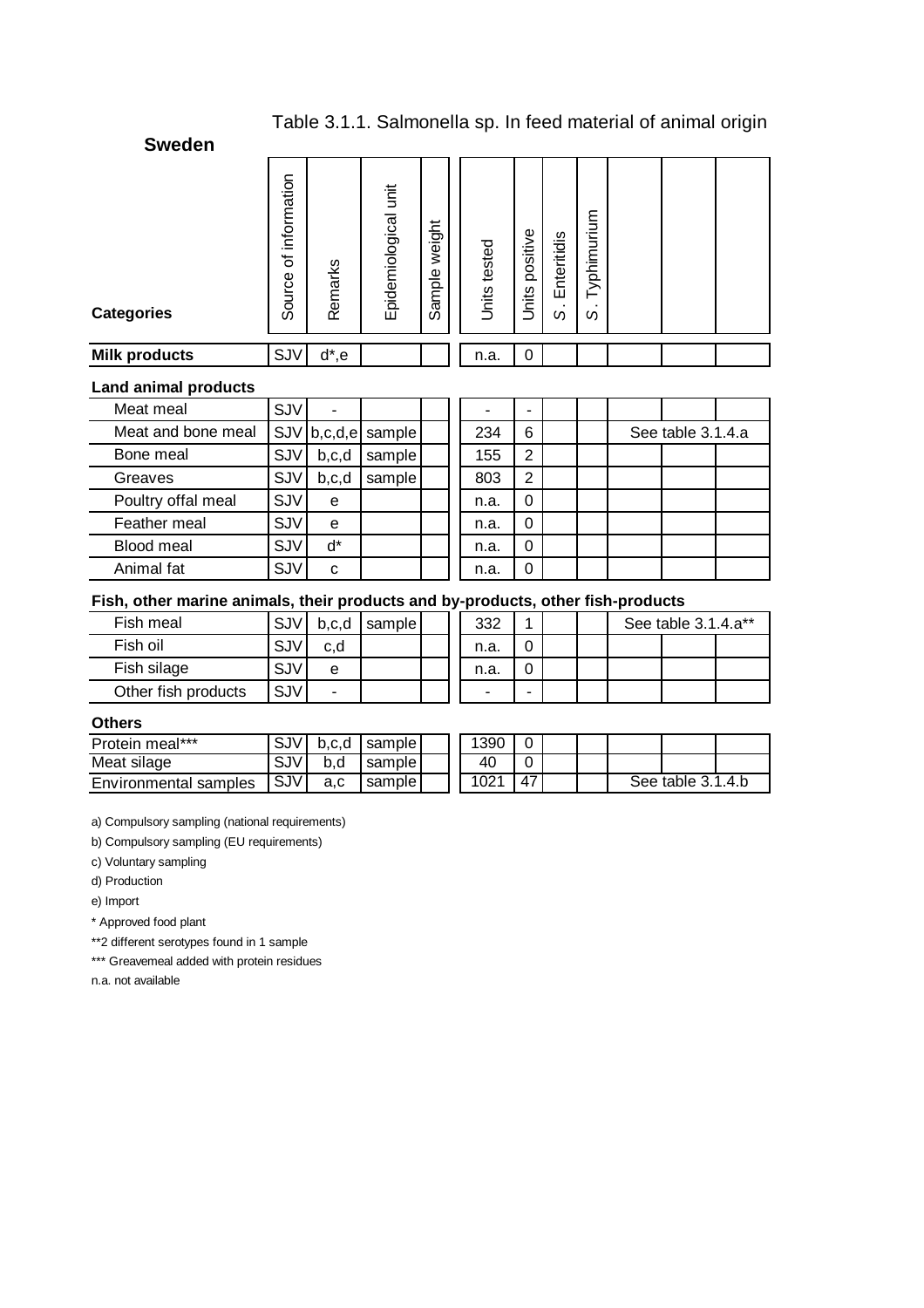## Table 3.1.1. Salmonella sp. In feed material of animal origin

**Sweden**

| Categories | Source of information | Remarks | Epidemiological unit | Sample weight | Units tested | Units positive | S. Enteritidis | S. Typhimurium | | | |
|---|---|---|---|---|---|---|---|---|---|---|---|
| **Milk products** | SJV | d*,e | | | n.a. | 0 | | | | | |
| **Land animal products** | | | | | | | | | | | |
| Meat meal | SJV | - | | | - | - | | | | | |
| Meat and bone meal | SJV | b,c,d,e | sample | | 234 | 6 | | | See table 3.1.4.a | | |
| Bone meal | SJV | b,c,d | sample | | 155 | 2 | | | | | |
| Greaves | SJV | b,c,d | sample | | 803 | 2 | | | | | |
| Poultry offal meal | SJV | e | | | n.a. | 0 | | | | | |
| Feather meal | SJV | e | | | n.a. | 0 | | | | | |
| Blood meal | SJV | d* | | | n.a. | 0 | | | | | |
| Animal fat | SJV | c | | | n.a. | 0 | | | | | |
| **Fish, other marine animals, their products and by-products, other fish-products** | | | | | | | | | | | |
| Fish meal | SJV | b,c,d | sample | | 332 | 1 | | | See table 3.1.4.a** | | |
| Fish oil | SJV | c,d | | | n.a. | 0 | | | | | |
| Fish silage | SJV | e | | | n.a. | 0 | | | | | |
| Other fish products | SJV | - | | | - | - | | | | | |
| **Others** | | | | | | | | | | | |
| Protein meal*** | SJV | b,c,d | sample | | 1390 | 0 | | | | | |
| Meat silage | SJV | b,d | sample | | 40 | 0 | | | | | |
| Environmental samples | SJV | a,c | sample | | 1021 | 47 | | | See table 3.1.4.b | | |

a) Compulsory sampling (national requirements)

b) Compulsory sampling (EU requirements)

c) Voluntary sampling

d) Production

e) Import

* Approved food plant

**2 different serotypes found in 1 sample

*** Greavemeal added with protein residues

n.a. not available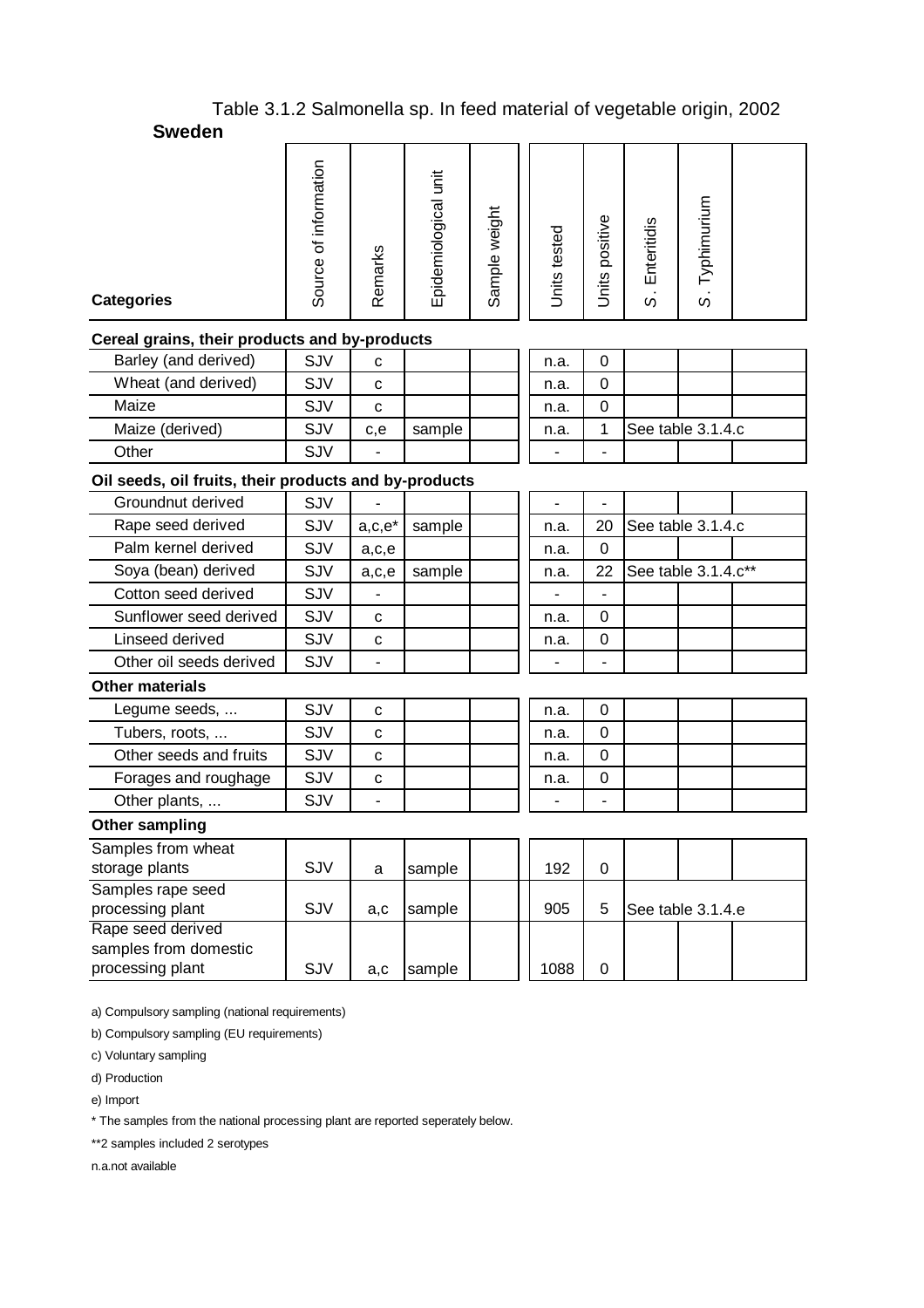# Table 3.1.2 Salmonella sp. In feed material of vegetable origin, 2002

**Sweden**

| Categories | Source of information | Remarks | Epidemiological unit | Sample weight | Units tested | Units positive | S. Enteritidis | S. Typhimurium | |
|---|---|---|---|---|---|---|---|---|---|
| **Cereal grains, their products and by-products** | | | | | | | | | |
| Barley (and derived) | SJV | c | | | n.a. | 0 | | | |
| Wheat (and derived) | SJV | c | | | n.a. | 0 | | | |
| Maize | SJV | c | | | n.a. | 0 | | | |
| Maize (derived) | SJV | c,e | sample | | n.a. | 1 | See table 3.1.4.c | | |
| Other | SJV | - | | | - | - | | | |
| **Oil seeds, oil fruits, their products and by-products** | | | | | | | | | |
| Groundnut derived | SJV | - | | | - | - | | | |
| Rape seed derived | SJV | a,c,e* | sample | | n.a. | 20 | See table 3.1.4.c | | |
| Palm kernel derived | SJV | a,c,e | | | n.a. | 0 | | | |
| Soya (bean) derived | SJV | a,c,e | sample | | n.a. | 22 | See table 3.1.4.c** | | |
| Cotton seed derived | SJV | - | | | - | - | | | |
| Sunflower seed derived | SJV | c | | | n.a. | 0 | | | |
| Linseed derived | SJV | c | | | n.a. | 0 | | | |
| Other oil seeds derived | SJV | - | | | - | - | | | |
| **Other materials** | | | | | | | | | |
| Legume seeds, ... | SJV | c | | | n.a. | 0 | | | |
| Tubers, roots, ... | SJV | c | | | n.a. | 0 | | | |
| Other seeds and fruits | SJV | c | | | n.a. | 0 | | | |
| Forages and roughage | SJV | c | | | n.a. | 0 | | | |
| Other plants, ... | SJV | - | | | - | - | | | |
| **Other sampling** | | | | | | | | | |
| Samples from wheat storage plants | SJV | a | sample | | 192 | 0 | | | |
| Samples rape seed processing plant | SJV | a,c | sample | | 905 | 5 | See table 3.1.4.e | | |
| Rape seed derived samples from domestic processing plant | SJV | a,c | sample | | 1088 | 0 | | | |

a) Compulsory sampling (national requirements)

b) Compulsory sampling (EU requirements)

c) Voluntary sampling

d) Production

e) Import

* The samples from the national processing plant are reported seperately below.

**2 samples included 2 serotypes

n.a.not available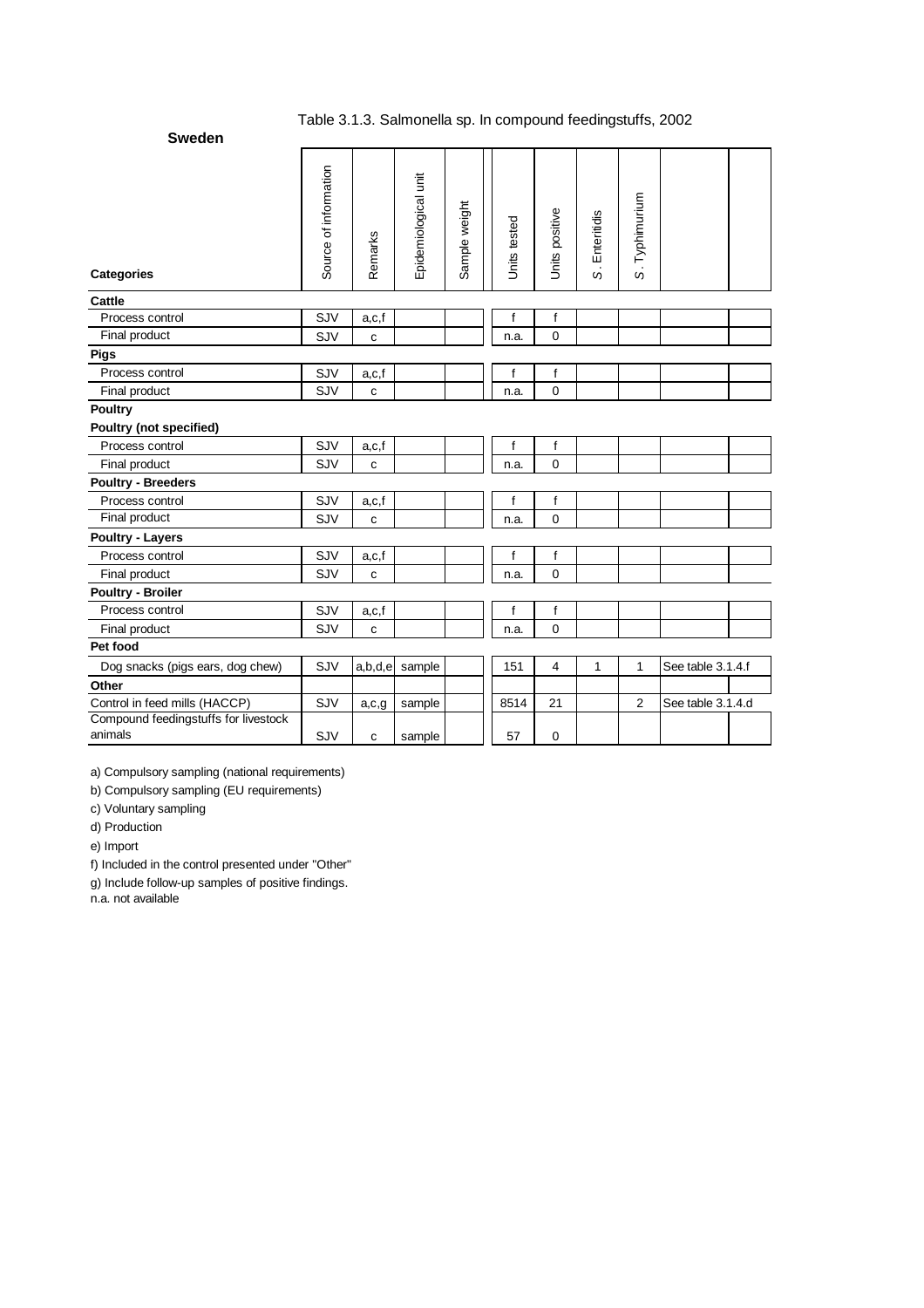**Sweden**

Table 3.1.3. Salmonella sp. In compound feedingstuffs, 2002

| Categories | Source of information | Remarks | Epidemiological unit | Sample weight | Units tested | Units positive | S. Enteritidis | S. Typhimurium | | |
|---|---|---|---|---|---|---|---|---|---|---|
| **Cattle** | | | | | | | | | | |
| Process control | SJV | a,c,f | | | f | f | | | | |
| Final product | SJV | c | | | n.a. | 0 | | | | |
| **Pigs** | | | | | | | | | | |
| Process control | SJV | a,c,f | | | f | f | | | | |
| Final product | SJV | c | | | n.a. | 0 | | | | |
| **Poultry** | | | | | | | | | | |
| **Poultry (not specified)** | | | | | | | | | | |
| Process control | SJV | a,c,f | | | f | f | | | | |
| Final product | SJV | c | | | n.a. | 0 | | | | |
| **Poultry - Breeders** | | | | | | | | | | |
| Process control | SJV | a,c,f | | | f | f | | | | |
| Final product | SJV | c | | | n.a. | 0 | | | | |
| **Poultry - Layers** | | | | | | | | | | |
| Process control | SJV | a,c,f | | | f | f | | | | |
| Final product | SJV | c | | | n.a. | 0 | | | | |
| **Poultry - Broiler** | | | | | | | | | | |
| Process control | SJV | a,c,f | | | f | f | | | | |
| Final product | SJV | c | | | n.a. | 0 | | | | |
| **Pet food** | | | | | | | | | | |
| Dog snacks (pigs ears, dog chew) | SJV | a,b,d,e | sample | | 151 | 4 | 1 | 1 | See table 3.1.4.f | |
| **Other** | | | | | | | | | | |
| Control in feed mills (HACCP) | SJV | a,c,g | sample | | 8514 | 21 | | 2 | See table 3.1.4.d | |
| Compound feedingstuffs for livestock animals | SJV | c | sample | | 57 | 0 | | | | |

a) Compulsory sampling (national requirements)

b) Compulsory sampling (EU requirements)

c) Voluntary sampling

d) Production

e) Import

f) Included in the control presented under "Other"

g) Include follow-up samples of positive findings.

n.a. not available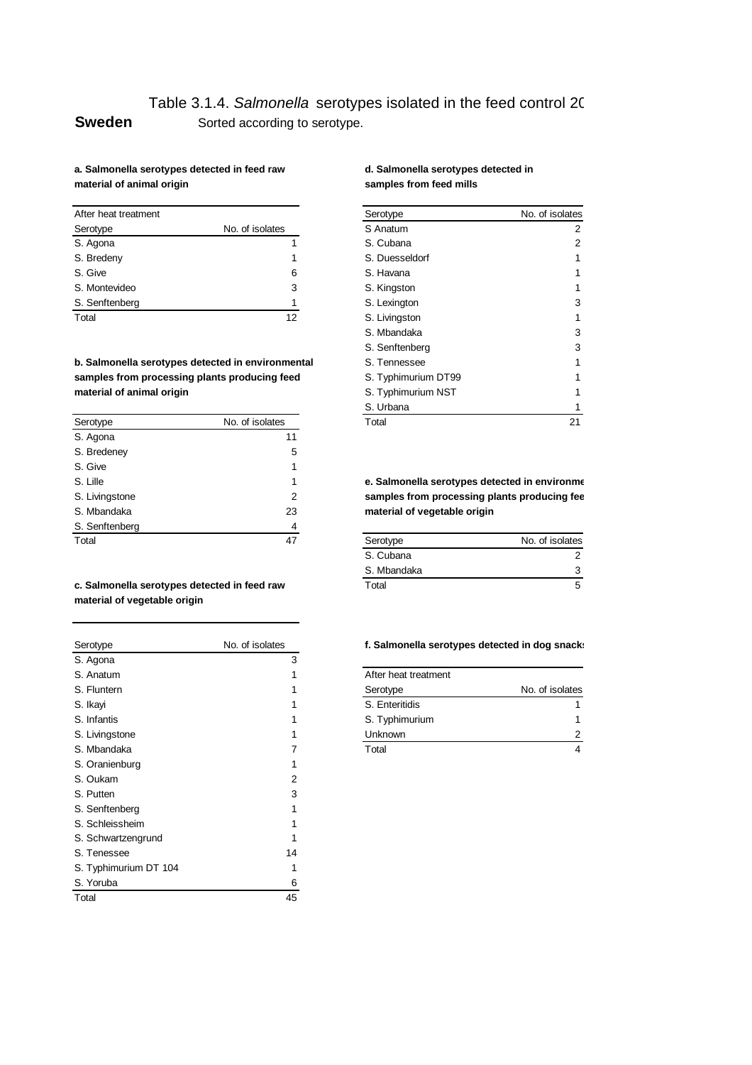# Table 3.1.4. *Salmonella* serotypes isolated in the feed control 20

**Sweden** Sorted according to serotype.

**a. Salmonella serotypes detected in feed raw material of animal origin**

| After heat treatment | |
|---|---|
| Serotype | No. of isolates |
| S. Agona | 1 |
| S. Bredeny | 1 |
| S. Give | 6 |
| S. Montevideo | 3 |
| S. Senftenberg | 1 |
| Total | 12 |

**b. Salmonella serotypes detected in environmental samples from processing plants producing feed material of animal origin**

| Serotype | No. of isolates |
|---|---|
| S. Agona | 11 |
| S. Bredeney | 5 |
| S. Give | 1 |
| S. Lille | 1 |
| S. Livingstone | 2 |
| S. Mbandaka | 23 |
| S. Senftenberg | 4 |
| Total | 47 |

**c. Salmonella serotypes detected in feed raw material of vegetable origin**

| Serotype | No. of isolates |
|---|---|
| S. Agona | 3 |
| S. Anatum | 1 |
| S. Fluntern | 1 |
| S. Ikayi | 1 |
| S. Infantis | 1 |
| S. Livingstone | 1 |
| S. Mbandaka | 7 |
| S. Oranienburg | 1 |
| S. Oukam | 2 |
| S. Putten | 3 |
| S. Senftenberg | 1 |
| S. Schleissheim | 1 |
| S. Schwartzengrund | 1 |
| S. Tenessee | 14 |
| S. Typhimurium DT 104 | 1 |
| S. Yoruba | 6 |
| Total | 45 |

**d. Salmonella serotypes detected in samples from feed mills**

| Serotype | No. of isolates |
|---|---|
| S Anatum | 2 |
| S. Cubana | 2 |
| S. Duesseldorf | 1 |
| S. Havana | 1 |
| S. Kingston | 1 |
| S. Lexington | 3 |
| S. Livingston | 1 |
| S. Mbandaka | 3 |
| S. Senftenberg | 3 |
| S. Tennessee | 1 |
| S. Typhimurium DT99 | 1 |
| S. Typhimurium NST | 1 |
| S. Urbana | 1 |
| Total | 21 |

**e. Salmonella serotypes detected in environme samples from processing plants producing fee material of vegetable origin**

| Serotype | No. of isolates |
|---|---|
| S. Cubana | 2 |
| S. Mbandaka | 3 |
| Total | 5 |

**f. Salmonella serotypes detected in dog snack**

| After heat treatment | |
|---|---|
| Serotype | No. of isolates |
| S. Enteritidis | 1 |
| S. Typhimurium | 1 |
| Unknown | 2 |
| Total | 4 |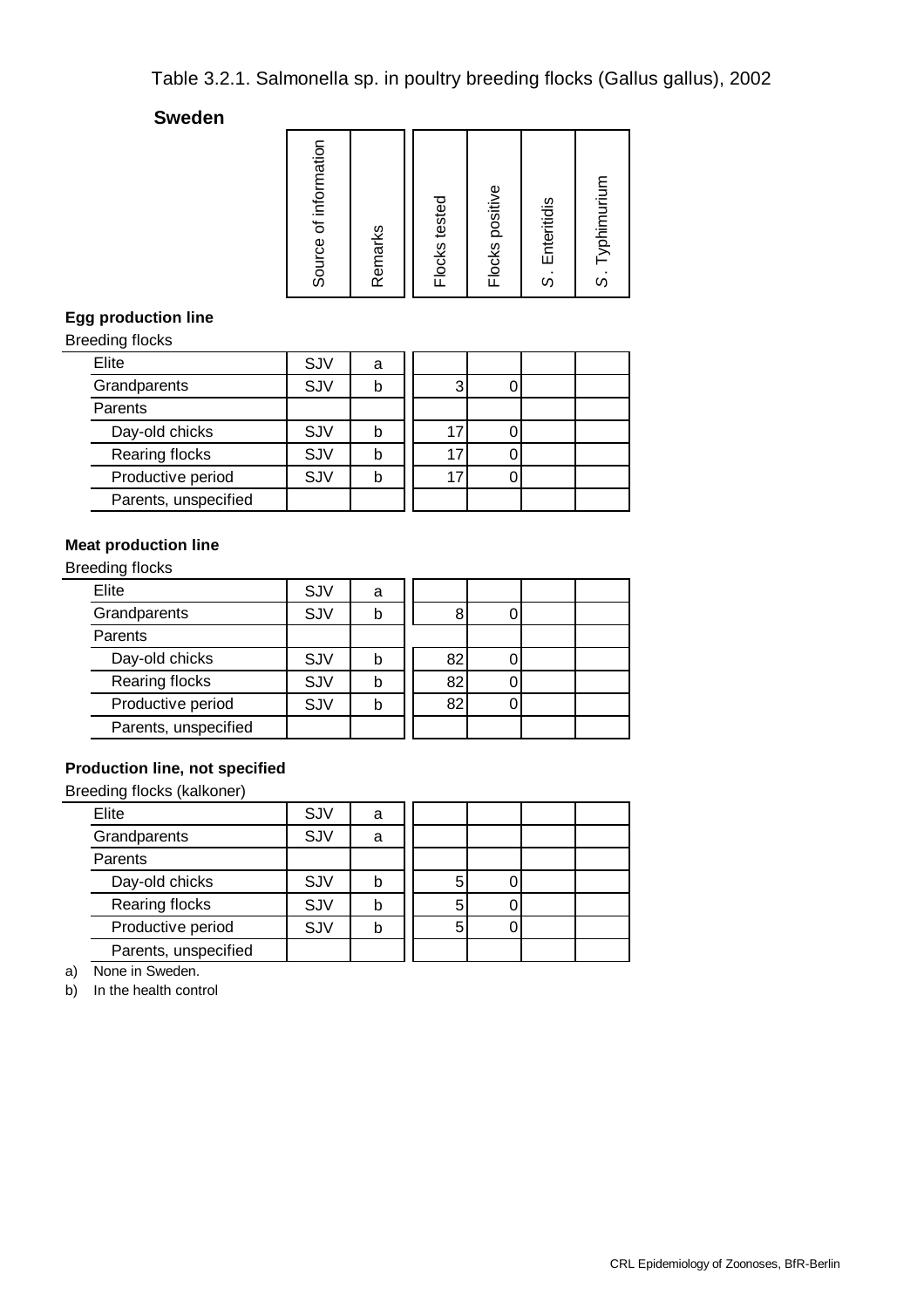# Table 3.2.1. Salmonella sp. in poultry breeding flocks (Gallus gallus), 2002

## Sweden

| | Source of information | Remarks | Flocks tested | Flocks positive | S. Enteritidis | S. Typhimurium |
|---|---|---|---|---|---|---|
| **Egg production line** | | | | | | |
| Breeding flocks | | | | | | |
| Elite | SJV | a | | | | |
| Grandparents | SJV | b | 3 | 0 | | |
| Parents | | | | | | |
| Day-old chicks | SJV | b | 17 | 0 | | |
| Rearing flocks | SJV | b | 17 | 0 | | |
| Productive period | SJV | b | 17 | 0 | | |
| Parents, unspecified | | | | | | |
| **Meat production line** | | | | | | |
| Breeding flocks | | | | | | |
| Elite | SJV | a | | | | |
| Grandparents | SJV | b | 8 | 0 | | |
| Parents | | | | | | |
| Day-old chicks | SJV | b | 82 | 0 | | |
| Rearing flocks | SJV | b | 82 | 0 | | |
| Productive period | SJV | b | 82 | 0 | | |
| Parents, unspecified | | | | | | |
| **Production line, not specified** | | | | | | |
| Breeding flocks (kalkoner) | | | | | | |
| Elite | SJV | a | | | | |
| Grandparents | SJV | a | | | | |
| Parents | | | | | | |
| Day-old chicks | SJV | b | 5 | 0 | | |
| Rearing flocks | SJV | b | 5 | 0 | | |
| Productive period | SJV | b | 5 | 0 | | |
| Parents, unspecified | | | | | | |

a) None in Sweden.

b) In the health control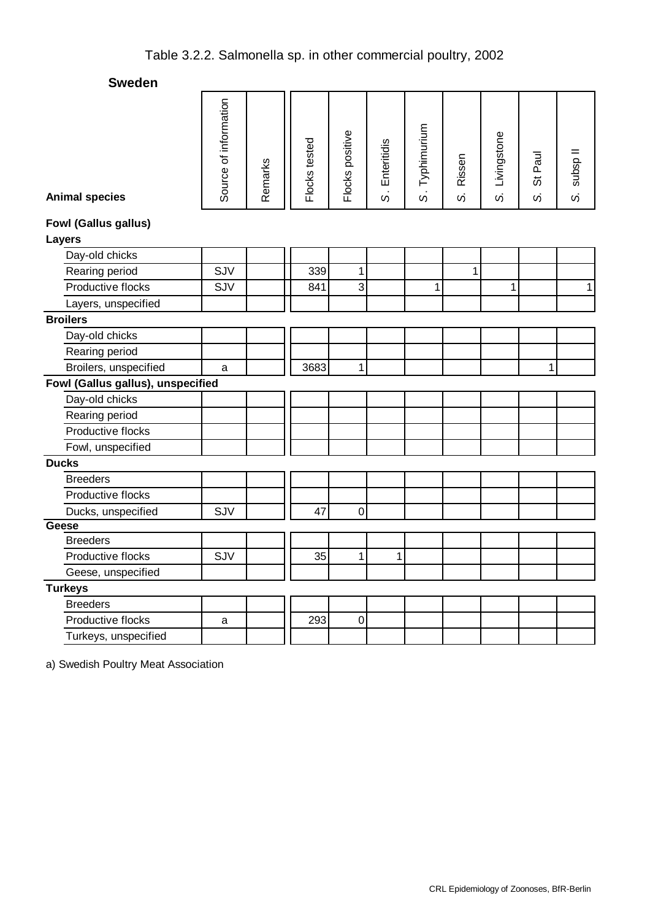Table 3.2.2. Salmonella sp. in other commercial poultry, 2002

**Sweden**

| Animal species | Source of information | Remarks | Flocks tested | Flocks positive | S. Enteritidis | S. Typhimurium | S. Rissen | S. Livingstone | S. St Paul | S. subsp II |
|---|---|---|---|---|---|---|---|---|---|---|
| **Fowl (Gallus gallus)** | | | | | | | | | | |
| **Layers** | | | | | | | | | | |
| Day-old chicks | | | | | | | | | | |
| Rearing period | SJV | | 339 | 1 | | | 1 | | | |
| Productive flocks | SJV | | 841 | 3 | | 1 | | 1 | | 1 |
| Layers, unspecified | | | | | | | | | | |
| **Broilers** | | | | | | | | | | |
| Day-old chicks | | | | | | | | | | |
| Rearing period | | | | | | | | | | |
| Broilers, unspecified | a | | 3683 | 1 | | | | | 1 | |
| **Fowl (Gallus gallus), unspecified** | | | | | | | | | | |
| Day-old chicks | | | | | | | | | | |
| Rearing period | | | | | | | | | | |
| Productive flocks | | | | | | | | | | |
| Fowl, unspecified | | | | | | | | | | |
| **Ducks** | | | | | | | | | | |
| Breeders | | | | | | | | | | |
| Productive flocks | | | | | | | | | | |
| Ducks, unspecified | SJV | | 47 | 0 | | | | | | |
| **Geese** | | | | | | | | | | |
| Breeders | | | | | | | | | | |
| Productive flocks | SJV | | 35 | 1 | 1 | | | | | |
| Geese, unspecified | | | | | | | | | | |
| **Turkeys** | | | | | | | | | | |
| Breeders | | | | | | | | | | |
| Productive flocks | a | | 293 | 0 | | | | | | |
| Turkeys, unspecified | | | | | | | | | | |

a) Swedish Poultry Meat Association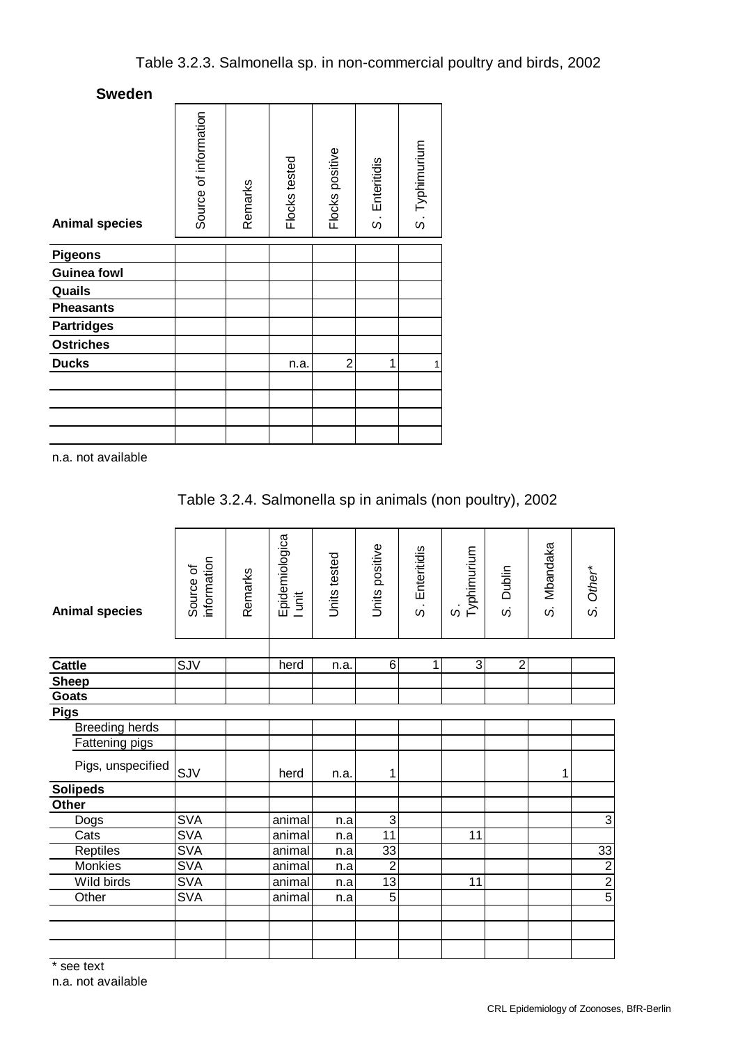Table 3.2.3. Salmonella sp. in non-commercial poultry and birds, 2002

**Sweden**

| Animal species | Source of information | Remarks | Flocks tested | Flocks positive | S. Enteritidis | S. Typhimurium |
|---|---|---|---|---|---|---|
| **Pigeons** | | | | | | |
| **Guinea fowl** | | | | | | |
| **Quails** | | | | | | |
| **Pheasants** | | | | | | |
| **Partridges** | | | | | | |
| **Ostriches** | | | | | | |
| **Ducks** | | | n.a. | 2 | 1 | 1 |
| | | | | | | |
| | | | | | | |
| | | | | | | |
| | | | | | | |

n.a. not available

Table 3.2.4. Salmonella sp in animals (non poultry), 2002

| Animal species | Source of information | Remarks | Epidemiological unit | Units tested | Units positive | *S. Enteritidis* | *S. Typhimurium* | *S. Dublin* | *S. Mbandaka* | *S. Other\** |
|---|---|---|---|---|---|---|---|---|---|---|
| **Cattle** | SJV | | herd | n.a. | 6 | 1 | 3 | 2 | | |
| **Sheep** | | | | | | | | | | |
| **Goats** | | | | | | | | | | |
| **Pigs** | | | | | | | | | | |
| Breeding herds | | | | | | | | | | |
| Fattening pigs | | | | | | | | | | |
| Pigs, unspecified | SJV | | herd | n.a. | 1 | | | | 1 | |
| **Solipeds** | | | | | | | | | | |
| **Other** | | | | | | | | | | |
| Dogs | SVA | | animal | n.a | 3 | | | | | 3 |
| Cats | SVA | | animal | n.a | 11 | | 11 | | | |
| Reptiles | SVA | | animal | n.a | 33 | | | | | 33 |
| Monkies | SVA | | animal | n.a | 2 | | | | | 2 |
| Wild birds | SVA | | animal | n.a | 13 | | 11 | | | 2 |
| Other | SVA | | animal | n.a | 5 | | | | | 5 |
| | | | | | | | | | | |
| | | | | | | | | | | |
| | | | | | | | | | | |

\* see text

n.a. not available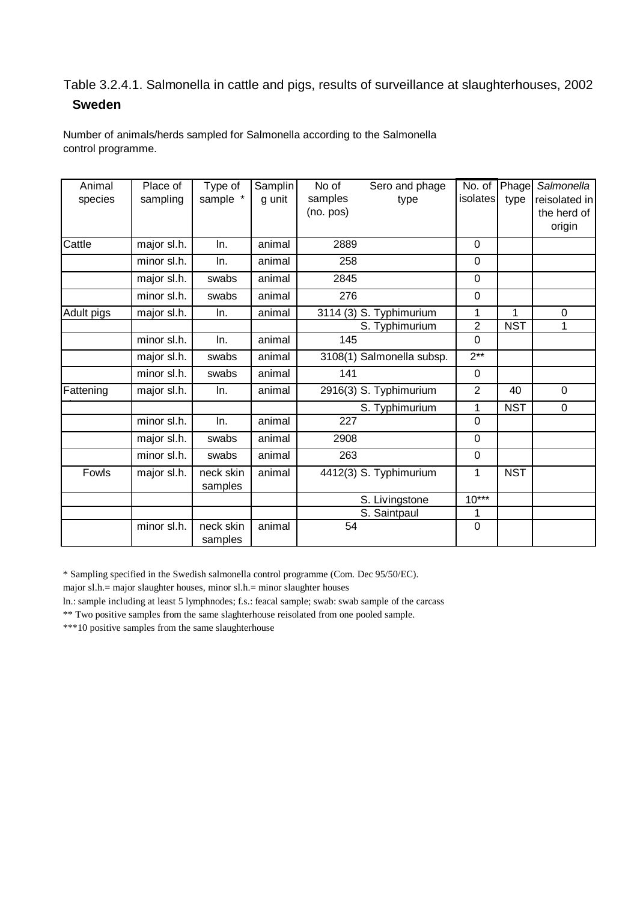Table 3.2.4.1. Salmonella in cattle and pigs, results of surveillance at slaughterhouses, 2002

**Sweden**

Number of animals/herds sampled for Salmonella according to the Salmonella control programme.

| Animal species | Place of sampling | Type of sample * | Sampling unit | No of samples (no. pos) | Sero and phage type | No. of isolates | Phage type | *Salmonella* reisolated in the herd of origin |
|---|---|---|---|---|---|---|---|---|
| Cattle | major sl.h. | ln. | animal | 2889 | | 0 | | |
| | minor sl.h. | ln. | animal | 258 | | 0 | | |
| | major sl.h. | swabs | animal | 2845 | | 0 | | |
| | minor sl.h. | swabs | animal | 276 | | 0 | | |
| Adult pigs | major sl.h. | ln. | animal | 3114 (3) | S. Typhimurium | 1 | 1 | 0 |
| | | | | | S. Typhimurium | 2 | NST | 1 |
| | minor sl.h. | ln. | animal | 145 | | 0 | | |
| | major sl.h. | swabs | animal | 3108(1) | Salmonella subsp. | 2** | | |
| | minor sl.h. | swabs | animal | 141 | | 0 | | |
| Fattening pigs | major sl.h. | ln. | animal | 2916(3) | S. Typhimurium | 2 | 40 | 0 |
| | | | | | S. Typhimurium | 1 | NST | 0 |
| | minor sl.h. | ln. | animal | 227 | | 0 | | |
| | major sl.h. | swabs | animal | 2908 | | 0 | | |
| | minor sl.h. | swabs | animal | 263 | | 0 | | |
| Fowls | major sl.h. | neck skin samples | animal | 4412(3) | S. Typhimurium | 1 | NST | |
| | | | | | S. Livingstone | 10*** | | |
| | | | | | S. Saintpaul | 1 | | |
| | minor sl.h. | neck skin samples | animal | 54 | | 0 | | |

\* Sampling specified in the Swedish salmonella control programme (Com. Dec 95/50/EC).

major sl.h.= major slaughter houses, minor sl.h.= minor slaughter houses

ln.: sample including at least 5 lymphnodes; f.s.: feacal sample; swab: swab sample of the carcass

** Two positive samples from the same slaghterhouse reisolated from one pooled sample.

***10 positive samples from the same slaughterhouse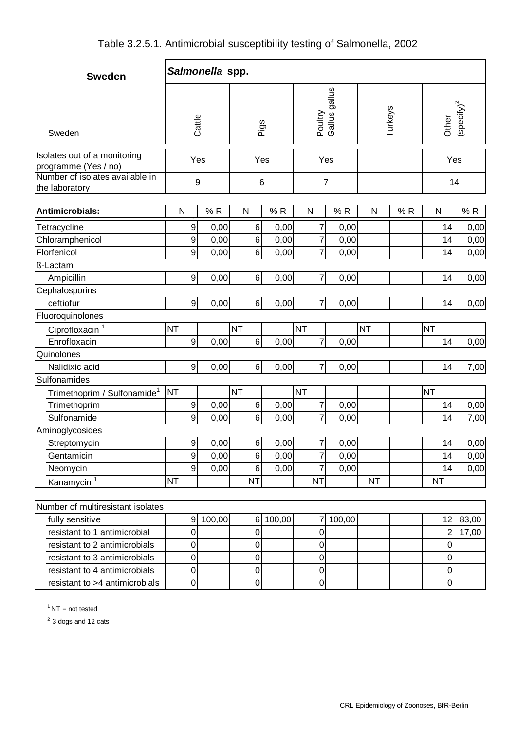# Table 3.2.5.1. Antimicrobial susceptibility testing of Salmonella, 2002

| Sweden | ***Salmonella* spp.** | | | | | | | | | |
|---|---|---|---|---|---|---|---|---|---|---|
| Sweden | Cattle | | Pigs | | Poultry Gallus gallus | | Turkeys | | Other (specify)[2] | |
| Isolates out of a monitoring programme (Yes / no) | Yes | | Yes | | Yes | | | | Yes | |
| Number of isolates available in the laboratory | 9 | | 6 | | 7 | | | | 14 | |
| **Antimicrobials:** | N | % R | N | % R | N | % R | N | % R | N | % R |
| Tetracycline | 9 | 0,00 | 6 | 0,00 | 7 | 0,00 | | | 14 | 0,00 |
| Chloramphenicol | 9 | 0,00 | 6 | 0,00 | 7 | 0,00 | | | 14 | 0,00 |
| Florfenicol | 9 | 0,00 | 6 | 0,00 | 7 | 0,00 | | | 14 | 0,00 |
| ß-Lactam | | | | | | | | | | |
| Ampicillin | 9 | 0,00 | 6 | 0,00 | 7 | 0,00 | | | 14 | 0,00 |
| Cephalosporins | | | | | | | | | | |
| ceftiofur | 9 | 0,00 | 6 | 0,00 | 7 | 0,00 | | | 14 | 0,00 |
| Fluoroquinolones | | | | | | | | | | |
| Ciprofloxacin [1] | NT | | NT | | NT | | NT | | NT | |
| Enrofloxacin | 9 | 0,00 | 6 | 0,00 | 7 | 0,00 | | | 14 | 0,00 |
| Quinolones | | | | | | | | | | |
| Nalidixic acid | 9 | 0,00 | 6 | 0,00 | 7 | 0,00 | | | 14 | 7,00 |
| Sulfonamides | | | | | | | | | | |
| Trimethoprim / Sulfonamide[1] | NT | | NT | | NT | | | | NT | |
| Trimethoprim | 9 | 0,00 | 6 | 0,00 | 7 | 0,00 | | | 14 | 0,00 |
| Sulfonamide | 9 | 0,00 | 6 | 0,00 | 7 | 0,00 | | | 14 | 7,00 |
| Aminoglycosides | | | | | | | | | | |
| Streptomycin | 9 | 0,00 | 6 | 0,00 | 7 | 0,00 | | | 14 | 0,00 |
| Gentamicin | 9 | 0,00 | 6 | 0,00 | 7 | 0,00 | | | 14 | 0,00 |
| Neomycin | 9 | 0,00 | 6 | 0,00 | 7 | 0,00 | | | 14 | 0,00 |
| Kanamycin [1] | NT | | NT | | NT | | NT | | NT | |
| Number of multiresistant isolates | | | | | | | | | | |
| fully sensitive | 9 | 100,00 | 6 | 100,00 | 7 | 100,00 | | | 12 | 83,00 |
| resistant to 1 antimicrobial | 0 | | 0 | | 0 | | | | 2 | 17,00 |
| resistant to 2 antimicrobials | 0 | | 0 | | 0 | | | | 0 | |
| resistant to 3 antimicrobials | 0 | | 0 | | 0 | | | | 0 | |
| resistant to 4 antimicrobials | 0 | | 0 | | 0 | | | | 0 | |
| resistant to >4 antimicrobials | 0 | | 0 | | 0 | | | | 0 | |

[1] NT = not tested

[2] 3 dogs and 12 cats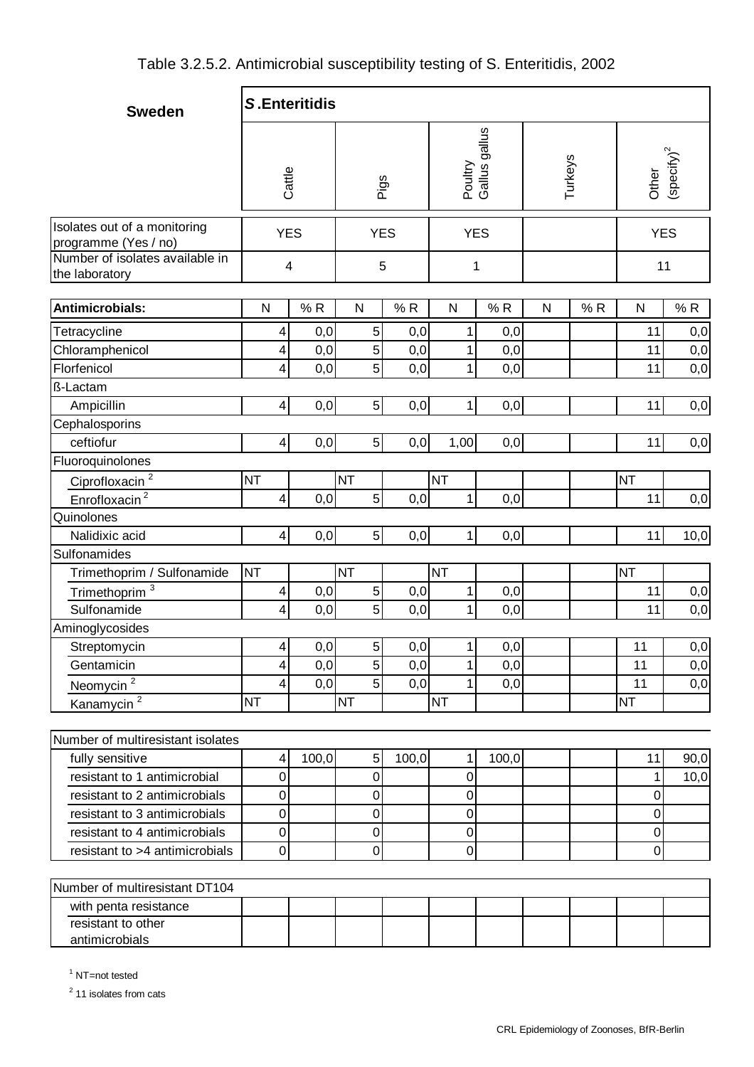# Table 3.2.5.2. Antimicrobial susceptibility testing of S. Enteritidis, 2002

| Sweden | *S.* Enteritidis | | | | | | | | | |
|---|---|---|---|---|---|---|---|---|---|---|
| | Cattle | | Pigs | | Poultry Gallus gallus | | Turkeys | | Other (specify)[2] | |
| Isolates out of a monitoring programme (Yes / no) | YES | | YES | | YES | | | | YES | |
| Number of isolates available in the laboratory | 4 | | 5 | | 1 | | | | 11 | |
| **Antimicrobials:** | N | % R | N | % R | N | % R | N | % R | N | % R |
| Tetracycline | 4 | 0,0 | 5 | 0,0 | 1 | 0,0 | | | 11 | 0,0 |
| Chloramphenicol | 4 | 0,0 | 5 | 0,0 | 1 | 0,0 | | | 11 | 0,0 |
| Florfenicol | 4 | 0,0 | 5 | 0,0 | 1 | 0,0 | | | 11 | 0,0 |
| ß-Lactam | | | | | | | | | | |
| Ampicillin | 4 | 0,0 | 5 | 0,0 | 1 | 0,0 | | | 11 | 0,0 |
| Cephalosporins | | | | | | | | | | |
| ceftiofur | 4 | 0,0 | 5 | 0,0 | 1,00 | 0,0 | | | 11 | 0,0 |
| Fluoroquinolones | | | | | | | | | | |
| Ciprofloxacin[2] | NT | | NT | | NT | | | | NT | |
| Enrofloxacin[2] | 4 | 0,0 | 5 | 0,0 | 1 | 0,0 | | | 11 | 0,0 |
| Quinolones | | | | | | | | | | |
| Nalidixic acid | 4 | 0,0 | 5 | 0,0 | 1 | 0,0 | | | 11 | 10,0 |
| Sulfonamides | | | | | | | | | | |
| Trimethoprim / Sulfonamide | NT | | NT | | NT | | | | NT | |
| Trimethoprim[3] | 4 | 0,0 | 5 | 0,0 | 1 | 0,0 | | | 11 | 0,0 |
| Sulfonamide | 4 | 0,0 | 5 | 0,0 | 1 | 0,0 | | | 11 | 0,0 |
| Aminoglycosides | | | | | | | | | | |
| Streptomycin | 4 | 0,0 | 5 | 0,0 | 1 | 0,0 | | | 11 | 0,0 |
| Gentamicin | 4 | 0,0 | 5 | 0,0 | 1 | 0,0 | | | 11 | 0,0 |
| Neomycin[2] | 4 | 0,0 | 5 | 0,0 | 1 | 0,0 | | | 11 | 0,0 |
| Kanamycin[2] | NT | | NT | | NT | | | | NT | |
| Number of multiresistant isolates | | | | | | | | | | |
| fully sensitive | 4 | 100,0 | 5 | 100,0 | 1 | 100,0 | | | 11 | 90,0 |
| resistant to 1 antimicrobial | 0 | | 0 | | 0 | | | | 1 | 10,0 |
| resistant to 2 antimicrobials | 0 | | 0 | | 0 | | | | 0 | |
| resistant to 3 antimicrobials | 0 | | 0 | | 0 | | | | 0 | |
| resistant to 4 antimicrobials | 0 | | 0 | | 0 | | | | 0 | |
| resistant to >4 antimicrobials | 0 | | 0 | | 0 | | | | 0 | |
| Number of multiresistant DT104 | | | | | | | | | | |
| with penta resistance | | | | | | | | | | |
| resistant to other antimicrobials | | | | | | | | | | |

[1] NT=not tested

[2] 11 isolates from cats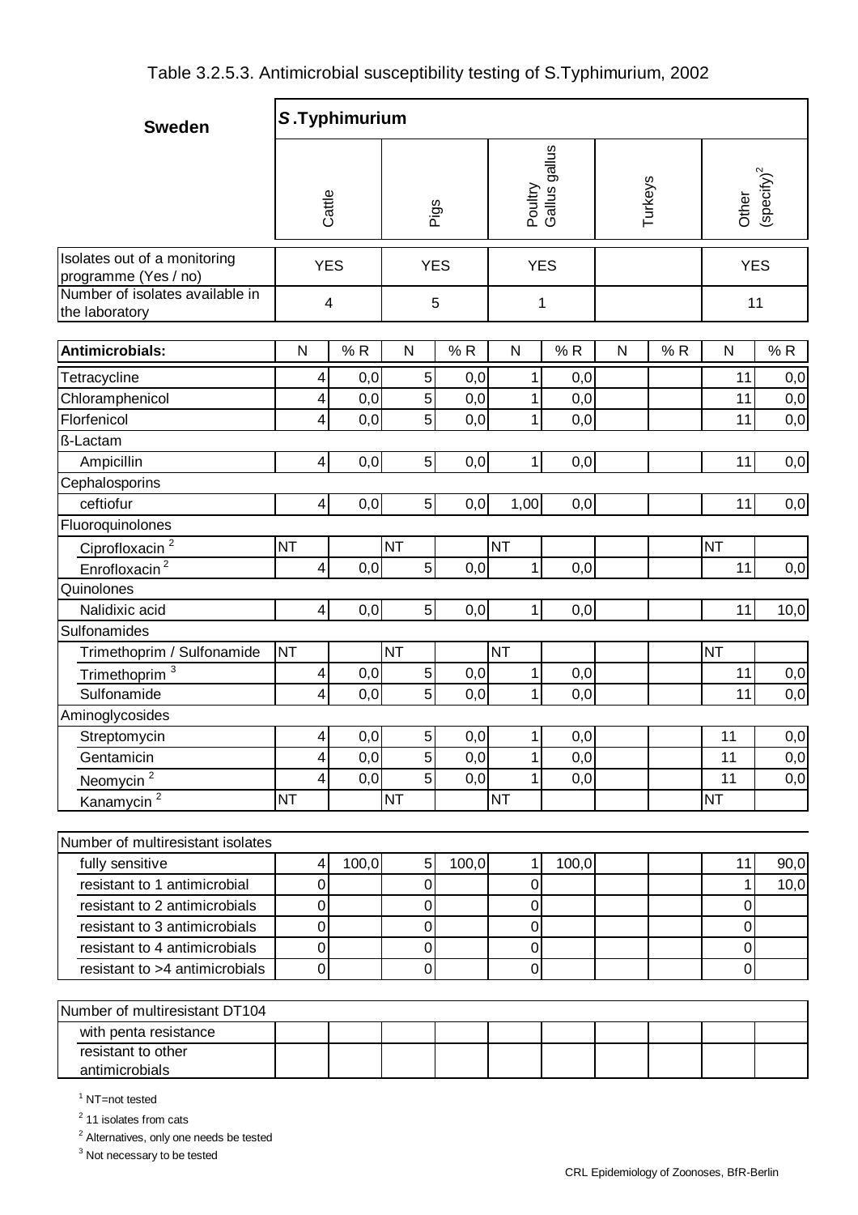# Table 3.2.5.3. Antimicrobial susceptibility testing of S.Typhimurium, 2002

| Sweden | *S*.Typhimurium | | | | | | | | | |
|---|---|---|---|---|---|---|---|---|---|---|
| | Cattle | | Pigs | | Poultry Gallus gallus | | Turkeys | | Other (specify)[2] | |
| Isolates out of a monitoring programme (Yes / no) | YES | | YES | | YES | | | | YES | |
| Number of isolates available in the laboratory | 4 | | 5 | | 1 | | | | 11 | |
| **Antimicrobials:** | N | % R | N | % R | N | % R | N | % R | N | % R |
| Tetracycline | 4 | 0,0 | 5 | 0,0 | 1 | 0,0 | | | 11 | 0,0 |
| Chloramphenicol | 4 | 0,0 | 5 | 0,0 | 1 | 0,0 | | | 11 | 0,0 |
| Florfenicol | 4 | 0,0 | 5 | 0,0 | 1 | 0,0 | | | 11 | 0,0 |
| ß-Lactam | | | | | | | | | | |
| Ampicillin | 4 | 0,0 | 5 | 0,0 | 1 | 0,0 | | | 11 | 0,0 |
| Cephalosporins | | | | | | | | | | |
| ceftiofur | 4 | 0,0 | 5 | 0,0 | 1,00 | 0,0 | | | 11 | 0,0 |
| Fluoroquinolones | | | | | | | | | | |
| Ciprofloxacin[2] | NT | | NT | | NT | | | | NT | |
| Enrofloxacin[2] | 4 | 0,0 | 5 | 0,0 | 1 | 0,0 | | | 11 | 0,0 |
| Quinolones | | | | | | | | | | |
| Nalidixic acid | 4 | 0,0 | 5 | 0,0 | 1 | 0,0 | | | 11 | 10,0 |
| Sulfonamides | | | | | | | | | | |
| Trimethoprim / Sulfonamide | NT | | NT | | NT | | | | NT | |
| Trimethoprim[3] | 4 | 0,0 | 5 | 0,0 | 1 | 0,0 | | | 11 | 0,0 |
| Sulfonamide | 4 | 0,0 | 5 | 0,0 | 1 | 0,0 | | | 11 | 0,0 |
| Aminoglycosides | | | | | | | | | | |
| Streptomycin | 4 | 0,0 | 5 | 0,0 | 1 | 0,0 | | | 11 | 0,0 |
| Gentamicin | 4 | 0,0 | 5 | 0,0 | 1 | 0,0 | | | 11 | 0,0 |
| Neomycin[2] | 4 | 0,0 | 5 | 0,0 | 1 | 0,0 | | | 11 | 0,0 |
| Kanamycin[2] | NT | | NT | | NT | | | | NT | |
| Number of multiresistant isolates | | | | | | | | | | |
| fully sensitive | 4 | 100,0 | 5 | 100,0 | 1 | 100,0 | | | 11 | 90,0 |
| resistant to 1 antimicrobial | 0 | | 0 | | 0 | | | | 1 | 10,0 |
| resistant to 2 antimicrobials | 0 | | 0 | | 0 | | | | 0 | |
| resistant to 3 antimicrobials | 0 | | 0 | | 0 | | | | 0 | |
| resistant to 4 antimicrobials | 0 | | 0 | | 0 | | | | 0 | |
| resistant to >4 antimicrobials | 0 | | 0 | | 0 | | | | 0 | |
| Number of multiresistant DT104 | | | | | | | | | | |
| with penta resistance | | | | | | | | | | |
| resistant to other antimicrobials | | | | | | | | | | |

[1] NT=not tested

[2] 11 isolates from cats

[2] Alternatives, only one needs be tested

[3] Not necessary to be tested

CRL Epidemiology of Zoonoses, BfR-Berlin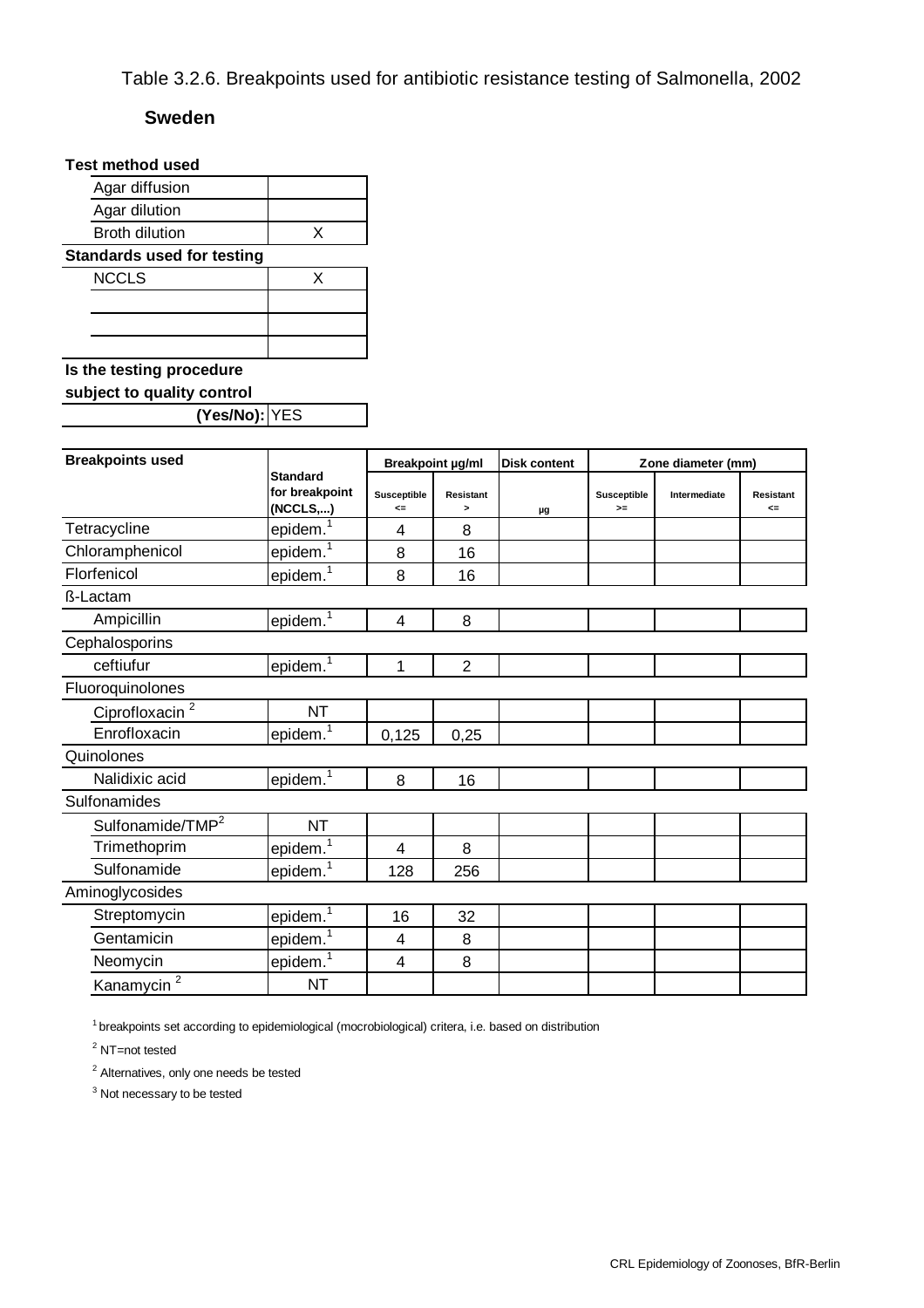# Table 3.2.6. Breakpoints used for antibiotic resistance testing of Salmonella, 2002

## Sweden

**Test method used**

| | |
|---|---|
| Agar diffusion | |
| Agar dilution | |
| Broth dilution | X |

**Standards used for testing**

| | |
|---|---|
| NCCLS | X |
| | |
| | |
| | |

**Is the testing procedure subject to quality control (Yes/No):** YES

| Breakpoints used | Standard for breakpoint (NCCLS,...) | Breakpoint µg/ml | | Disk content | Zone diameter (mm) | | |
|---|---|---|---|---|---|---|---|
| | | Susceptible <= | Resistant > | µg | Susceptible >= | Intermediate | Resistant <= |
| Tetracycline | epidem.[1] | 4 | 8 | | | | |
| Chloramphenicol | epidem.[1] | 8 | 16 | | | | |
| Florfenicol | epidem.[1] | 8 | 16 | | | | |
| ß-Lactam | | | | | | | |
| Ampicillin | epidem.[1] | 4 | 8 | | | | |
| Cephalosporins | | | | | | | |
| ceftiufur | epidem.[1] | 1 | 2 | | | | |
| Fluoroquinolones | | | | | | | |
| Ciprofloxacin [2] | NT | | | | | | |
| Enrofloxacin | epidem.[1] | 0,125 | 0,25 | | | | |
| Quinolones | | | | | | | |
| Nalidixic acid | epidem.[1] | 8 | 16 | | | | |
| Sulfonamides | | | | | | | |
| Sulfonamide/TMP[2] | NT | | | | | | |
| Trimethoprim | epidem.[1] | 4 | 8 | | | | |
| Sulfonamide | epidem.[1] | 128 | 256 | | | | |
| Aminoglycosides | | | | | | | |
| Streptomycin | epidem.[1] | 16 | 32 | | | | |
| Gentamicin | epidem.[1] | 4 | 8 | | | | |
| Neomycin | epidem.[1] | 4 | 8 | | | | |
| Kanamycin [2] | NT | | | | | | |

[1] breakpoints set according to epidemiological (mocrobiological) critera, i.e. based on distribution

[2] NT=not tested

[2] Alternatives, only one needs be tested

[3] Not necessary to be tested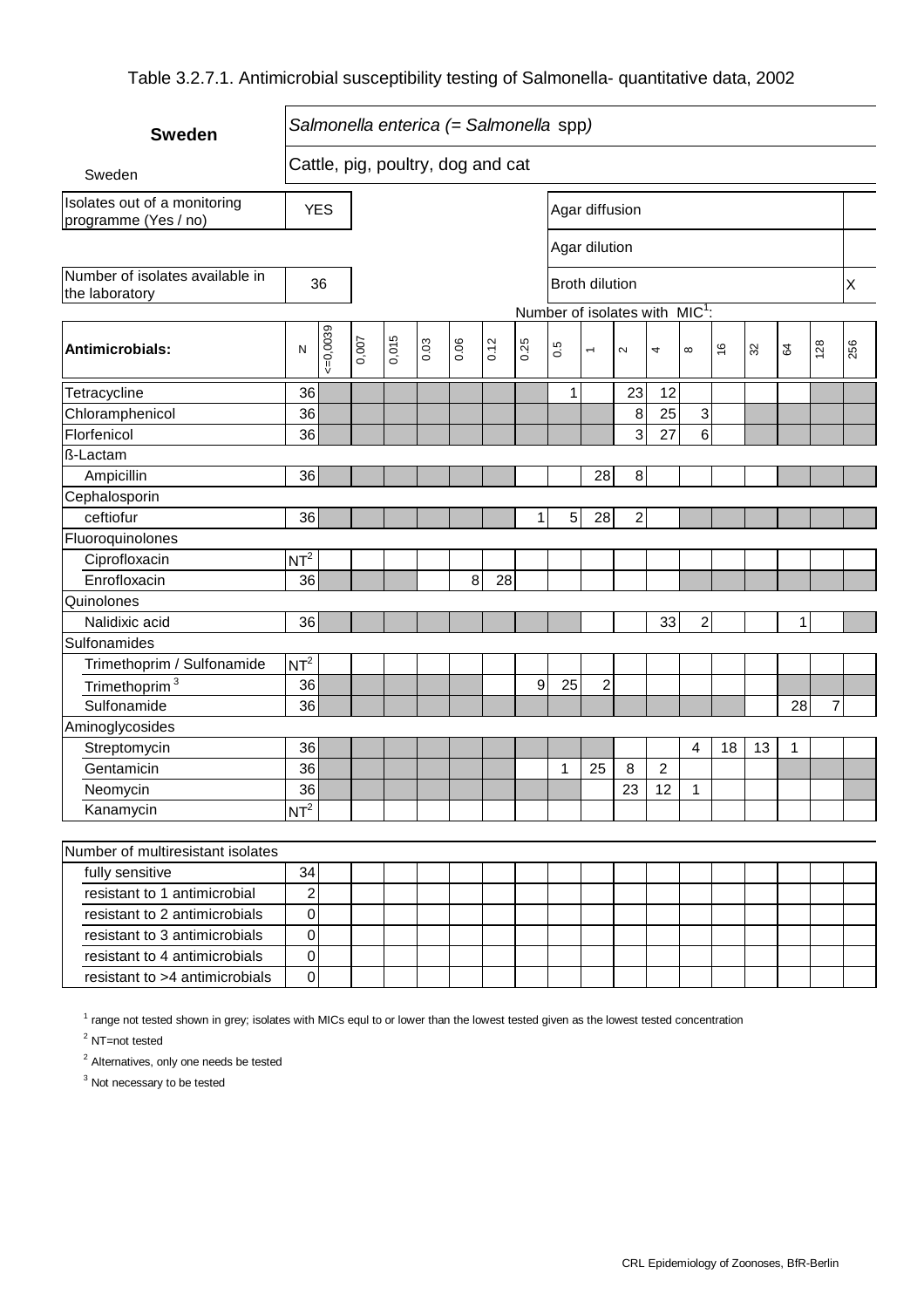# Table 3.2.7.1. Antimicrobial susceptibility testing of Salmonella- quantitative data, 2002

**Sweden**

Sweden

*Salmonella enterica (= Salmonella* spp*)*

Cattle, pig, poultry, dog and cat

| Isolates out of a monitoring programme (Yes / no) | YES |
|---|---|
| Number of isolates available in the laboratory | 36 |

| Method | |
|---|---|
| Agar diffusion | |
| Agar dilution | |
| Broth dilution | X |

Number of isolates with MIC[1]:

| Antimicrobials: | N | <=0,0039 | 0,007 | 0,015 | 0.03 | 0.06 | 0.12 | 0.25 | 0.5 | 1 | 2 | 4 | 8 | 16 | 32 | 64 | 128 | 256 |
|---|---|---|---|---|---|---|---|---|---|---|---|---|---|---|---|---|---|---|
| Tetracycline | 36 | | | | | | | | 1 | | 23 | 12 | | | | | | |
| Chloramphenicol | 36 | | | | | | | | | | 8 | 25 | 3 | | | | | |
| Florfenicol | 36 | | | | | | | | | | 3 | 27 | 6 | | | | | |
| ß-Lactam | | | | | | | | | | | | | | | | | | |
| Ampicillin | 36 | | | | | | | | | 28 | 8 | | | | | | | |
| Cephalosporin | | | | | | | | | | | | | | | | | | |
| ceftiofur | 36 | | | | | | | 1 | 5 | 28 | 2 | | | | | | | |
| Fluoroquinolones | | | | | | | | | | | | | | | | | | |
| Ciprofloxacin | NT[2] | | | | | | | | | | | | | | | | | |
| Enrofloxacin | 36 | | | | | 8 | 28 | | | | | | | | | | | |
| Quinolones | | | | | | | | | | | | | | | | | | |
| Nalidixic acid | 36 | | | | | | | | | | | 33 | 2 | | | 1 | | |
| Sulfonamides | | | | | | | | | | | | | | | | | | |
| Trimethoprim / Sulfonamide | NT[2] | | | | | | | | | | | | | | | | | |
| Trimethoprim[3] | 36 | | | | | | | 9 | 25 | 2 | | | | | | | | |
| Sulfonamide | 36 | | | | | | | | | | | | | | | 28 | 7 | |
| Aminoglycosides | | | | | | | | | | | | | | | | | | |
| Streptomycin | 36 | | | | | | | | | | | | 4 | 18 | 13 | 1 | | |
| Gentamicin | 36 | | | | | | | | 1 | 25 | 8 | 2 | | | | | | |
| Neomycin | 36 | | | | | | | | | | 23 | 12 | 1 | | | | | |
| Kanamycin | NT[2] | | | | | | | | | | | | | | | | | |

| Number of multiresistant isolates | |
|---|---|
| fully sensitive | 34 |
| resistant to 1 antimicrobial | 2 |
| resistant to 2 antimicrobials | 0 |
| resistant to 3 antimicrobials | 0 |
| resistant to 4 antimicrobials | 0 |
| resistant to >4 antimicrobials | 0 |

[1] range not tested shown in grey; isolates with MICs equl to or lower than the lowest tested given as the lowest tested concentration

[2] NT=not tested

[2] Alternatives, only one needs be tested

[3] Not necessary to be tested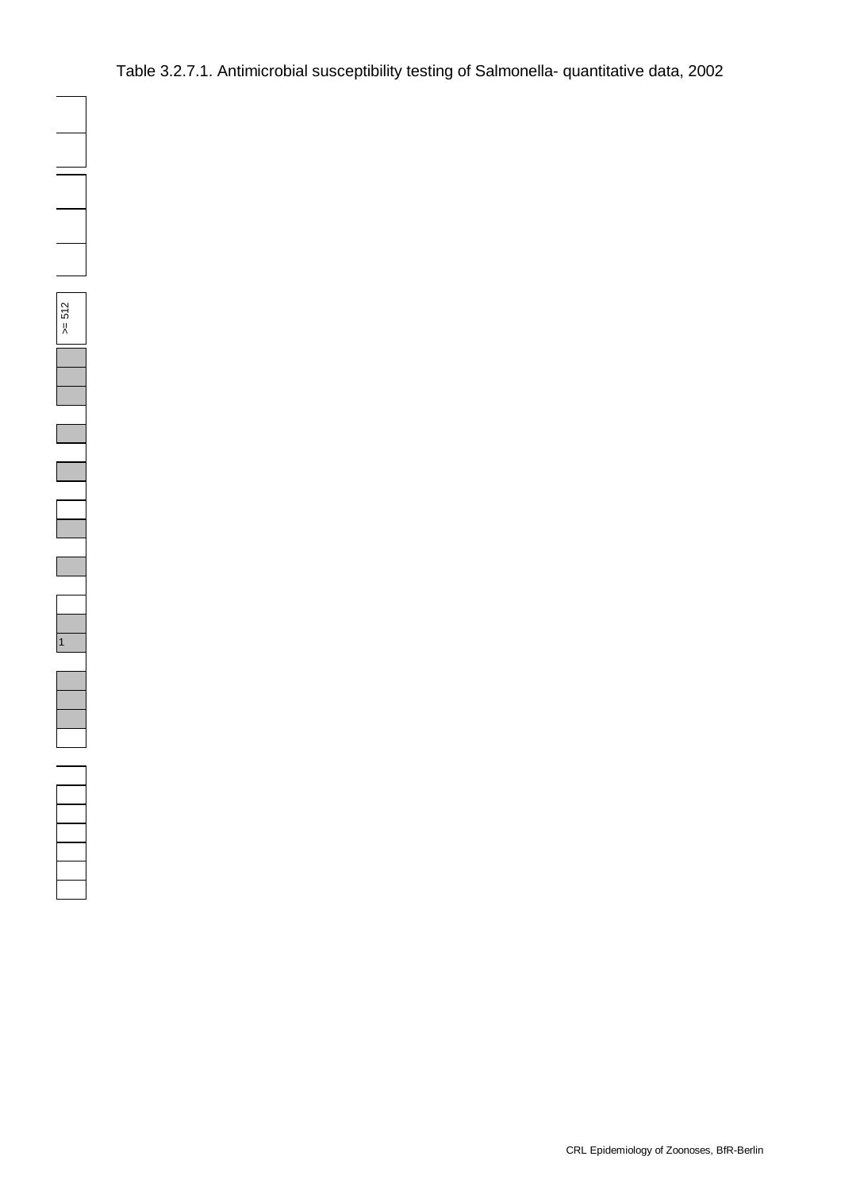Table 3.2.7.1. Antimicrobial susceptibility testing of Salmonella- quantitative data, 2002

| >= 512 |
| --- |
| |
| |
| |
| |
| |
| |
| |
| |
| |
| |
| |
| |
| |
| 1 |
| |
| |
| |
| |
| |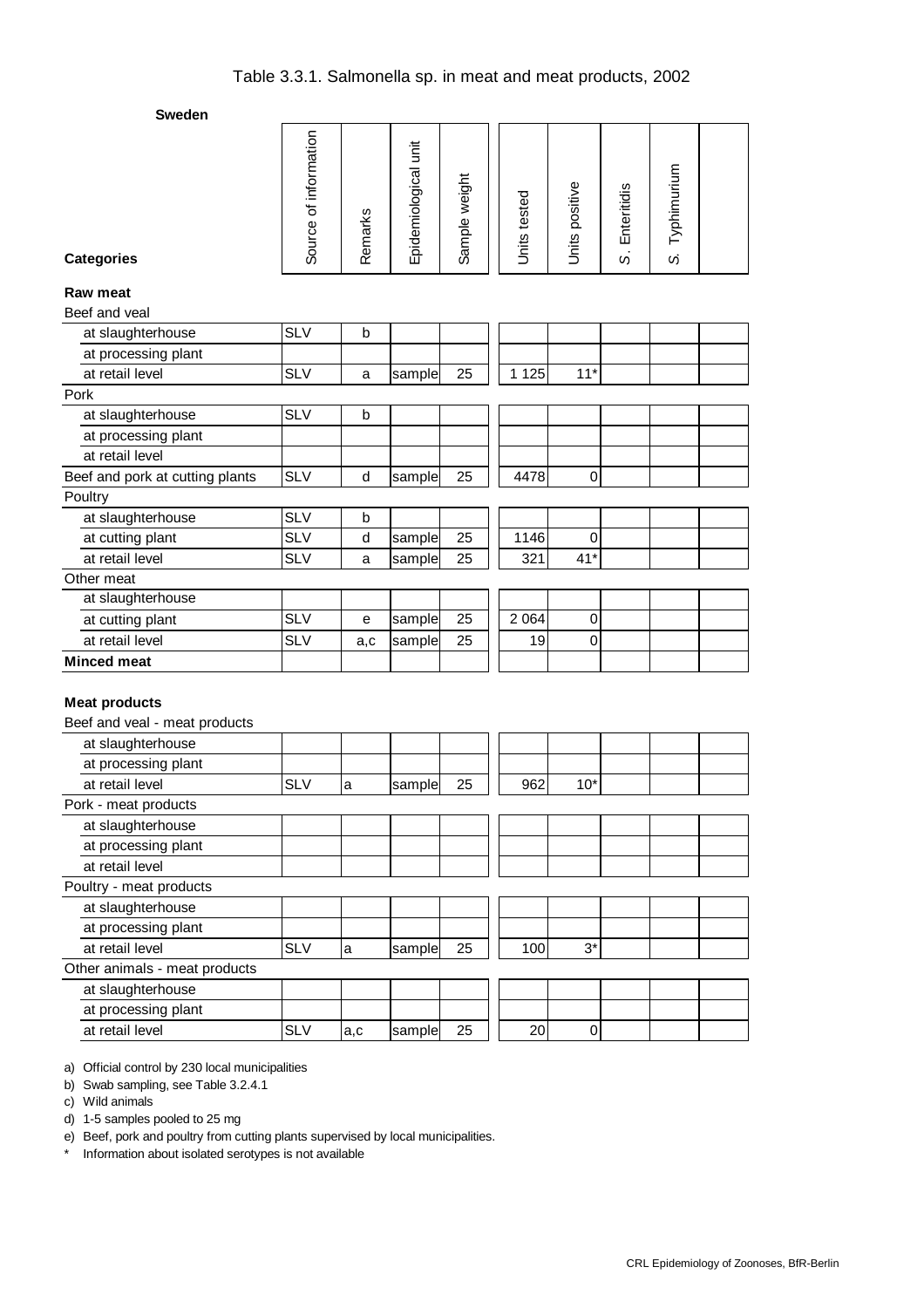# Table 3.3.1. Salmonella sp. in meat and meat products, 2002

**Sweden**

| Categories | Source of information | Remarks | Epidemiological unit | Sample weight | Units tested | Units positive | S. Enteritidis | S. Typhimurium | |
|---|---|---|---|---|---|---|---|---|---|
| **Raw meat** | | | | | | | | | |
| Beef and veal | | | | | | | | | |
| at slaughterhouse | SLV | b | | | | | | | |
| at processing plant | | | | | | | | | |
| at retail level | SLV | a | sample | 25 | 1 125 | 11* | | | |
| Pork | | | | | | | | | |
| at slaughterhouse | SLV | b | | | | | | | |
| at processing plant | | | | | | | | | |
| at retail level | | | | | | | | | |
| Beef and pork at cutting plants | SLV | d | sample | 25 | 4478 | 0 | | | |
| Poultry | | | | | | | | | |
| at slaughterhouse | SLV | b | | | | | | | |
| at cutting plant | SLV | d | sample | 25 | 1146 | 0 | | | |
| at retail level | SLV | a | sample | 25 | 321 | 41* | | | |
| Other meat | | | | | | | | | |
| at slaughterhouse | | | | | | | | | |
| at cutting plant | SLV | e | sample | 25 | 2 064 | 0 | | | |
| at retail level | SLV | a,c | sample | 25 | 19 | 0 | | | |
| **Minced meat** | | | | | | | | | |
| **Meat products** | | | | | | | | | |
| Beef and veal - meat products | | | | | | | | | |
| at slaughterhouse | | | | | | | | | |
| at processing plant | | | | | | | | | |
| at retail level | SLV | a | sample | 25 | 962 | 10* | | | |
| Pork - meat products | | | | | | | | | |
| at slaughterhouse | | | | | | | | | |
| at processing plant | | | | | | | | | |
| at retail level | | | | | | | | | |
| Poultry - meat products | | | | | | | | | |
| at slaughterhouse | | | | | | | | | |
| at processing plant | | | | | | | | | |
| at retail level | SLV | a | sample | 25 | 100 | 3* | | | |
| Other animals - meat products | | | | | | | | | |
| at slaughterhouse | | | | | | | | | |
| at processing plant | | | | | | | | | |
| at retail level | SLV | a,c | sample | 25 | 20 | 0 | | | |

a) Official control by 230 local municipalities

b) Swab sampling, see Table 3.2.4.1

c) Wild animals

d) 1-5 samples pooled to 25 mg

e) Beef, pork and poultry from cutting plants supervised by local municipalities.

\* Information about isolated serotypes is not available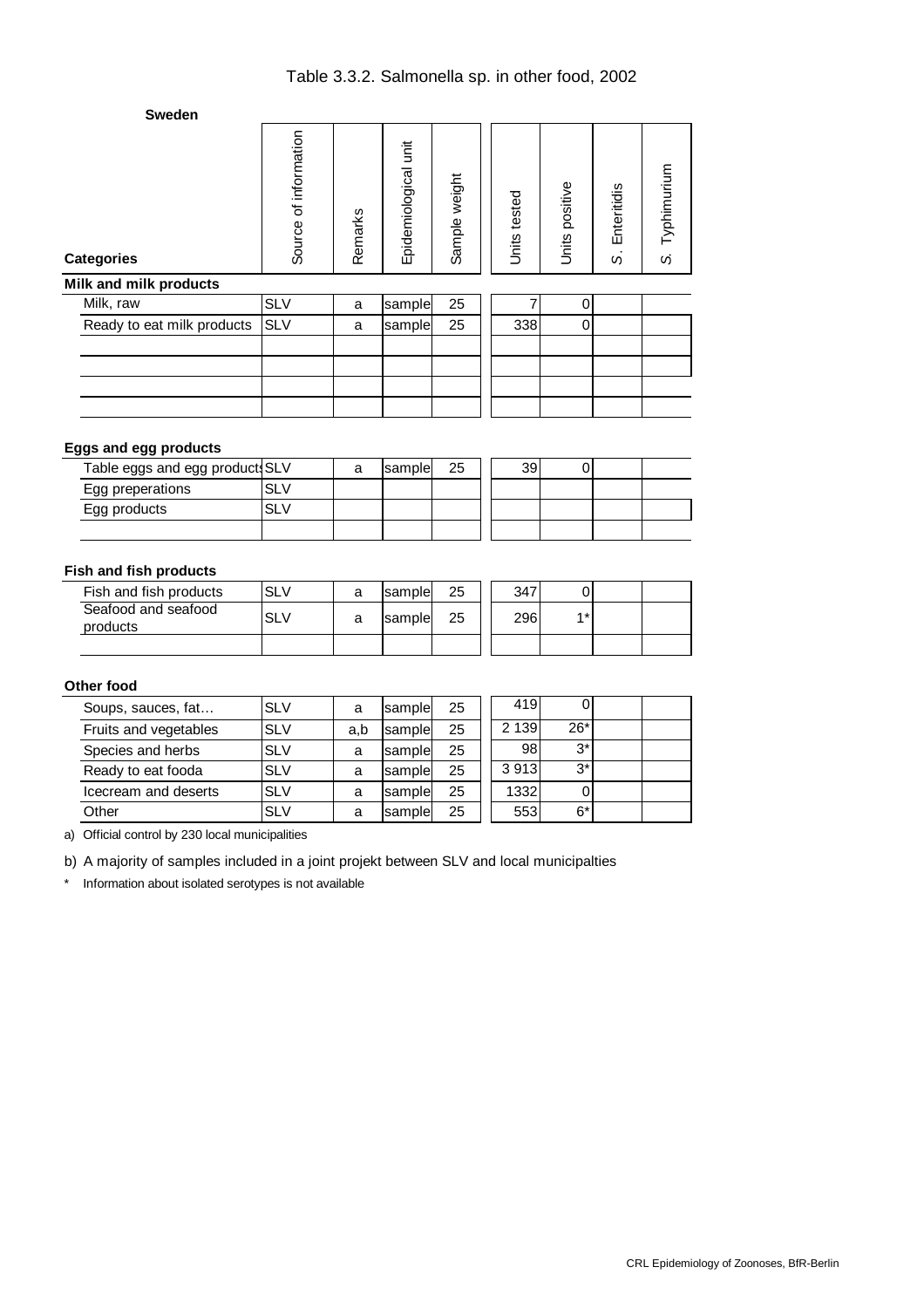# Table 3.3.2. Salmonella sp. in other food, 2002

**Sweden**

| Categories | Source of information | Remarks | Epidemiological unit | Sample weight | Units tested | Units positive | S. Enteritidis | S. Typhimurium |
|---|---|---|---|---|---|---|---|---|
| **Milk and milk products** | | | | | | | | |
| Milk, raw | SLV | a | sample | 25 | 7 | 0 | | |
| Ready to eat milk products | SLV | a | sample | 25 | 338 | 0 | | |
| | | | | | | | | |
| | | | | | | | | |
| | | | | | | | | |
| | | | | | | | | |
| **Eggs and egg products** | | | | | | | | |
| Table eggs and egg products | SLV | a | sample | 25 | 39 | 0 | | |
| Egg preperations | SLV | | | | | | | |
| Egg products | SLV | | | | | | | |
| | | | | | | | | |
| **Fish and fish products** | | | | | | | | |
| Fish and fish products | SLV | a | sample | 25 | 347 | 0 | | |
| Seafood and seafood products | SLV | a | sample | 25 | 296 | 1* | | |
| | | | | | | | | |
| **Other food** | | | | | | | | |
| Soups, sauces, fat… | SLV | a | sample | 25 | 419 | 0 | | |
| Fruits and vegetables | SLV | a,b | sample | 25 | 2 139 | 26* | | |
| Species and herbs | SLV | a | sample | 25 | 98 | 3* | | |
| Ready to eat fooda | SLV | a | sample | 25 | 3 913 | 3* | | |
| Icecream and deserts | SLV | a | sample | 25 | 1332 | 0 | | |
| Other | SLV | a | sample | 25 | 553 | 6* | | |

a) Official control by 230 local municipalities

b) A majority of samples included in a joint projekt between SLV and local municipalties

\* Information about isolated serotypes is not available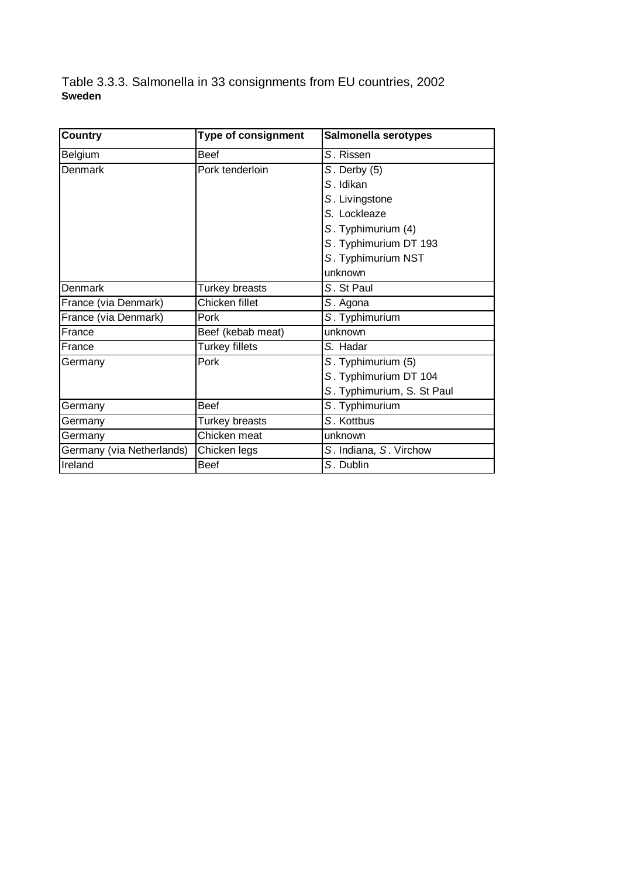Table 3.3.3. Salmonella in 33 consignments from EU countries, 2002

**Sweden**

| Country | Type of consignment | Salmonella serotypes |
|---|---|---|
| Belgium | Beef | *S*. Rissen |
| Denmark | Pork tenderloin | *S*. Derby (5) |
| | | *S*. Idikan |
| | | *S*. Livingstone |
| | | *S*. Lockleaze |
| | | *S*. Typhimurium (4) |
| | | *S*. Typhimurium DT 193 |
| | | *S*. Typhimurium NST |
| | | unknown |
| Denmark | Turkey breasts | *S*. St Paul |
| France (via Denmark) | Chicken fillet | *S*. Agona |
| France (via Denmark) | Pork | *S*. Typhimurium |
| France | Beef (kebab meat) | unknown |
| France | Turkey fillets | *S*. Hadar |
| Germany | Pork | *S*. Typhimurium (5) |
| | | *S*. Typhimurium DT 104 |
| | | *S*. Typhimurium, S. St Paul |
| Germany | Beef | *S*. Typhimurium |
| Germany | Turkey breasts | *S*. Kottbus |
| Germany | Chicken meat | unknown |
| Germany (via Netherlands) | Chicken legs | *S*. Indiana, *S*. Virchow |
| Ireland | Beef | *S*. Dublin |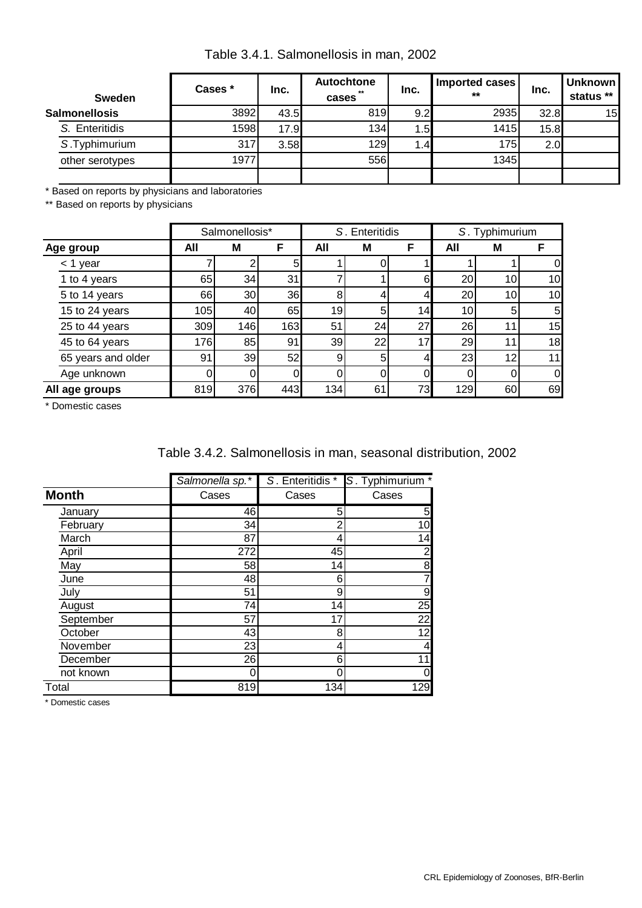Table 3.4.1. Salmonellosis in man, 2002

| Sweden | Cases * | Inc. | Autochtone cases ** | Inc. | Imported cases ** | Inc. | Unknown status ** |
|---|---|---|---|---|---|---|---|
| **Salmonellosis** | 3892 | 43.5 | 819 | 9.2 | 2935 | 32.8 | 15 |
| *S.* Enteritidis | 1598 | 17.9 | 134 | 1.5 | 1415 | 15.8 | |
| *S*.Typhimurium | 317 | 3.58 | 129 | 1.4 | 175 | 2.0 | |
| other serotypes | 1977 | | 556 | | 1345 | | |
| | | | | | | | |

\* Based on reports by physicians and laboratories

** Based on reports by physicians

| | Salmonellosis* | | | *S*. Enteritidis | | | *S*. Typhimurium | | |
|---|---|---|---|---|---|---|---|---|---|
| **Age group** | **All** | **M** | **F** | **All** | **M** | **F** | **All** | **M** | **F** |
| < 1 year | 7 | 2 | 5 | 1 | 0 | 1 | 1 | 1 | 0 |
| 1 to 4 years | 65 | 34 | 31 | 7 | 1 | 6 | 20 | 10 | 10 |
| 5 to 14 years | 66 | 30 | 36 | 8 | 4 | 4 | 20 | 10 | 10 |
| 15 to 24 years | 105 | 40 | 65 | 19 | 5 | 14 | 10 | 5 | 5 |
| 25 to 44 years | 309 | 146 | 163 | 51 | 24 | 27 | 26 | 11 | 15 |
| 45 to 64 years | 176 | 85 | 91 | 39 | 22 | 17 | 29 | 11 | 18 |
| 65 years and older | 91 | 39 | 52 | 9 | 5 | 4 | 23 | 12 | 11 |
| Age unknown | 0 | 0 | 0 | 0 | 0 | 0 | 0 | 0 | 0 |
| **All age groups** | 819 | 376 | 443 | 134 | 61 | 73 | 129 | 60 | 69 |

\* Domestic cases

Table 3.4.2. Salmonellosis in man, seasonal distribution, 2002

| | *Salmonella sp.** | *S*. Enteritidis * | *S*. Typhimurium * |
|---|---|---|---|
| **Month** | Cases | Cases | Cases |
| January | 46 | 5 | 5 |
| February | 34 | 2 | 10 |
| March | 87 | 4 | 14 |
| April | 272 | 45 | 2 |
| May | 58 | 14 | 8 |
| June | 48 | 6 | 7 |
| July | 51 | 9 | 9 |
| August | 74 | 14 | 25 |
| September | 57 | 17 | 22 |
| October | 43 | 8 | 12 |
| November | 23 | 4 | 4 |
| December | 26 | 6 | 11 |
| not known | 0 | 0 | 0 |
| Total | 819 | 134 | 129 |

\* Domestic cases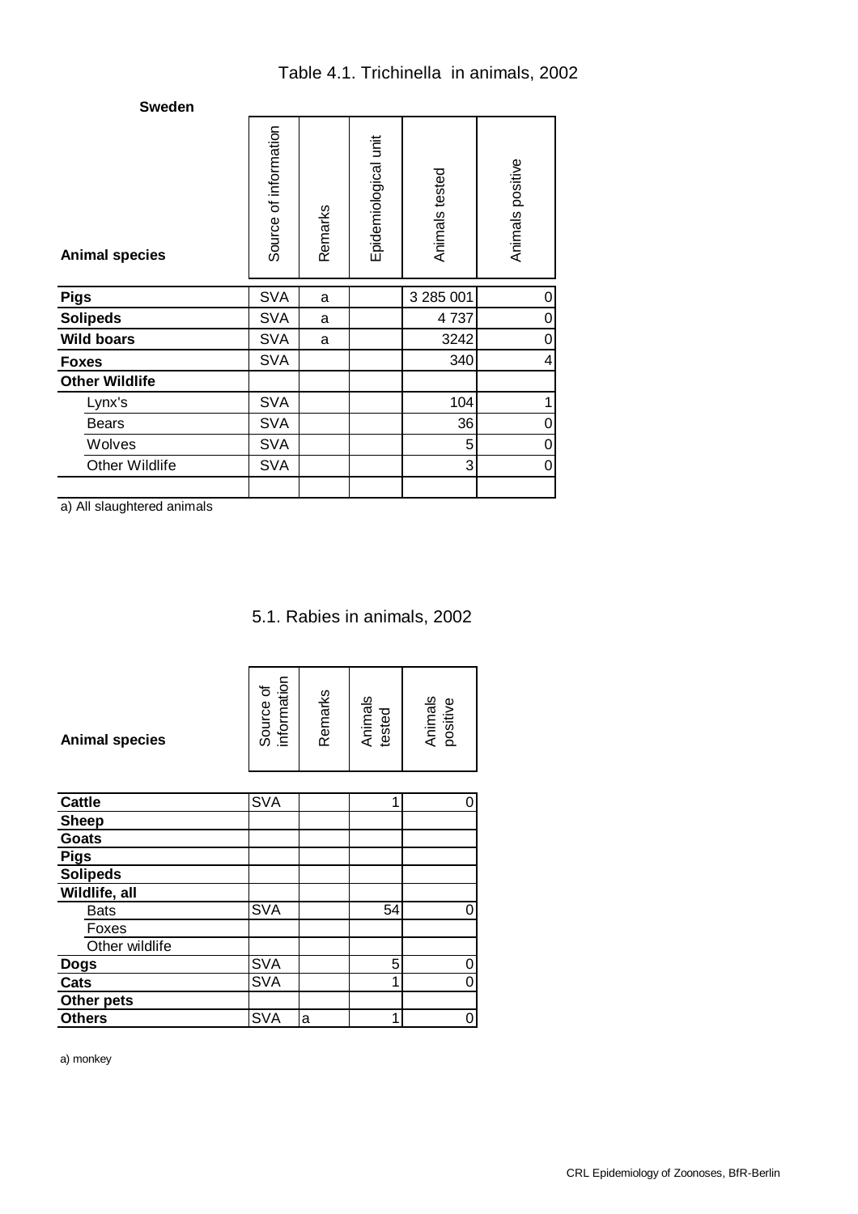# Table 4.1. Trichinella in animals, 2002

**Sweden**

| Animal species | Source of information | Remarks | Epidemiological unit | Animals tested | Animals positive |
|---|---|---|---|---|---|
| **Pigs** | SVA | a | | 3 285 001 | 0 |
| **Solipeds** | SVA | a | | 4 737 | 0 |
| **Wild boars** | SVA | a | | 3242 | 0 |
| **Foxes** | SVA | | | 340 | 4 |
| **Other Wildlife** | | | | | |
| Lynx's | SVA | | | 104 | 1 |
| Bears | SVA | | | 36 | 0 |
| Wolves | SVA | | | 5 | 0 |
| Other Wildlife | SVA | | | 3 | 0 |
| | | | | | |

a) All slaughtered animals

# 5.1. Rabies in animals, 2002

| Animal species | Source of information | Remarks | Animals tested | Animals positive |
|---|---|---|---|---|
| **Cattle** | SVA | | 1 | 0 |
| **Sheep** | | | | |
| **Goats** | | | | |
| **Pigs** | | | | |
| **Solipeds** | | | | |
| **Wildlife, all** | | | | |
| Bats | SVA | | 54 | 0 |
| Foxes | | | | |
| Other wildlife | | | | |
| **Dogs** | SVA | | 5 | 0 |
| **Cats** | SVA | | 1 | 0 |
| **Other pets** | | | | |
| **Others** | SVA | a | 1 | 0 |

a) monkey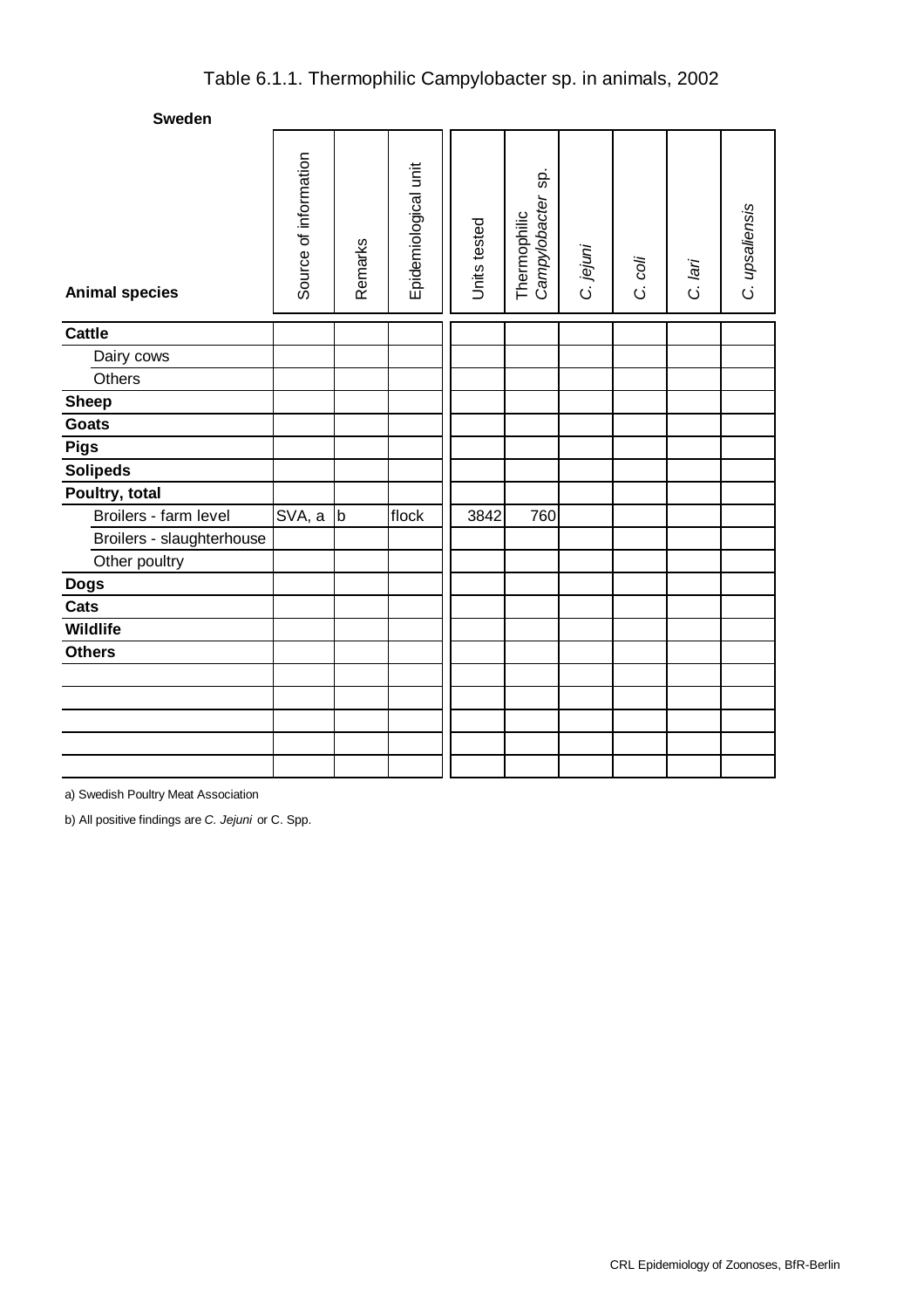# Table 6.1.1. Thermophilic Campylobacter sp. in animals, 2002

**Sweden**

| Animal species | Source of information | Remarks | Epidemiological unit | Units tested | Thermophilic *Campylobacter* sp. | *C. jejuni* | *C. coli* | *C. lari* | *C. upsaliensis* |
|---|---|---|---|---|---|---|---|---|---|
| **Cattle** | | | | | | | | | |
| Dairy cows | | | | | | | | | |
| Others | | | | | | | | | |
| **Sheep** | | | | | | | | | |
| **Goats** | | | | | | | | | |
| **Pigs** | | | | | | | | | |
| **Solipeds** | | | | | | | | | |
| **Poultry, total** | | | | | | | | | |
| Broilers - farm level | SVA, a | b | flock | 3842 | 760 | | | | |
| Broilers - slaughterhouse | | | | | | | | | |
| Other poultry | | | | | | | | | |
| **Dogs** | | | | | | | | | |
| **Cats** | | | | | | | | | |
| **Wildlife** | | | | | | | | | |
| **Others** | | | | | | | | | |
| | | | | | | | | | |
| | | | | | | | | | |
| | | | | | | | | | |
| | | | | | | | | | |
| | | | | | | | | | |

a) Swedish Poultry Meat Association

b) All positive findings are *C. Jejuni* or C. Spp.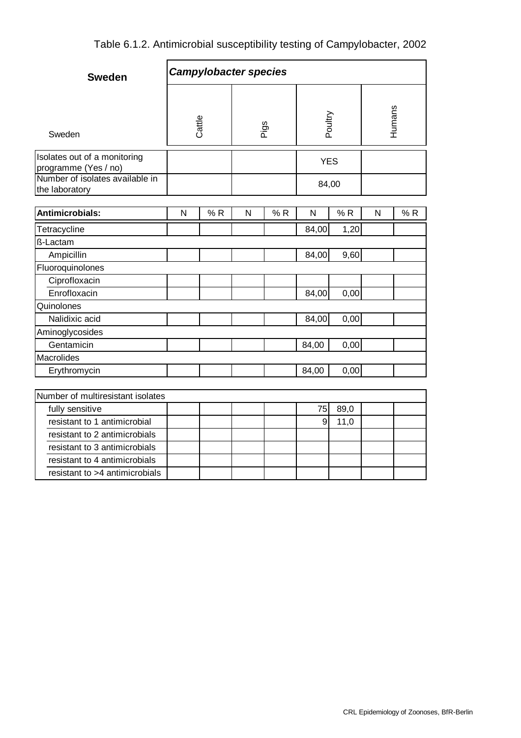# Table 6.1.2. Antimicrobial susceptibility testing of Campylobacter, 2002

| **Sweden** | ***Campylobacter species*** | | | | | | | |
|---|---|---|---|---|---|---|---|---|
| Sweden | Cattle | | Pigs | | Poultry | | Humans | |
| Isolates out of a monitoring programme (Yes / no) | | | | | YES | | | |
| Number of isolates available in the laboratory | | | | | 84,00 | | | |
| **Antimicrobials:** | N | % R | N | % R | N | % R | N | % R |
| Tetracycline | | | | | 84,00 | 1,20 | | |
| ß-Lactam | | | | | | | | |
| Ampicillin | | | | | 84,00 | 9,60 | | |
| Fluoroquinolones | | | | | | | | |
| Ciprofloxacin | | | | | | | | |
| Enrofloxacin | | | | | 84,00 | 0,00 | | |
| Quinolones | | | | | | | | |
| Nalidixic acid | | | | | 84,00 | 0,00 | | |
| Aminoglycosides | | | | | | | | |
| Gentamicin | | | | | 84,00 | 0,00 | | |
| Macrolides | | | | | | | | |
| Erythromycin | | | | | 84,00 | 0,00 | | |
| Number of multiresistant isolates | | | | | | | | |
| fully sensitive | | | | | 75 | 89,0 | | |
| resistant to 1 antimicrobial | | | | | 9 | 11,0 | | |
| resistant to 2 antimicrobials | | | | | | | | |
| resistant to 3 antimicrobials | | | | | | | | |
| resistant to 4 antimicrobials | | | | | | | | |
| resistant to >4 antimicrobials | | | | | | | | |

CRL Epidemiology of Zoonoses, BfR-Berlin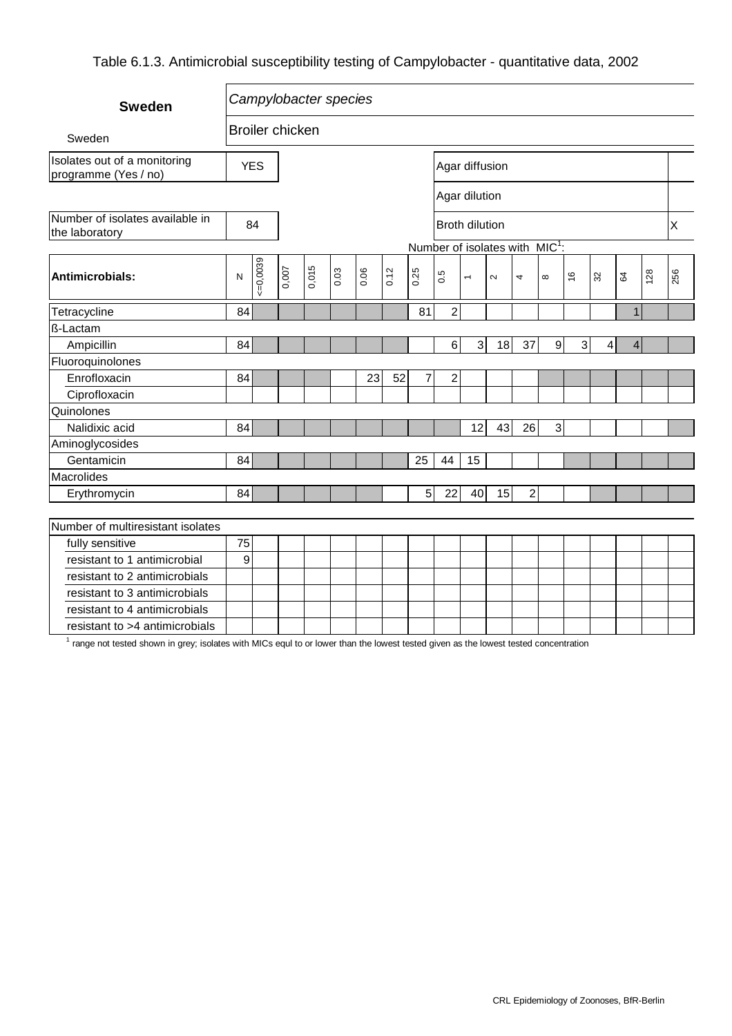Table 6.1.3. Antimicrobial susceptibility testing of Campylobacter - quantitative data, 2002

| **Sweden** | *Campylobacter species* | | | | | | | | | | | | | | | | | | |
|---|---|---|---|---|---|---|---|---|---|---|---|---|---|---|---|---|---|---|---|
| Sweden | Broiler chicken | | | | | | | | | | | | | | | | | | |
| Isolates out of a monitoring programme (Yes / no) | YES | | | | | | | | Agar diffusion | | | | | | | | | | |
| | | | | | | | | | Agar dilution | | | | | | | | | | |
| Number of isolates available in the laboratory | 84 | | | | | | | | Broth dilution | | | | | | | | | | X |
| | | | | | | | | Number of isolates with MIC[1]: | | | | | | | | | | | |
| **Antimicrobials:** | N | <=0,0039 | 0,007 | 0,015 | 0.03 | 0.06 | 0.12 | 0.25 | 0.5 | 1 | 2 | 4 | 8 | 16 | 32 | 64 | 128 | 256 | |
| Tetracycline | 84 | | | | | | | 81 | 2 | | | | | | | 1 | | | |
| ß-Lactam | | | | | | | | | | | | | | | | | | | |
| Ampicillin | 84 | | | | | | | | 6 | 3 | 18 | 37 | 9 | 3 | 4 | 4 | | | |
| Fluoroquinolones | | | | | | | | | | | | | | | | | | | |
| Enrofloxacin | 84 | | | | | 23 | 52 | 7 | 2 | | | | | | | | | | |
| Ciprofloxacin | | | | | | | | | | | | | | | | | | | |
| Quinolones | | | | | | | | | | | | | | | | | | | |
| Nalidixic acid | 84 | | | | | | | | | 12 | 43 | 26 | 3 | | | | | | |
| Aminoglycosides | | | | | | | | | | | | | | | | | | | |
| Gentamicin | 84 | | | | | | | 25 | 44 | 15 | | | | | | | | | |
| Macrolides | | | | | | | | | | | | | | | | | | | |
| Erythromycin | 84 | | | | | | | 5 | 22 | 40 | 15 | 2 | | | | | | | |

| Number of multiresistant isolates | |
|---|---|
| fully sensitive | 75 |
| resistant to 1 antimicrobial | 9 |
| resistant to 2 antimicrobials | |
| resistant to 3 antimicrobials | |
| resistant to 4 antimicrobials | |
| resistant to >4 antimicrobials | |

[1] range not tested shown in grey; isolates with MICs equl to or lower than the lowest tested given as the lowest tested concentration

CRL Epidemiology of Zoonoses, BfR-Berlin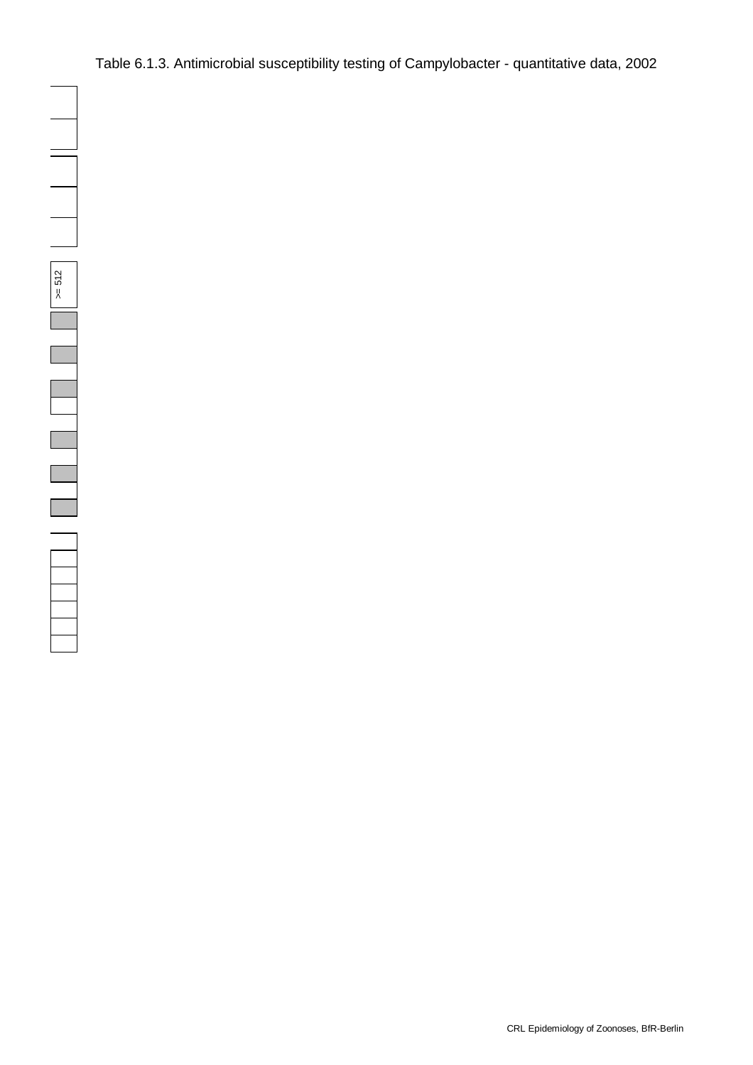Table 6.1.3. Antimicrobial susceptibility testing of Campylobacter - quantitative data, 2002

| >= 512 |
|---|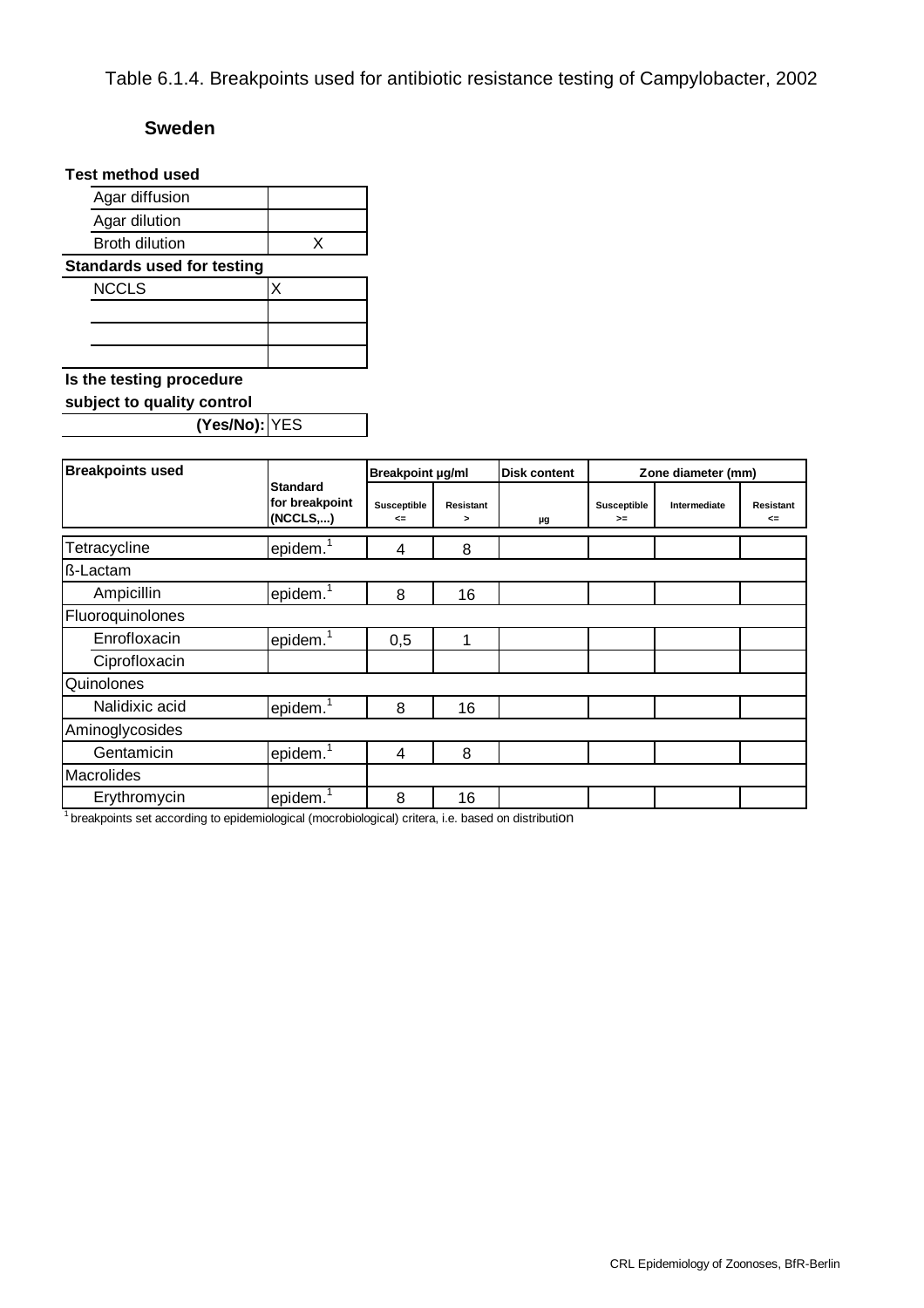Table 6.1.4. Breakpoints used for antibiotic resistance testing of Campylobacter, 2002

## Sweden

**Test method used**

| | |
|---|---|
| Agar diffusion | |
| Agar dilution | |
| Broth dilution | X |

**Standards used for testing**

| | |
|---|---|
| NCCLS | X |
| | |
| | |
| | |

**Is the testing procedure subject to quality control (Yes/No):** YES

| Breakpoints used | Standard for breakpoint (NCCLS,...) | Breakpoint µg/ml | | Disk content | Zone diameter (mm) | | |
|---|---|---|---|---|---|---|---|
| | | Susceptible <= | Resistant > | µg | Susceptible >= | Intermediate | Resistant <= |
| Tetracycline | epidem.[1] | 4 | 8 | | | | |
| ß-Lactam | | | | | | | |
| Ampicillin | epidem.[1] | 8 | 16 | | | | |
| Fluoroquinolones | | | | | | | |
| Enrofloxacin | epidem.[1] | 0,5 | 1 | | | | |
| Ciprofloxacin | | | | | | | |
| Quinolones | | | | | | | |
| Nalidixic acid | epidem.[1] | 8 | 16 | | | | |
| Aminoglycosides | | | | | | | |
| Gentamicin | epidem.[1] | 4 | 8 | | | | |
| Macrolides | | | | | | | |
| Erythromycin | epidem.[1] | 8 | 16 | | | | |

[1] breakpoints set according to epidemiological (mocrobiological) critera, i.e. based on distribution

CRL Epidemiology of Zoonoses, BfR-Berlin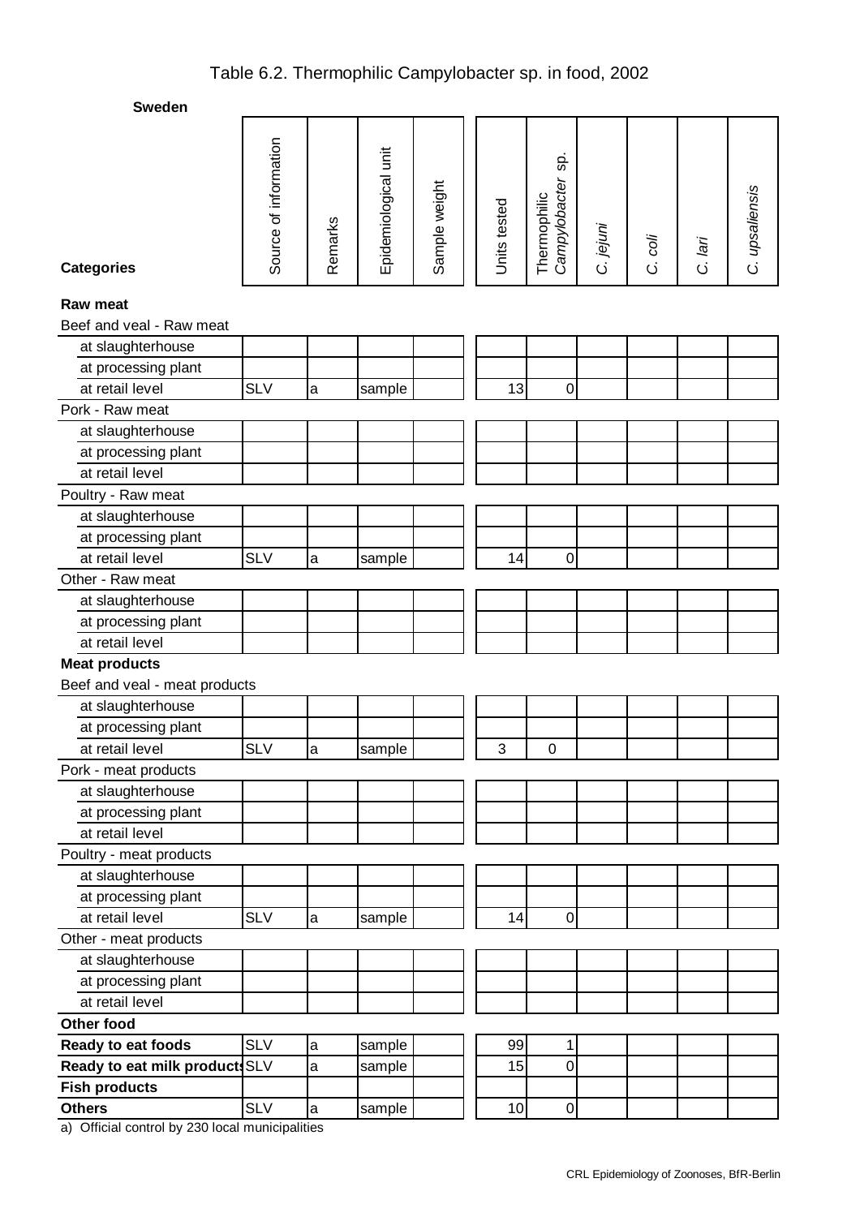# Table 6.2. Thermophilic Campylobacter sp. in food, 2002

**Sweden**

| Categories | Source of information | Remarks | Epidemiological unit | Sample weight | Units tested | Thermophilic *Campylobacter* sp. | *C. jejuni* | *C. coli* | *C. lari* | *C. upsaliensis* |
|---|---|---|---|---|---|---|---|---|---|---|
| **Raw meat** | | | | | | | | | | |
| Beef and veal - Raw meat | | | | | | | | | | |
| at slaughterhouse | | | | | | | | | | |
| at processing plant | | | | | | | | | | |
| at retail level | SLV | a | sample | | 13 | 0 | | | | |
| Pork - Raw meat | | | | | | | | | | |
| at slaughterhouse | | | | | | | | | | |
| at processing plant | | | | | | | | | | |
| at retail level | | | | | | | | | | |
| Poultry - Raw meat | | | | | | | | | | |
| at slaughterhouse | | | | | | | | | | |
| at processing plant | | | | | | | | | | |
| at retail level | SLV | a | sample | | 14 | 0 | | | | |
| Other - Raw meat | | | | | | | | | | |
| at slaughterhouse | | | | | | | | | | |
| at processing plant | | | | | | | | | | |
| at retail level | | | | | | | | | | |
| **Meat products** | | | | | | | | | | |
| Beef and veal - meat products | | | | | | | | | | |
| at slaughterhouse | | | | | | | | | | |
| at processing plant | | | | | | | | | | |
| at retail level | SLV | a | sample | | 3 | 0 | | | | |
| Pork - meat products | | | | | | | | | | |
| at slaughterhouse | | | | | | | | | | |
| at processing plant | | | | | | | | | | |
| at retail level | | | | | | | | | | |
| Poultry - meat products | | | | | | | | | | |
| at slaughterhouse | | | | | | | | | | |
| at processing plant | | | | | | | | | | |
| at retail level | SLV | a | sample | | 14 | 0 | | | | |
| Other - meat products | | | | | | | | | | |
| at slaughterhouse | | | | | | | | | | |
| at processing plant | | | | | | | | | | |
| at retail level | | | | | | | | | | |
| **Other food** | | | | | | | | | | |
| **Ready to eat foods** | SLV | a | sample | | 99 | 1 | | | | |
| **Ready to eat milk products** | SLV | a | sample | | 15 | 0 | | | | |
| **Fish products** | | | | | | | | | | |
| **Others** | SLV | a | sample | | 10 | 0 | | | | |

a) Official control by 230 local municipalities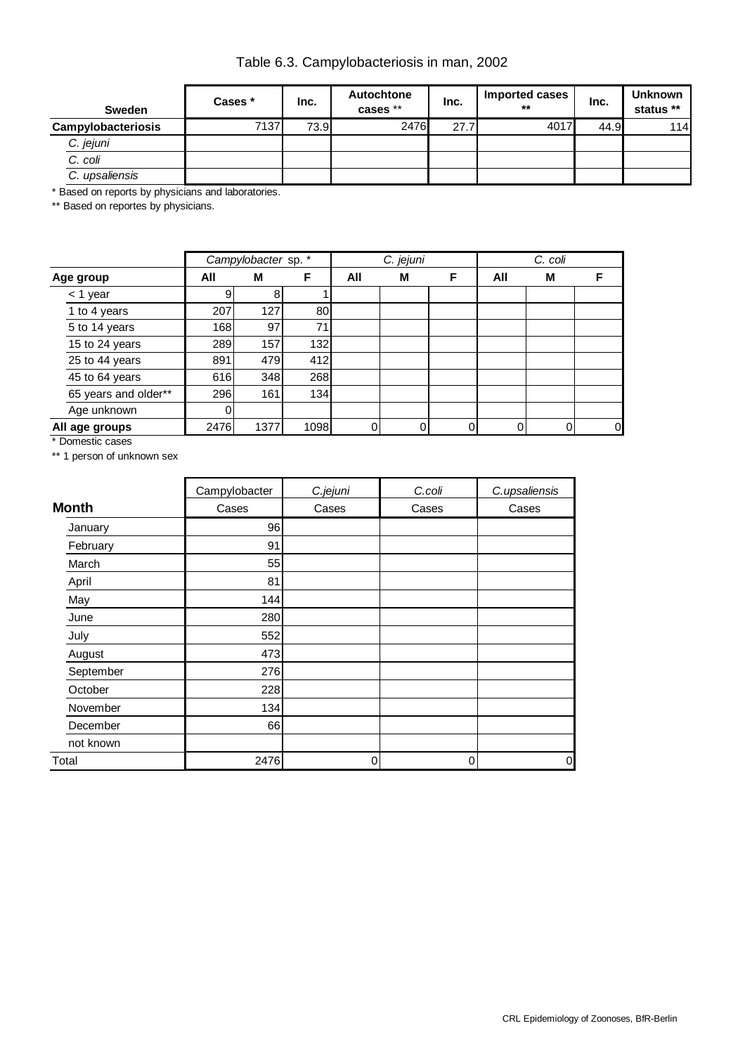# Table 6.3. Campylobacteriosis in man, 2002

| Sweden | Cases * | Inc. | Autochtone cases ** | Inc. | Imported cases ** | Inc. | Unknown status ** |
|---|---|---|---|---|---|---|---|
| **Campylobacteriosis** | 7137 | 73.9 | 2476 | 27.7 | 4017 | 44.9 | 114 |
| *C. jejuni* | | | | | | | |
| *C. coli* | | | | | | | |
| *C. upsaliensis* | | | | | | | |

\* Based on reports by physicians and laboratories.

** Based on reportes by physicians.

| | *Campylobacter* sp. * | | | *C. jejuni* | | | *C. coli* | | |
|---|---|---|---|---|---|---|---|---|---|
| **Age group** | **All** | **M** | **F** | **All** | **M** | **F** | **All** | **M** | **F** |
| < 1 year | 9 | 8 | 1 | | | | | | |
| 1 to 4 years | 207 | 127 | 80 | | | | | | |
| 5 to 14 years | 168 | 97 | 71 | | | | | | |
| 15 to 24 years | 289 | 157 | 132 | | | | | | |
| 25 to 44 years | 891 | 479 | 412 | | | | | | |
| 45 to 64 years | 616 | 348 | 268 | | | | | | |
| 65 years and older** | 296 | 161 | 134 | | | | | | |
| Age unknown | 0 | | | | | | | | |
| **All age groups** | 2476 | 1377 | 1098 | 0 | 0 | 0 | 0 | 0 | 0 |

\* Domestic cases

** 1 person of unknown sex

| | Campylobacter | *C.jejuni* | *C.coli* | *C.upsaliensis* |
|---|---|---|---|---|
| **Month** | Cases | Cases | Cases | Cases |
| January | 96 | | | |
| February | 91 | | | |
| March | 55 | | | |
| April | 81 | | | |
| May | 144 | | | |
| June | 280 | | | |
| July | 552 | | | |
| August | 473 | | | |
| September | 276 | | | |
| October | 228 | | | |
| November | 134 | | | |
| December | 66 | | | |
| not known | | | | |
| Total | 2476 | 0 | 0 | 0 |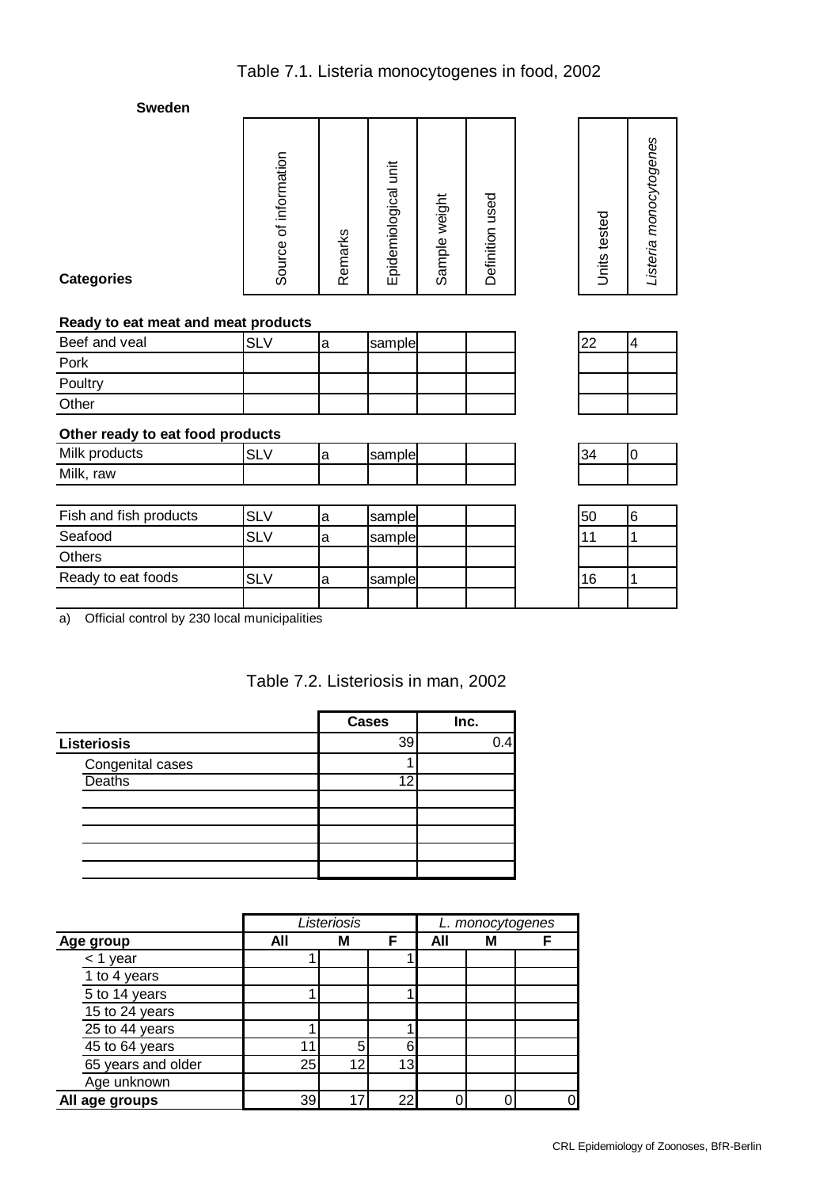# Table 7.1. Listeria monocytogenes in food, 2002

**Sweden**

| **Categories** | Source of information | Remarks | Epidemiological unit | Sample weight | Definition used | Units tested | *Listeria monocytogenes* |
|---|---|---|---|---|---|---|---|
| **Ready to eat meat and meat products** | | | | | | | |
| Beef and veal | SLV | a | sample | | | 22 | 4 |
| Pork | | | | | | | |
| Poultry | | | | | | | |
| Other | | | | | | | |
| **Other ready to eat food products** | | | | | | | |
| Milk products | SLV | a | sample | | | 34 | 0 |
| Milk, raw | | | | | | | |
| Fish and fish products | SLV | a | sample | | | 50 | 6 |
| Seafood | SLV | a | sample | | | 11 | 1 |
| Others | | | | | | | |
| Ready to eat foods | SLV | a | sample | | | 16 | 1 |
| | | | | | | | |

a) Official control by 230 local municipalities

# Table 7.2. Listeriosis in man, 2002

| | **Cases** | **Inc.** |
|---|---|---|
| **Listeriosis** | 39 | 0.4 |
| Congenital cases | 1 | |
| Deaths | 12 | |
| | | |
| | | |
| | | |
| | | |
| | | |

| | *Listeriosis* | | | *L. monocytogenes* | | |
|---|---|---|---|---|---|---|
| **Age group** | **All** | **M** | **F** | **All** | **M** | **F** |
| < 1 year | 1 | | 1 | | | |
| 1 to 4 years | | | | | | |
| 5 to 14 years | 1 | | 1 | | | |
| 15 to 24 years | | | | | | |
| 25 to 44 years | 1 | | 1 | | | |
| 45 to 64 years | 11 | 5 | 6 | | | |
| 65 years and older | 25 | 12 | 13 | | | |
| Age unknown | | | | | | |
| **All age groups** | 39 | 17 | 22 | 0 | 0 | 0 |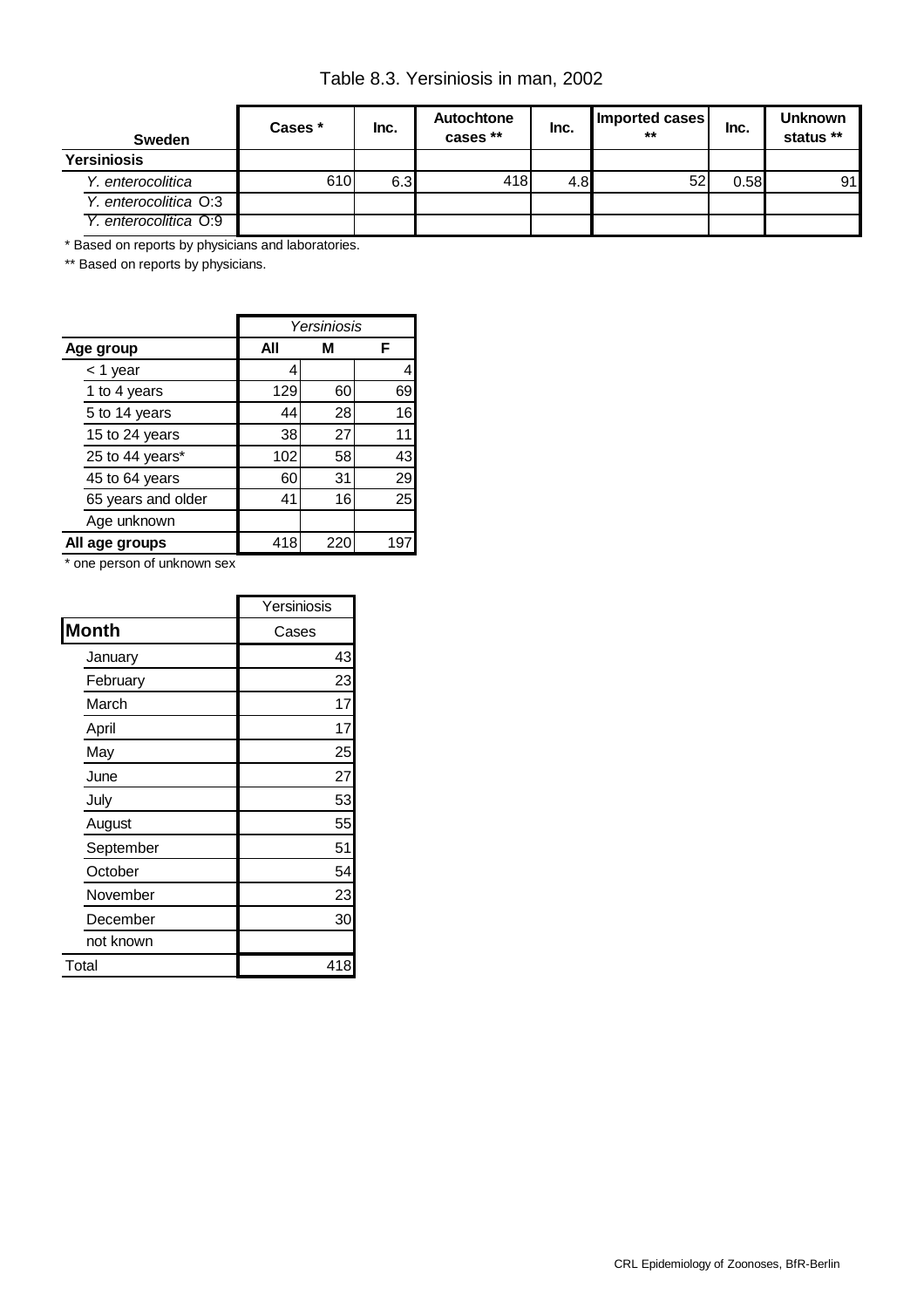# Table 8.3. Yersiniosis in man, 2002

| Sweden | Cases * | Inc. | Autochtone cases ** | Inc. | Imported cases ** | Inc. | Unknown status ** |
|---|---|---|---|---|---|---|---|
| **Yersiniosis** | | | | | | | |
| *Y. enterocolitica* | 610 | 6.3 | 418 | 4.8 | 52 | 0.58 | 91 |
| *Y. enterocolitica* O:3 | | | | | | | |
| *Y. enterocolitica* O:9 | | | | | | | |

\* Based on reports by physicians and laboratories.

** Based on reports by physicians.

| | *Yersiniosis* | | |
|---|---|---|---|
| **Age group** | **All** | **M** | **F** |
| < 1 year | 4 | | 4 |
| 1 to 4 years | 129 | 60 | 69 |
| 5 to 14 years | 44 | 28 | 16 |
| 15 to 24 years | 38 | 27 | 11 |
| 25 to 44 years* | 102 | 58 | 43 |
| 45 to 64 years | 60 | 31 | 29 |
| 65 years and older | 41 | 16 | 25 |
| Age unknown | | | |
| **All age groups** | 418 | 220 | 197 |

\* one person of unknown sex

| | Yersiniosis |
|---|---|
| **Month** | Cases |
| January | 43 |
| February | 23 |
| March | 17 |
| April | 17 |
| May | 25 |
| June | 27 |
| July | 53 |
| August | 55 |
| September | 51 |
| October | 54 |
| November | 23 |
| December | 30 |
| not known | |
| Total | 418 |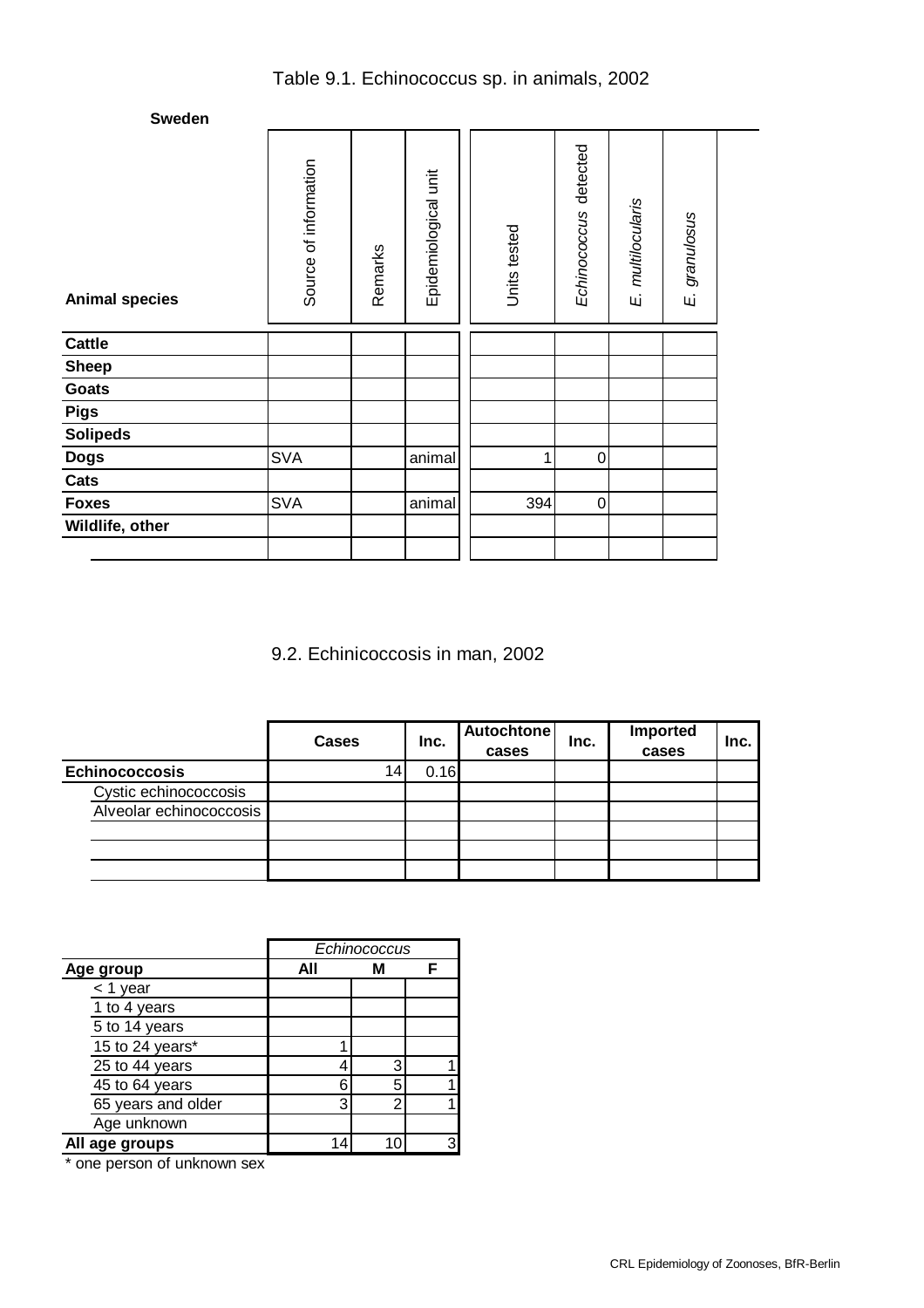# Table 9.1. Echinococcus sp. in animals, 2002

**Sweden**

| Animal species | Source of information | Remarks | Epidemiological unit | Units tested | *Echinococcus* detected | *E. multilocularis* | *E. granulosus* |
|---|---|---|---|---|---|---|---|
| **Cattle** | | | | | | | |
| **Sheep** | | | | | | | |
| **Goats** | | | | | | | |
| **Pigs** | | | | | | | |
| **Solipeds** | | | | | | | |
| **Dogs** | SVA | | animal | 1 | 0 | | |
| **Cats** | | | | | | | |
| **Foxes** | SVA | | animal | 394 | 0 | | |
| **Wildlife, other** | | | | | | | |
| | | | | | | | |

## 9.2. Echinicoccosis in man, 2002

| | Cases | Inc. | Autochtone cases | Inc. | Imported cases | Inc. |
|---|---|---|---|---|---|---|
| **Echinococcosis** | 14 | 0.16 | | | | |
| Cystic echinococcosis | | | | | | |
| Alveolar echinococcosis | | | | | | |
| | | | | | | |
| | | | | | | |
| | | | | | | |

| | *Echinococcus* | | |
|---|---|---|---|
| **Age group** | **All** | **M** | **F** |
| < 1 year | | | |
| 1 to 4 years | | | |
| 5 to 14 years | | | |
| 15 to 24 years* | 1 | | |
| 25 to 44 years | 4 | 3 | 1 |
| 45 to 64 years | 6 | 5 | 1 |
| 65 years and older | 3 | 2 | 1 |
| Age unknown | | | |
| **All age groups** | 14 | 10 | 3 |

* one person of unknown sex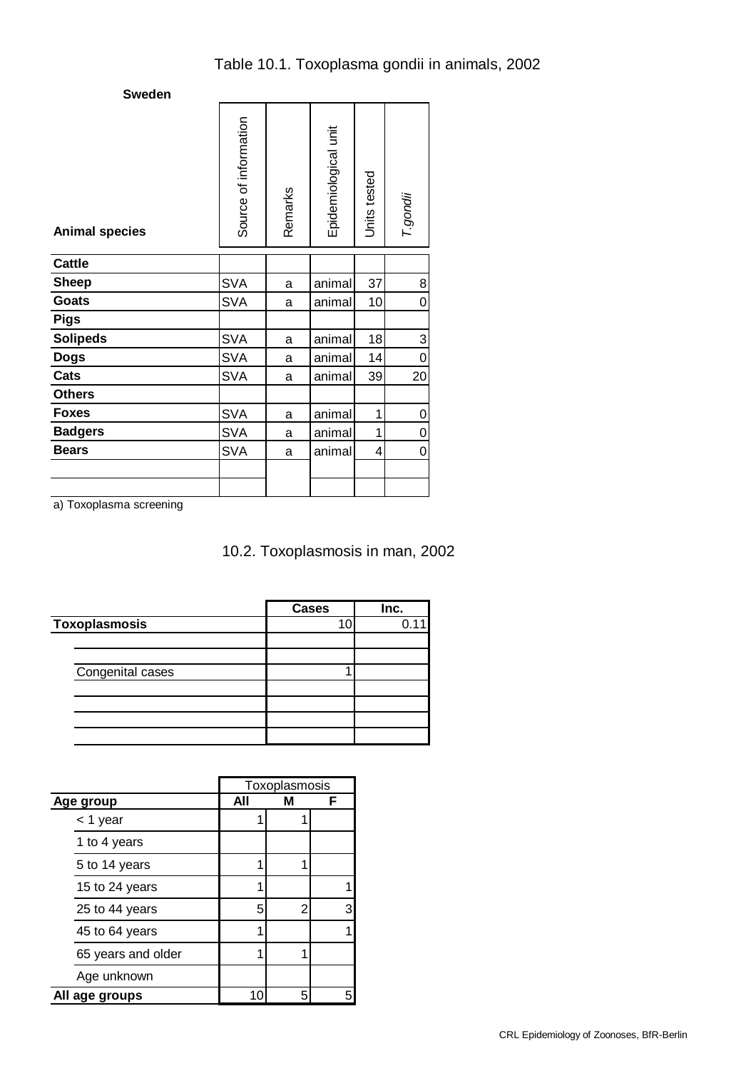# Table 10.1. Toxoplasma gondii in animals, 2002

**Sweden**

| Animal species | Source of information | Remarks | Epidemiological unit | Units tested | *T.gondii* |
|---|---|---|---|---|---|
| **Cattle** | | | | | |
| **Sheep** | SVA | a | animal | 37 | 8 |
| **Goats** | SVA | a | animal | 10 | 0 |
| **Pigs** | | | | | |
| **Solipeds** | SVA | a | animal | 18 | 3 |
| **Dogs** | SVA | a | animal | 14 | 0 |
| **Cats** | SVA | a | animal | 39 | 20 |
| **Others** | | | | | |
| **Foxes** | SVA | a | animal | 1 | 0 |
| **Badgers** | SVA | a | animal | 1 | 0 |
| **Bears** | SVA | a | animal | 4 | 0 |

a) Toxoplasma screening

# 10.2. Toxoplasmosis in man, 2002

| | Cases | Inc. |
|---|---|---|
| **Toxoplasmosis** | 10 | 0.11 |
| Congenital cases | 1 | |

| Age group | Toxoplasmosis All | M | F |
|---|---|---|---|
| < 1 year | 1 | 1 | |
| 1 to 4 years | | | |
| 5 to 14 years | 1 | 1 | |
| 15 to 24 years | 1 | | 1 |
| 25 to 44 years | 5 | 2 | 3 |
| 45 to 64 years | 1 | | 1 |
| 65 years and older | 1 | 1 | |
| Age unknown | | | |
| **All age groups** | 10 | 5 | 5 |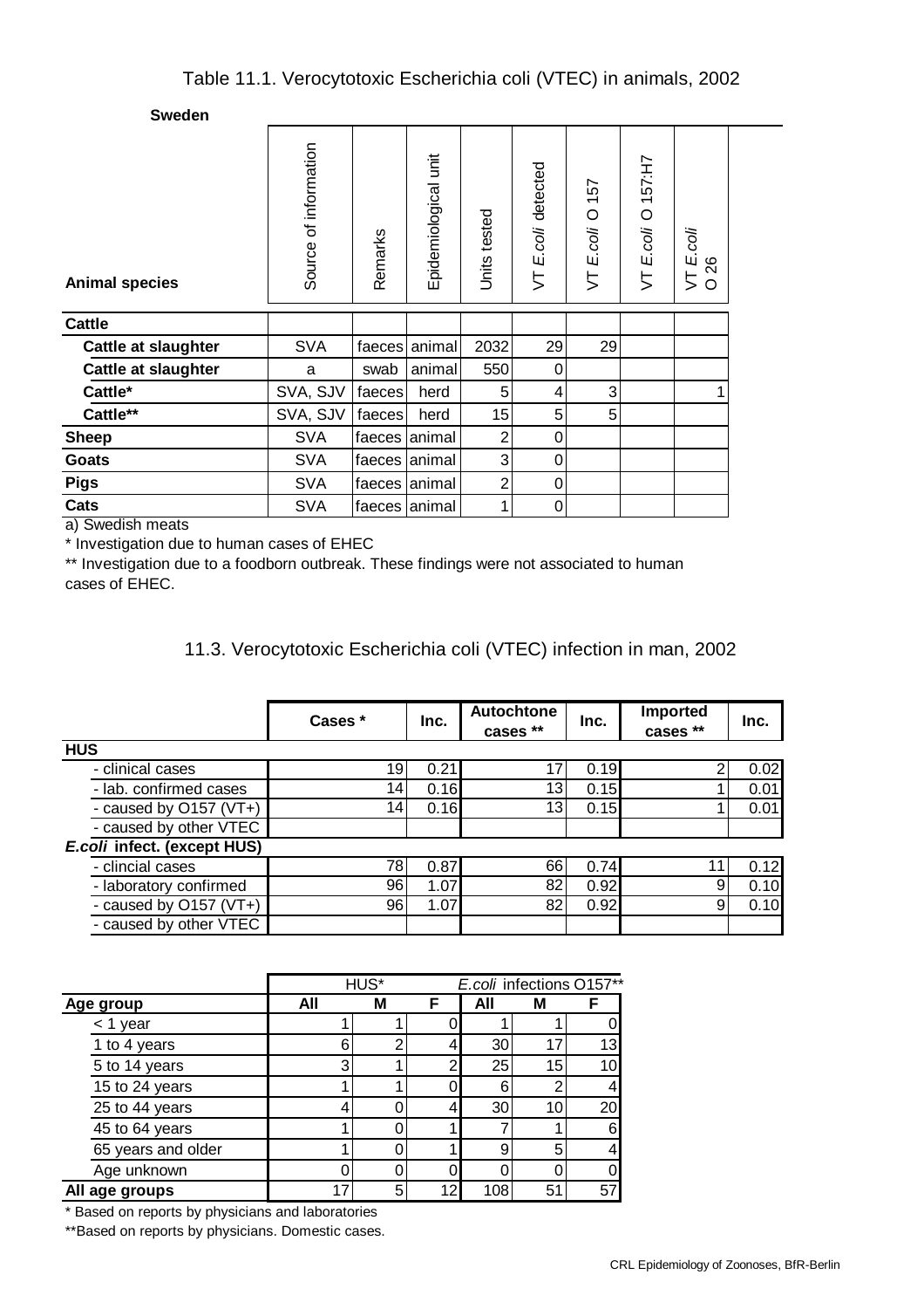## Table 11.1. Verocytotoxic Escherichia coli (VTEC) in animals, 2002

**Sweden**

| Animal species | Source of information | Remarks | Epidemiological unit | Units tested | VT *E.coli* detected | VT *E.coli* O 157 | VT *E.coli* O 157:H7 | VT *E.coli* O 26 |
|---|---|---|---|---|---|---|---|---|
| **Cattle** | | | | | | | | |
| **Cattle at slaughter** | SVA | faeces | animal | 2032 | 29 | 29 | | |
| **Cattle at slaughter** | a | swab | animal | 550 | 0 | | | |
| **Cattle*** | SVA, SJV | faeces | herd | 5 | 4 | 3 | | 1 |
| **Cattle**** | SVA, SJV | faeces | herd | 15 | 5 | 5 | | |
| **Sheep** | SVA | faeces | animal | 2 | 0 | | | |
| **Goats** | SVA | faeces | animal | 3 | 0 | | | |
| **Pigs** | SVA | faeces | animal | 2 | 0 | | | |
| **Cats** | SVA | faeces | animal | 1 | 0 | | | |

a) Swedish meats

* Investigation due to human cases of EHEC

** Investigation due to a foodborn outbreak. These findings were not associated to human cases of EHEC.

## 11.3. Verocytotoxic Escherichia coli (VTEC) infection in man, 2002

| | Cases * | Inc. | Autochtone cases ** | Inc. | Imported cases ** | Inc. |
|---|---|---|---|---|---|---|
| **HUS** | | | | | | |
| - clinical cases | 19 | 0.21 | 17 | 0.19 | 2 | 0.02 |
| - lab. confirmed cases | 14 | 0.16 | 13 | 0.15 | 1 | 0.01 |
| - caused by O157 (VT+) | 14 | 0.16 | 13 | 0.15 | 1 | 0.01 |
| - caused by other VTEC | | | | | | |
| ***E.coli* infect. (except HUS)** | | | | | | |
| - clincial cases | 78 | 0.87 | 66 | 0.74 | 11 | 0.12 |
| - laboratory confirmed | 96 | 1.07 | 82 | 0.92 | 9 | 0.10 |
| - caused by O157 (VT+) | 96 | 1.07 | 82 | 0.92 | 9 | 0.10 |
| - caused by other VTEC | | | | | | |

| | HUS* | | | *E.coli* infections O157** | | |
|---|---|---|---|---|---|---|
| **Age group** | **All** | **M** | **F** | **All** | **M** | **F** |
| < 1 year | 1 | 1 | 0 | 1 | 1 | 0 |
| 1 to 4 years | 6 | 2 | 4 | 30 | 17 | 13 |
| 5 to 14 years | 3 | 1 | 2 | 25 | 15 | 10 |
| 15 to 24 years | 1 | 1 | 0 | 6 | 2 | 4 |
| 25 to 44 years | 4 | 0 | 4 | 30 | 10 | 20 |
| 45 to 64 years | 1 | 0 | 1 | 7 | 1 | 6 |
| 65 years and older | 1 | 0 | 1 | 9 | 5 | 4 |
| Age unknown | 0 | 0 | 0 | 0 | 0 | 0 |
| **All age groups** | 17 | 5 | 12 | 108 | 51 | 57 |

* Based on reports by physicians and laboratories

**Based on reports by physicians. Domestic cases.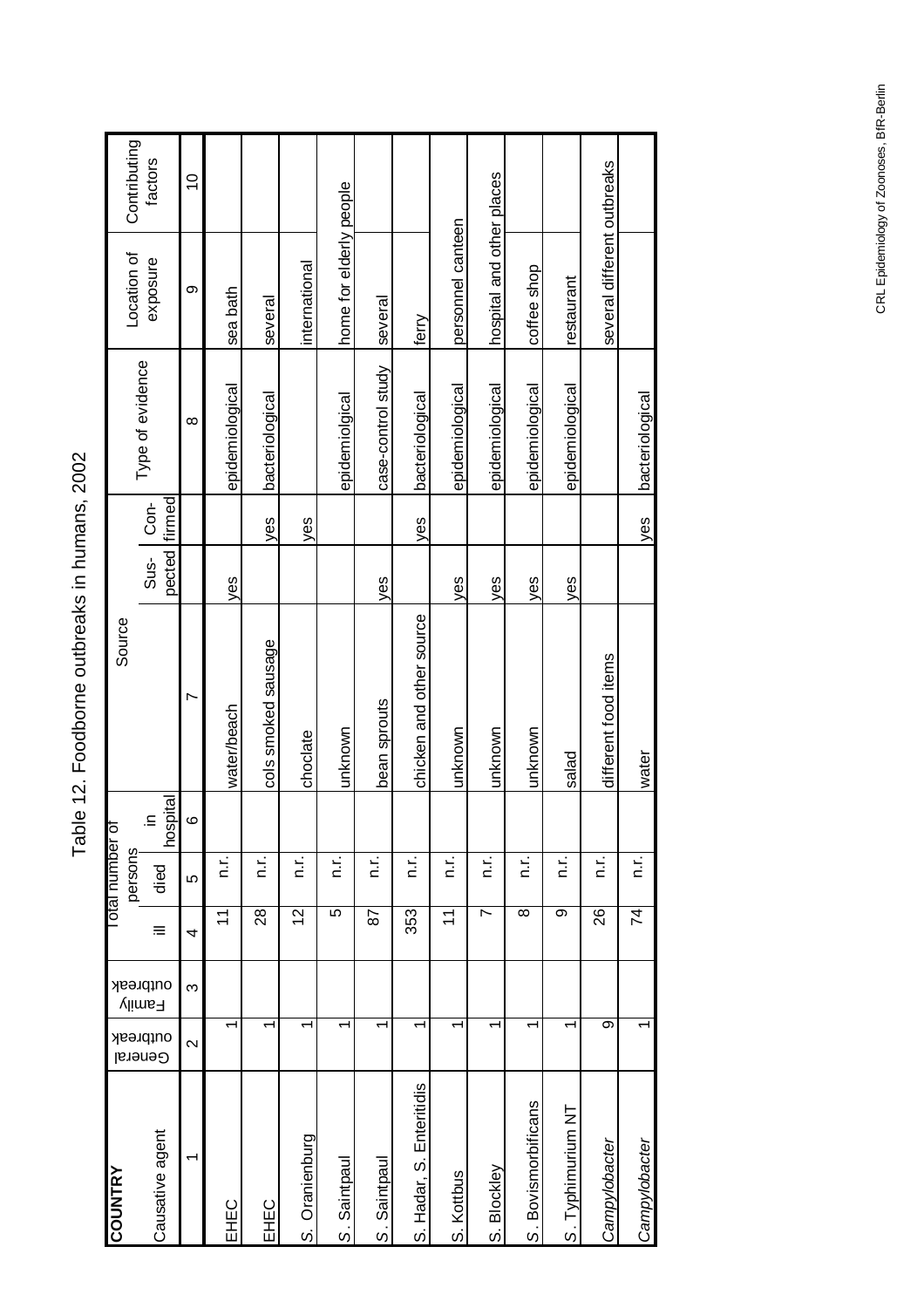# Table 12. Foodborne outbreaks in humans, 2002

| COUNTRY Causative agent | General outbreak | Family outbreak | Total number of persons ill | died | in hospital | Source | Sus-pected | Con-firmed | Type of evidence | Location of exposure | Contributing factors |
|---|---|---|---|---|---|---|---|---|---|---|---|
| 1 | 2 | 3 | 4 | 5 | 6 | 7 | | | 8 | 9 | 10 |
| EHEC | 1 | | 11 | n.r. | | water/beach | yes | | epidemiological | sea bath | |
| EHEC | 1 | | 28 | n.r. | | cols smoked sausage | | yes | bacteriological | several | |
| S. Oranienburg | 1 | | 12 | n.r. | | choclate | | yes | | international | |
| S. Saintpaul | 1 | | 5 | n.r. | | unknown | | | epidemiolgical | home for elderly people | |
| S. Saintpaul | 1 | | 87 | n.r. | | bean sprouts | yes | | case-control study | several | |
| S. Hadar, S. Enteritidis | 1 | | 353 | n.r. | | chicken and other source | | yes | bacteriological | ferry | |
| S. Kottbus | 1 | | 11 | n.r. | | unknown | yes | | epidemiological | personnel canteen | |
| S. Blockley | 1 | | 7 | n.r. | | unknown | yes | | epidemiological | hospital and other places | |
| S. Bovismorbificans | 1 | | 8 | n.r. | | unknown | yes | | epidemiological | coffee shop | |
| S. Typhimurium NT | 1 | | 9 | n.r. | | salad | yes | | epidemiological | restaurant | |
| *Campylobacter* | 9 | | 26 | n.r. | | different food items | | | | several different outbreaks | |
| *Campylobacter* | 1 | | 74 | n.r. | | water | | yes | bacteriological | | |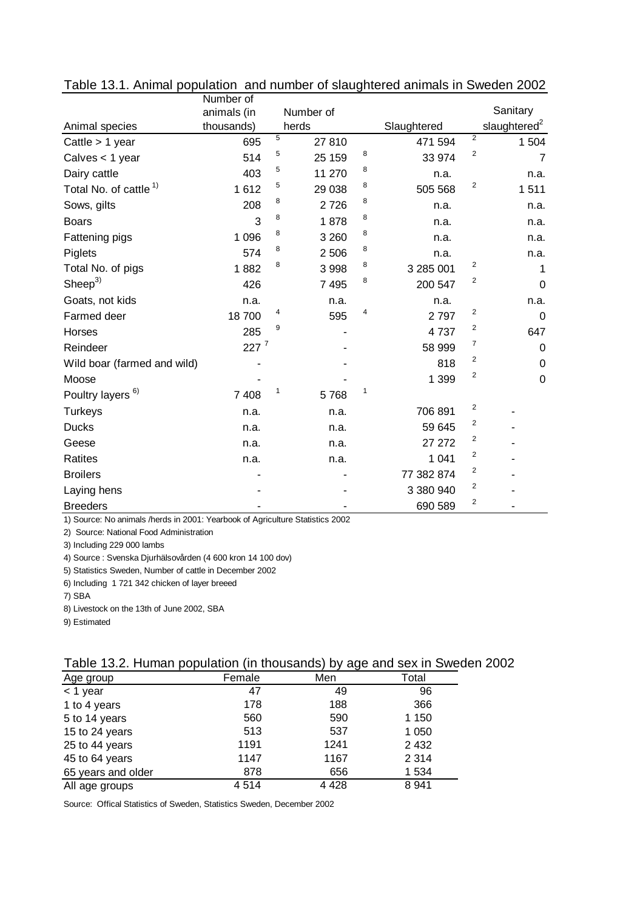Table 13.1. Animal population and number of slaughtered animals in Sweden 2002

| Animal species | Number of animals (in thousands) | Number of herds | Slaughtered | Sanitary slaughtered[2] |
|---|---|---|---|---|
| Cattle > 1 year | 695 | [5] 27 810 | 471 594 | [2] 1 504 |
| Calves < 1 year | 514 | [5] 25 159 | [8] 33 974 | [2] 7 |
| Dairy cattle | 403 | [5] 11 270 | [8] n.a. | n.a. |
| Total No. of cattle [1)] | 1 612 | [5] 29 038 | [8] 505 568 | [2] 1 511 |
| Sows, gilts | 208 | [8] 2 726 | [8] n.a. | n.a. |
| Boars | 3 | [8] 1 878 | [8] n.a. | n.a. |
| Fattening pigs | 1 096 | [8] 3 260 | [8] n.a. | n.a. |
| Piglets | 574 | [8] 2 506 | [8] n.a. | n.a. |
| Total No. of pigs | 1 882 | [8] 3 998 | [8] 3 285 001 | [2] 1 |
| Sheep[3)] | 426 | 7 495 | [8] 200 547 | [2] 0 |
| Goats, not kids | n.a. | n.a. | n.a. | n.a. |
| Farmed deer | 18 700 | [4] 595 | [4] 2 797 | [2] 0 |
| Horses | 285 | [9] - | 4 737 | [2] 647 |
| Reindeer | 227 [7] | - | 58 999 | [7] 0 |
| Wild boar (farmed and wild) | - | - | 818 | [2] 0 |
| Moose | - | - | 1 399 | [2] 0 |
| Poultry layers [6)] | 7 408 | [1] 5 768 | [1] | |
| Turkeys | n.a. | n.a. | 706 891 | [2] - |
| Ducks | n.a. | n.a. | 59 645 | [2] - |
| Geese | n.a. | n.a. | 27 272 | [2] - |
| Ratites | n.a. | n.a. | 1 041 | [2] - |
| Broilers | - | - | 77 382 874 | [2] - |
| Laying hens | - | - | 3 380 940 | [2] - |
| Breeders | - | - | 690 589 | [2] - |

1) Source: No animals /herds in 2001: Yearbook of Agriculture Statistics 2002

2) Source: National Food Administration

3) Including 229 000 lambs

4) Source : Svenska Djurhälsovården (4 600 kron 14 100 dov)

5) Statistics Sweden, Number of cattle in December 2002

6) Including 1 721 342 chicken of layer breeed

7) SBA

8) Livestock on the 13th of June 2002, SBA

9) Estimated

Table 13.2. Human population (in thousands) by age and sex in Sweden 2002

| Age group | Female | Men | Total |
|---|---|---|---|
| < 1 year | 47 | 49 | 96 |
| 1 to 4 years | 178 | 188 | 366 |
| 5 to 14 years | 560 | 590 | 1 150 |
| 15 to 24 years | 513 | 537 | 1 050 |
| 25 to 44 years | 1191 | 1241 | 2 432 |
| 45 to 64 years | 1147 | 1167 | 2 314 |
| 65 years and older | 878 | 656 | 1 534 |
| All age groups | 4 514 | 4 428 | 8 941 |

Source: Offical Statistics of Sweden, Statistics Sweden, December 2002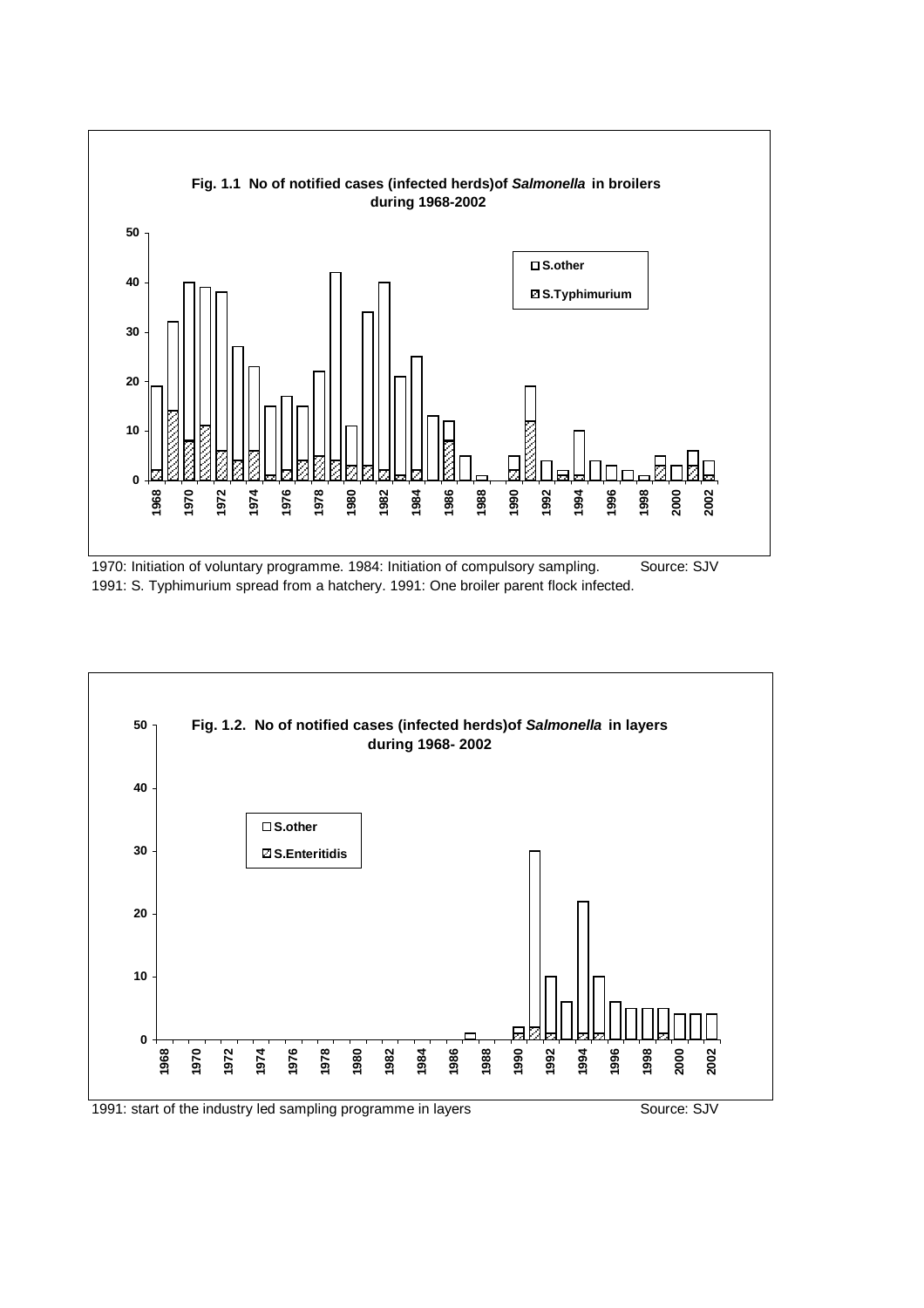**Fig. 1.1 No of notified cases (infected herds) of *Salmonella* in broilers during 1968-2002**

1970: Initiation of voluntary programme. 1984: Initiation of compulsory sampling. Source: SJV
1991: S. Typhimurium spread from a hatchery. 1991: One broiler parent flock infected.

**Fig. 1.2. No of notified cases (infected herds) of *Salmonella* in layers during 1968- 2002**

1991: start of the industry led sampling programme in layers Source: SJV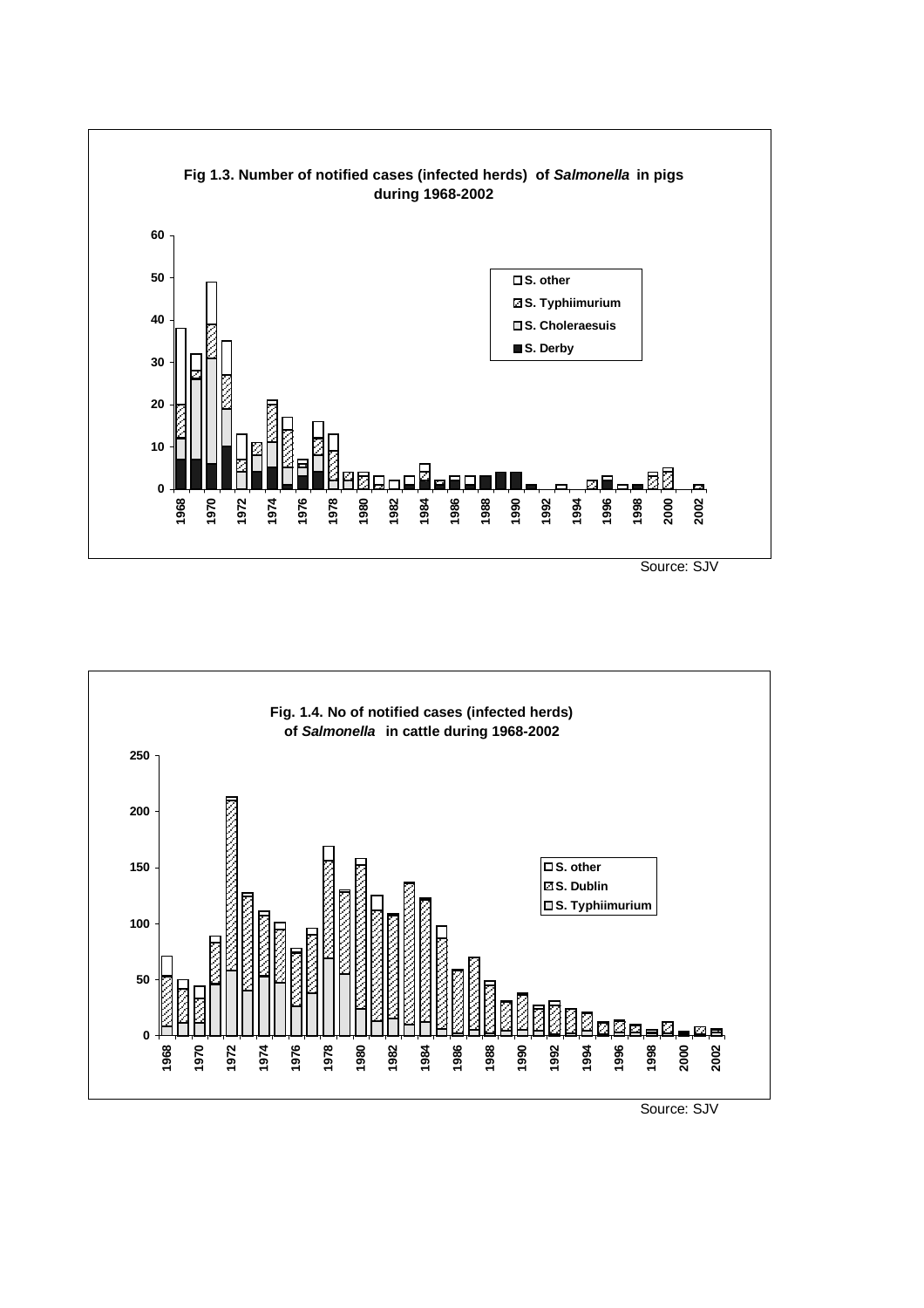**Fig 1.3. Number of notified cases (infected herds) of *Salmonella* in pigs during 1968-2002**

Source: SJV

**Fig. 1.4. No of notified cases (infected herds) of *Salmonella* in cattle during 1968-2002**

Source: SJV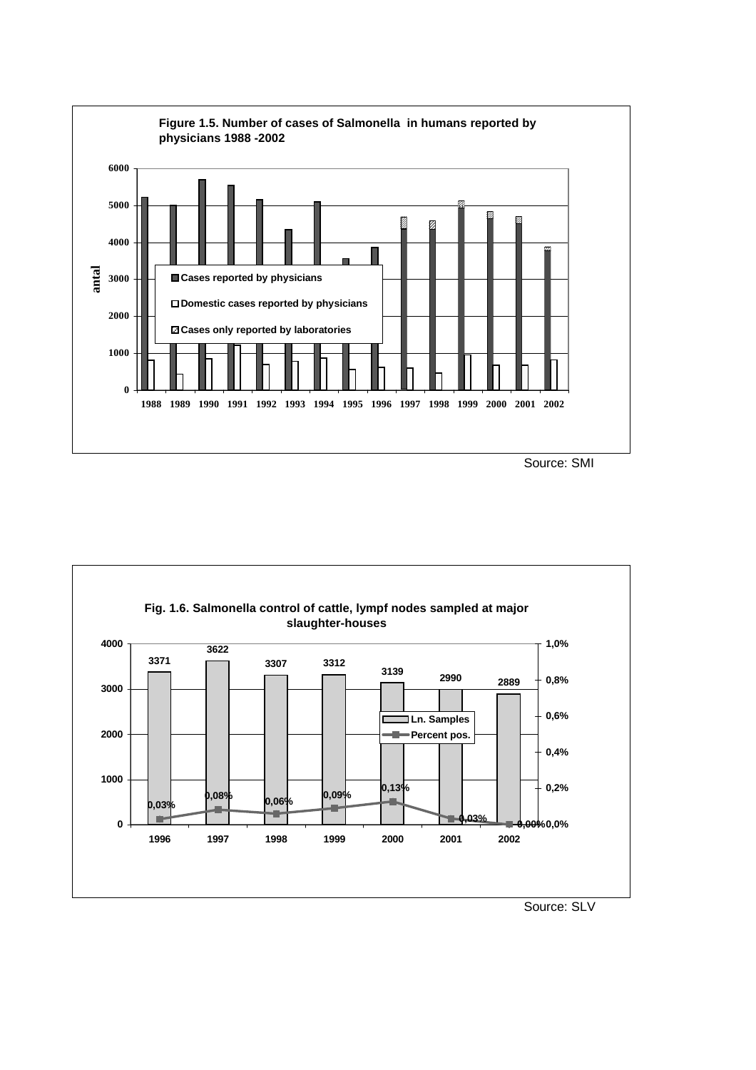**Figure 1.5. Number of cases of Salmonella in humans reported by physicians 1988 -2002**

Source: SMI

**Fig. 1.6. Salmonella control of cattle, lympf nodes sampled at major slaughter-houses**

| Year | Ln. Samples | Percent pos. |
|---|---|---|
| 1996 | 3371 | 0,03% |
| 1997 | 3622 | 0,08% |
| 1998 | 3307 | 0,06% |
| 1999 | 3312 | 0,09% |
| 2000 | 3139 | 0,13% |
| 2001 | 2990 | 0,03% |
| 2002 | 2889 | 0,00% |

Source: SLV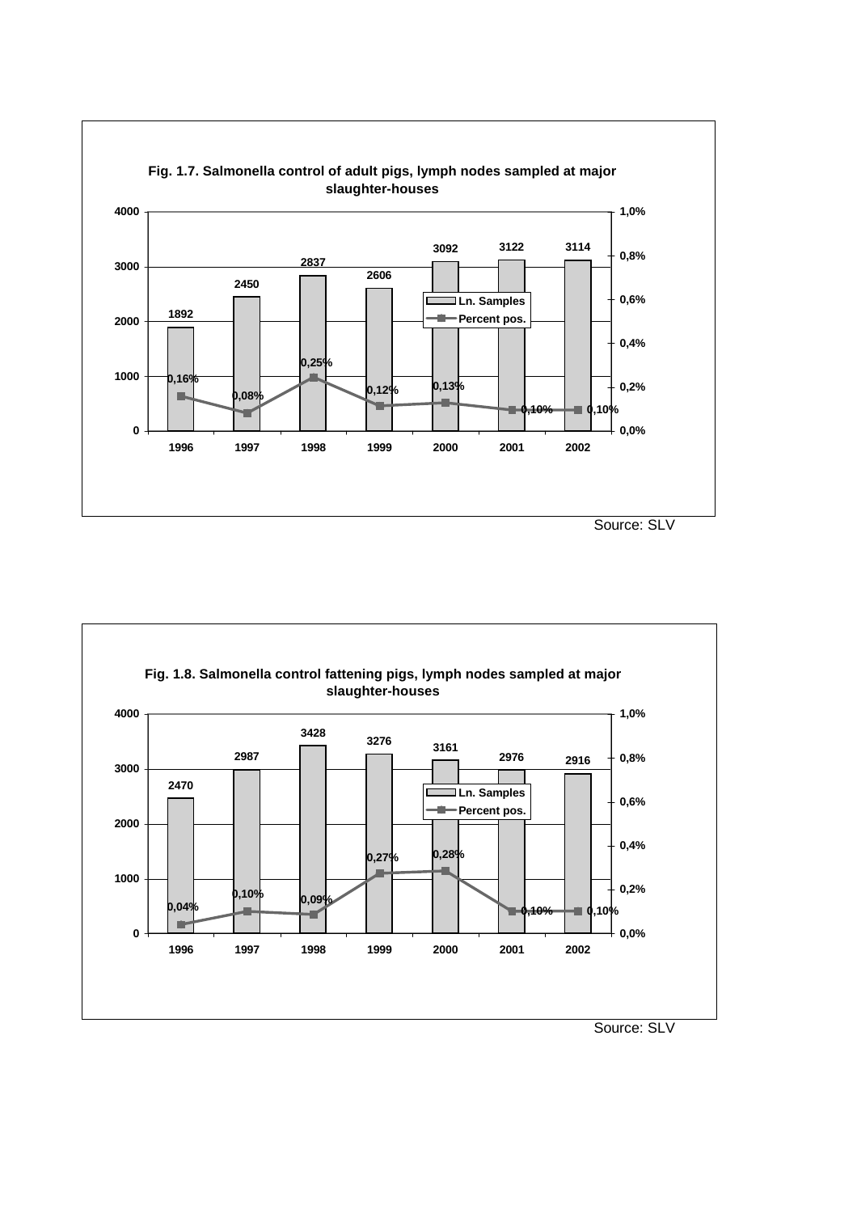**Fig. 1.7. Salmonella control of adult pigs, lymph nodes sampled at major slaughter-houses**

| Year | Ln. Samples | Percent pos. |
|---|---|---|
| 1996 | 1892 | 0,16% |
| 1997 | 2450 | 0,08% |
| 1998 | 2837 | 0,25% |
| 1999 | 2606 | 0,12% |
| 2000 | 3092 | 0,13% |
| 2001 | 3122 | 0,10% |
| 2002 | 3114 | 0,10% |

Source: SLV

**Fig. 1.8. Salmonella control fattening pigs, lymph nodes sampled at major slaughter-houses**

| Year | Ln. Samples | Percent pos. |
|---|---|---|
| 1996 | 2470 | 0,04% |
| 1997 | 2987 | 0,10% |
| 1998 | 3428 | 0,09% |
| 1999 | 3276 | 0,27% |
| 2000 | 3161 | 0,28% |
| 2001 | 2976 | 0,10% |
| 2002 | 2916 | 0,10% |

Source: SLV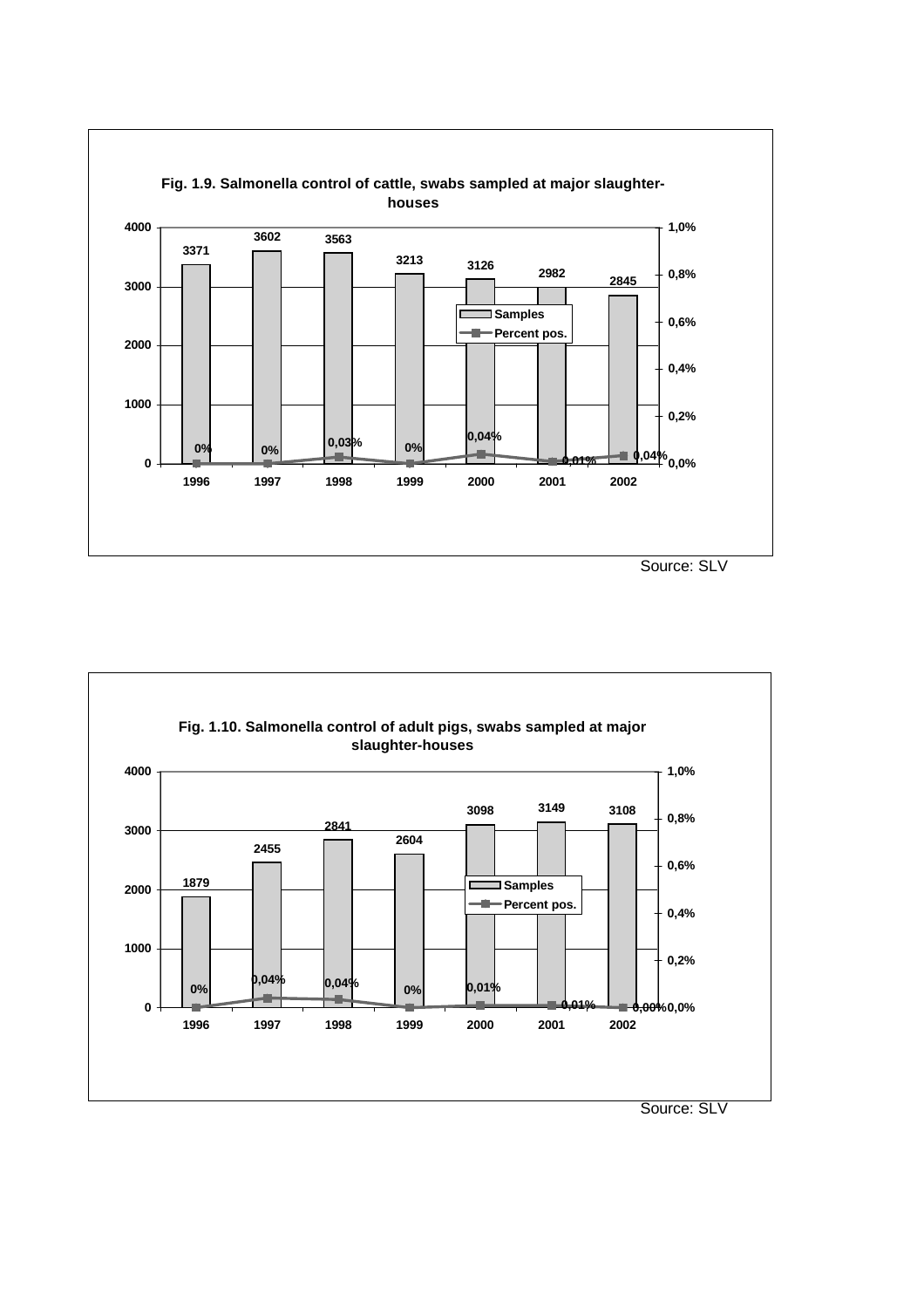**Fig. 1.9. Salmonella control of cattle, swabs sampled at major slaughter-houses**

| Year | Samples | Percent pos. |
|---|---|---|
| 1996 | 3371 | 0% |
| 1997 | 3602 | 0% |
| 1998 | 3563 | 0,03% |
| 1999 | 3213 | 0% |
| 2000 | 3126 | 0,04% |
| 2001 | 2982 | 0,01% |
| 2002 | 2845 | 0,04% |

Source: SLV

**Fig. 1.10. Salmonella control of adult pigs, swabs sampled at major slaughter-houses**

| Year | Samples | Percent pos. |
|---|---|---|
| 1996 | 1879 | 0% |
| 1997 | 2455 | 0,04% |
| 1998 | 2841 | 0,04% |
| 1999 | 2604 | 0% |
| 2000 | 3098 | 0,01% |
| 2001 | 3149 | 0,01% |
| 2002 | 3108 | 0,00% |

Source: SLV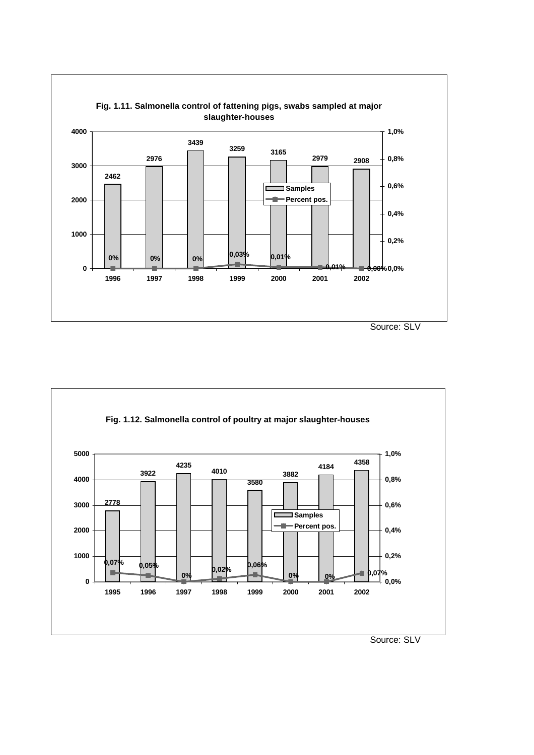**Fig. 1.11. Salmonella control of fattening pigs, swabs sampled at major slaughter-houses**

| Year | Samples | Percent pos. |
|---|---|---|
| 1996 | 2462 | 0% |
| 1997 | 2976 | 0% |
| 1998 | 3439 | 0% |
| 1999 | 3259 | 0,03% |
| 2000 | 3165 | 0,01% |
| 2001 | 2979 | 0,01% |
| 2002 | 2908 | 0,00% |

Source: SLV

**Fig. 1.12. Salmonella control of poultry at major slaughter-houses**

| Year | Samples | Percent pos. |
|---|---|---|
| 1995 | 2778 | 0,07% |
| 1996 | 3922 | 0,05% |
| 1997 | 4235 | 0% |
| 1998 | 4010 | 0,02% |
| 1999 | 3580 | 0,06% |
| 2000 | 3882 | 0% |
| 2001 | 4184 | 0% |
| 2002 | 4358 | 0,07% |

Source: SLV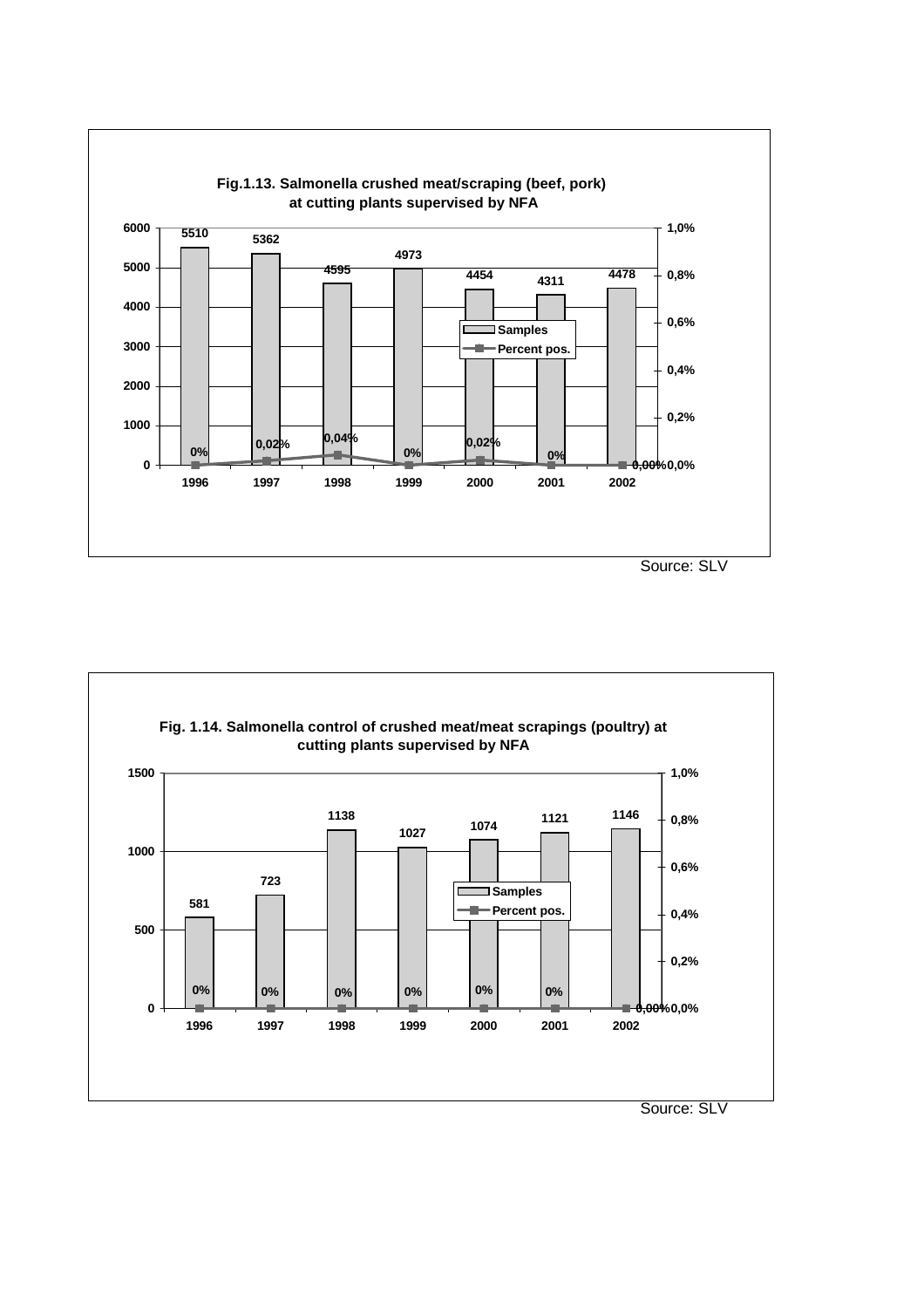**Fig.1.13. Salmonella crushed meat/scraping (beef, pork) at cutting plants supervised by NFA**

| Year | Samples | Percent pos. |
|---|---|---|
| 1996 | 5510 | 0% |
| 1997 | 5362 | 0,02% |
| 1998 | 4595 | 0,04% |
| 1999 | 4973 | 0% |
| 2000 | 4454 | 0,02% |
| 2001 | 4311 | 0% |
| 2002 | 4478 | 0,00% |

Source: SLV

**Fig. 1.14. Salmonella control of crushed meat/meat scrapings (poultry) at cutting plants supervised by NFA**

| Year | Samples | Percent pos. |
|---|---|---|
| 1996 | 581 | 0% |
| 1997 | 723 | 0% |
| 1998 | 1138 | 0% |
| 1999 | 1027 | 0% |
| 2000 | 1074 | 0% |
| 2001 | 1121 | 0% |
| 2002 | 1146 | 0,00% |

Source: SLV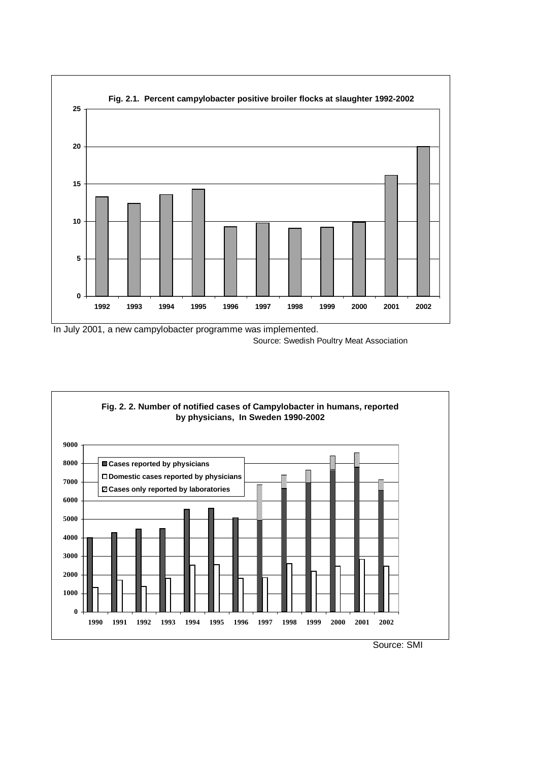**Fig. 2.1. Percent campylobacter positive broiler flocks at slaughter 1992-2002**

In July 2001, a new campylobacter programme was implemented.

Source: Swedish Poultry Meat Association

**Fig. 2. 2. Number of notified cases of Campylobacter in humans, reported by physicians, In Sweden 1990-2002**

Source: SMI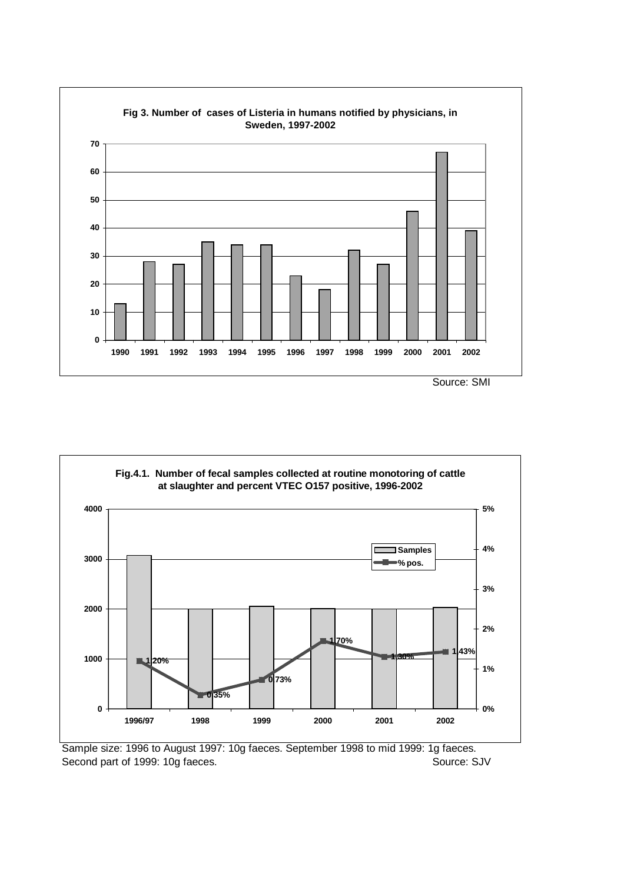**Fig 3. Number of cases of Listeria in humans notified by physicians, in Sweden, 1997-2002**

| Year | Cases |
|---|---|
| 1990 | 13 |
| 1991 | 28 |
| 1992 | 27 |
| 1993 | 35 |
| 1994 | 34 |
| 1995 | 34 |
| 1996 | 23 |
| 1997 | 18 |
| 1998 | 32 |
| 1999 | 27 |
| 2000 | 46 |
| 2001 | 67 |
| 2002 | 39 |

Source: SMI

**Fig.4.1. Number of fecal samples collected at routine monotoring of cattle at slaughter and percent VTEC O157 positive, 1996-2002**

| Year | Samples | % pos. |
|---|---|---|
| 1996/97 | ~3080 | 1.20% |
| 1998 | ~2000 | 0.35% |
| 1999 | ~2060 | 0.73% |
| 2000 | ~2010 | 1.70% |
| 2001 | ~2000 | 1.30% |
| 2002 | ~2040 | 1.43% |

Sample size: 1996 to August 1997: 10g faeces. September 1998 to mid 1999: 1g faeces. Second part of 1999: 10g faeces.

Source: SJV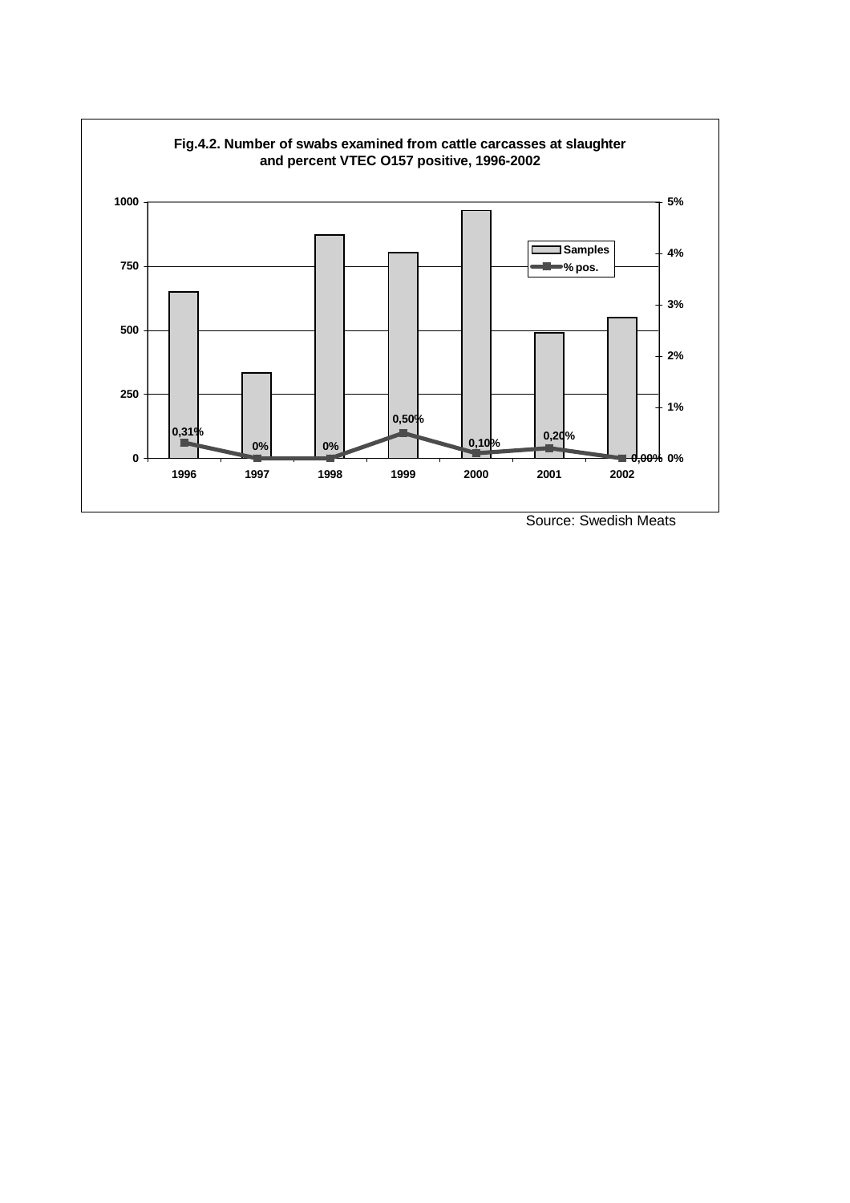**Fig.4.2. Number of swabs examined from cattle carcasses at slaughter and percent VTEC O157 positive, 1996-2002**

| Year | Samples (approx.) | % pos. |
|---|---|---|
| 1996 | 650 | 0,31% |
| 1997 | 335 | 0% |
| 1998 | 872 | 0% |
| 1999 | 803 | 0,50% |
| 2000 | 967 | 0,10% |
| 2001 | 490 | 0,20% |
| 2002 | 550 | 0,00% |

Source: Swedish Meats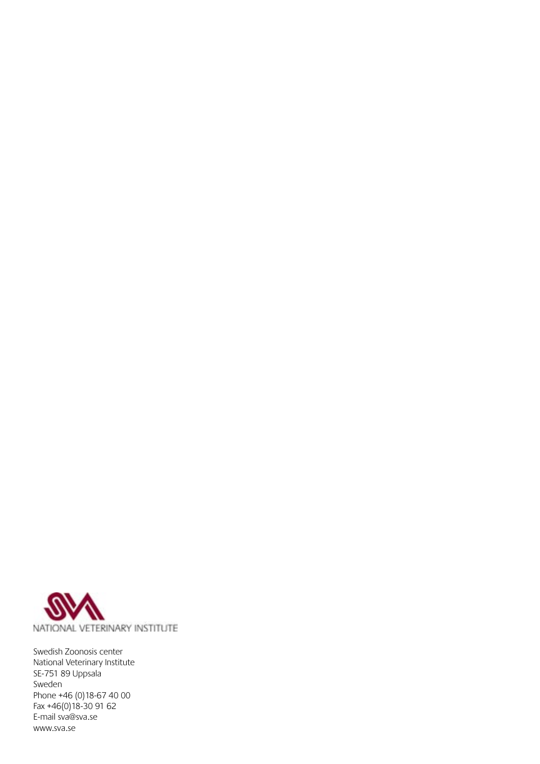NATIONAL VETERINARY INSTITUTE

Swedish Zoonosis center
National Veterinary Institute
SE-751 89 Uppsala
Sweden
Phone +46 (0)18-67 40 00
Fax +46(0)18-30 91 62
E-mail sva@sva.se
www.sva.se